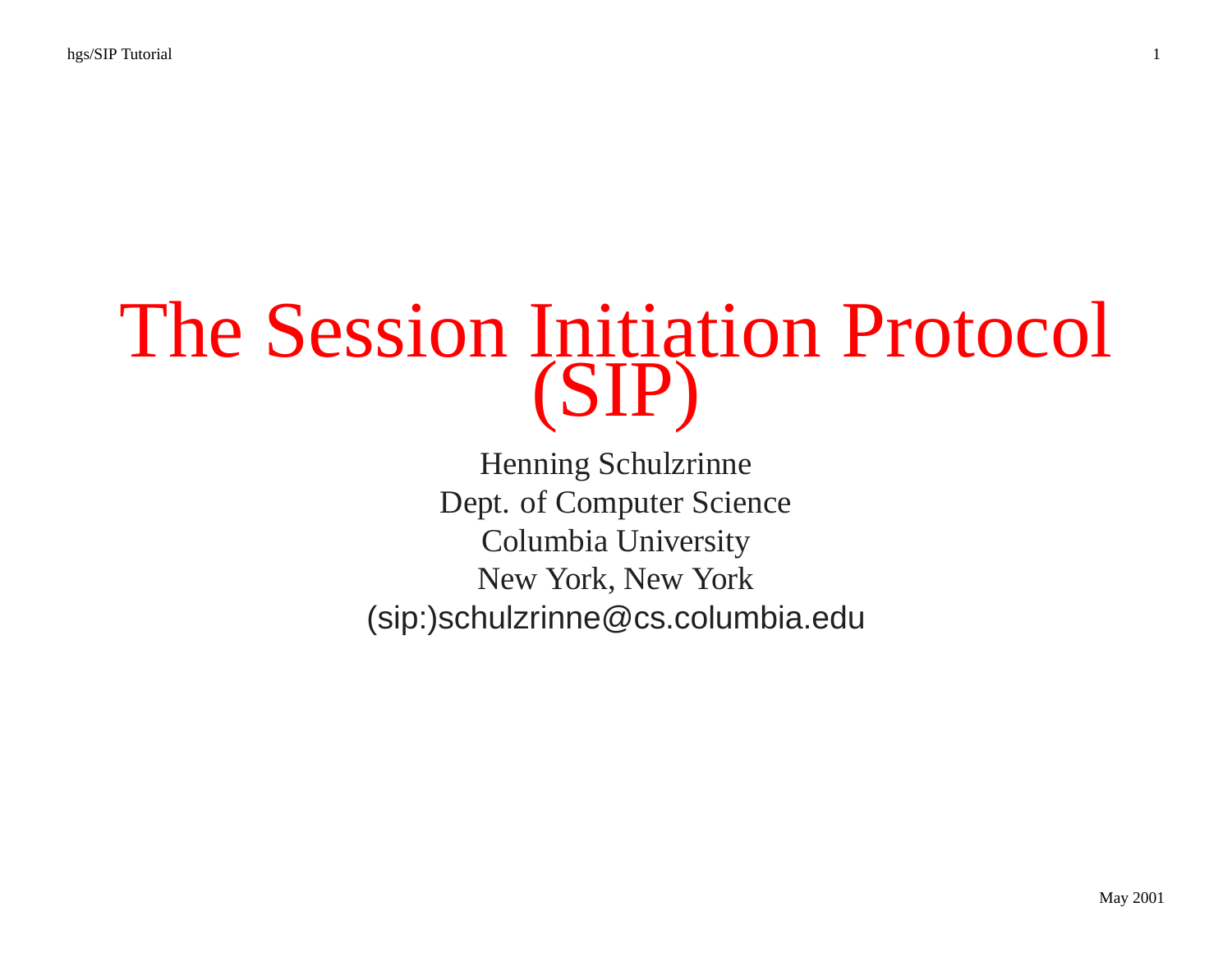# The Session Initiation Protocol (SIP)

Henning Schulzrinne
Dept. of Computer Science
Columbia University
New York, New York
(sip:)schulzrinne@cs.columbia.edu

May 2001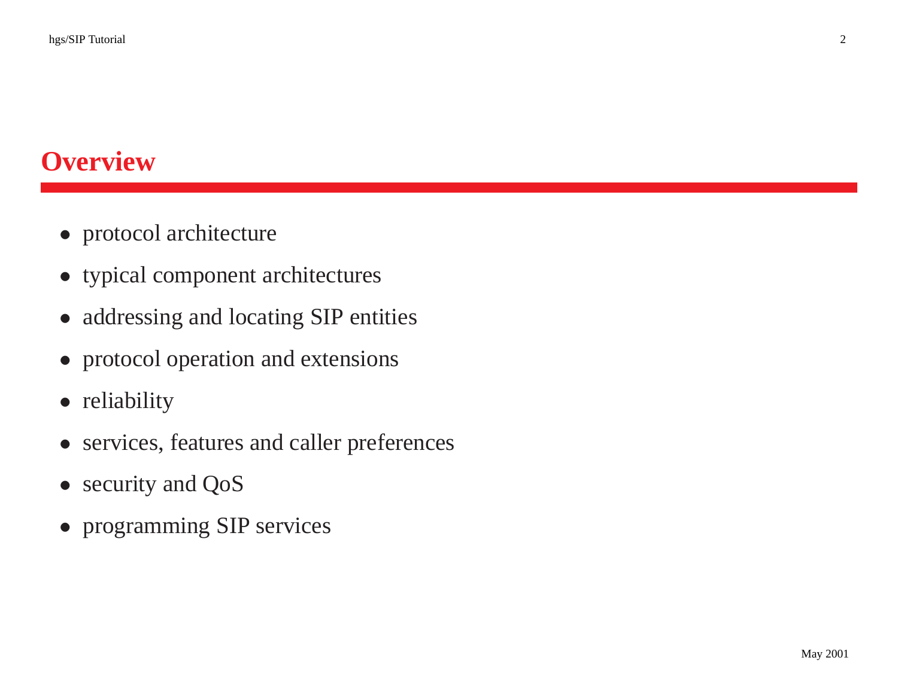# Overview

- protocol architecture
- typical component architectures
- addressing and locating SIP entities
- protocol operation and extensions
- reliability
- services, features and caller preferences
- security and QoS
- programming SIP services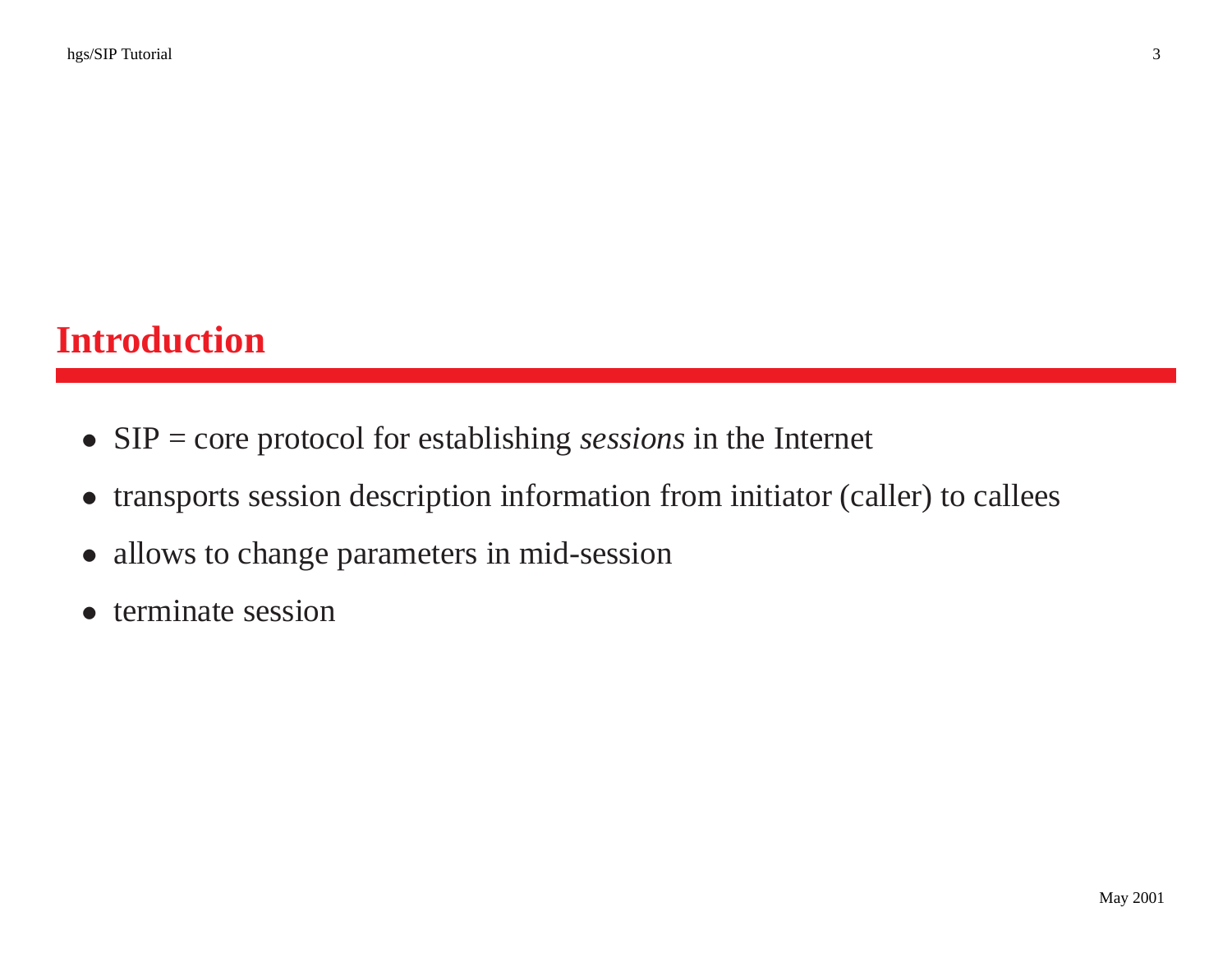# Introduction

- SIP = core protocol for establishing *sessions* in the Internet
- transports session description information from initiator (caller) to callees
- allows to change parameters in mid-session
- terminate session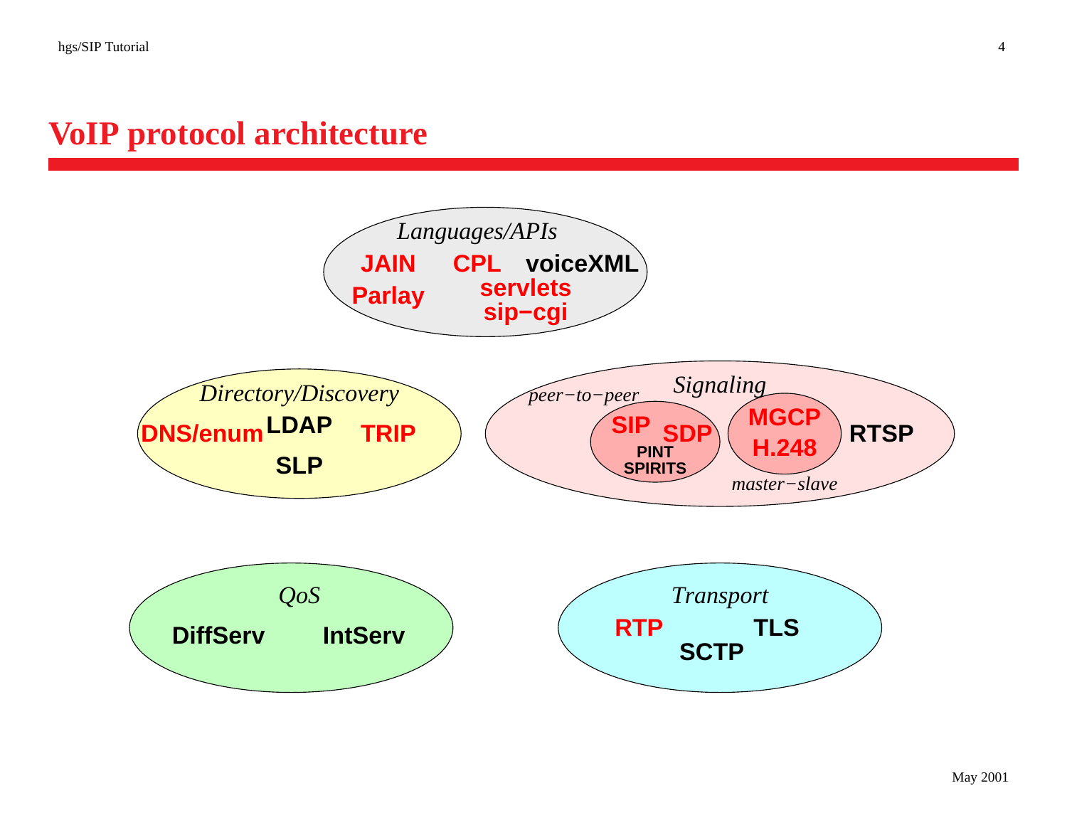# VoIP protocol architecture

*Languages/APIs*

**JAIN** **CPL** **voiceXML**
**Parlay** **servlets** **sip-cgi**

*Directory/Discovery*

**DNS/enum** **LDAP** **TRIP**
**SLP**

*Signaling*

*peer-to-peer*: **SIP** **SDP** **PINT** **SPIRITS**

*master-slave*: **MGCP** **H.248**

**RTSP**

*QoS*

**DiffServ** **IntServ**

*Transport*

**RTP** **TLS** **SCTP**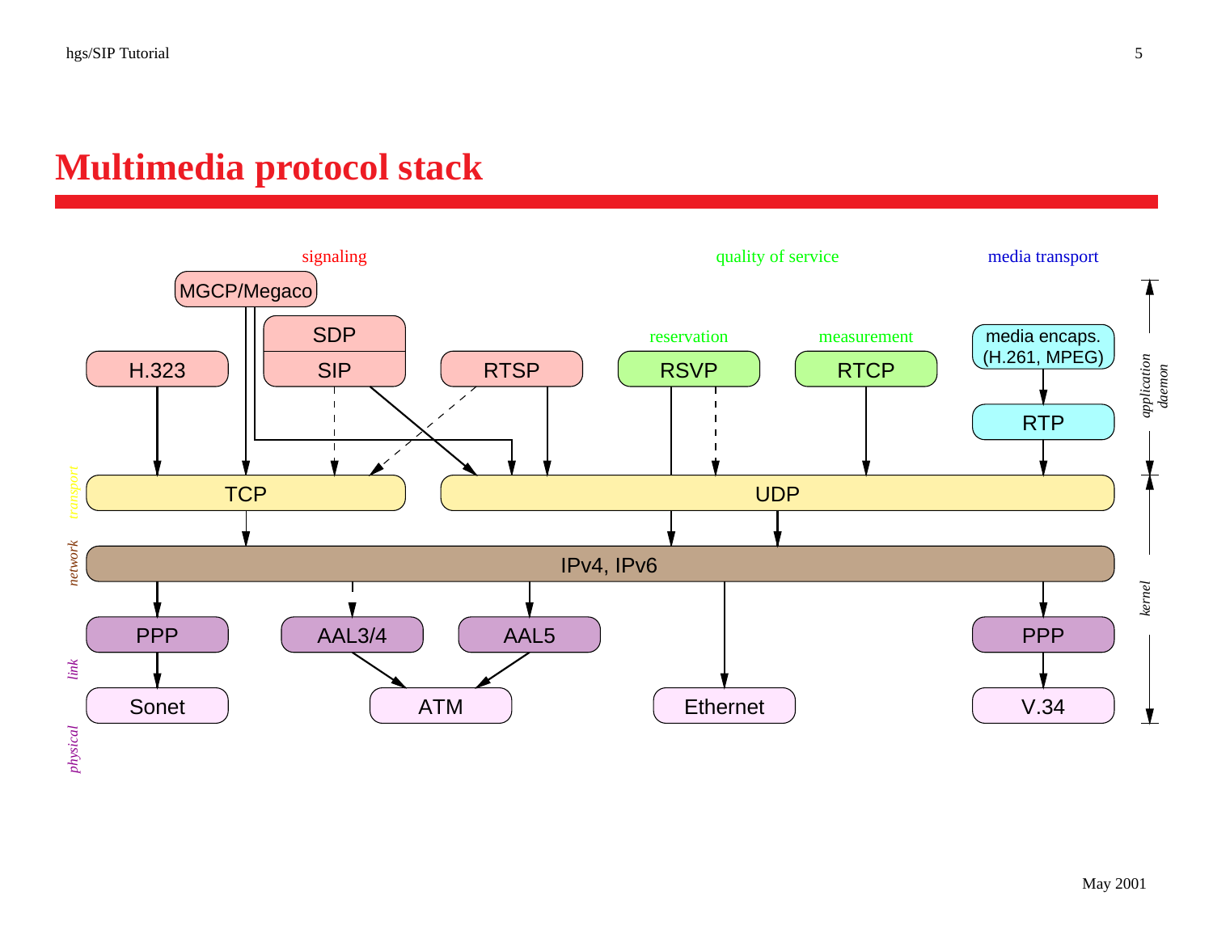# Multimedia protocol stack

signaling | quality of service | media transport

| Layer | | | | | | | |
|---|---|---|---|---|---|---|---|
| application daemon | MGCP/Megaco | H.323 | SDP / SIP | RTSP | RSVP (reservation) | RTCP (measurement) | media encaps. (H.261, MPEG) → RTP |
| transport | TCP | | | UDP | | | |
| network | IPv4, IPv6 | | | | | | |
| link (kernel) | PPP | AAL3/4 | AAL5 | | | PPP | |
| physical | Sonet | ATM | | Ethernet | | V.34 | |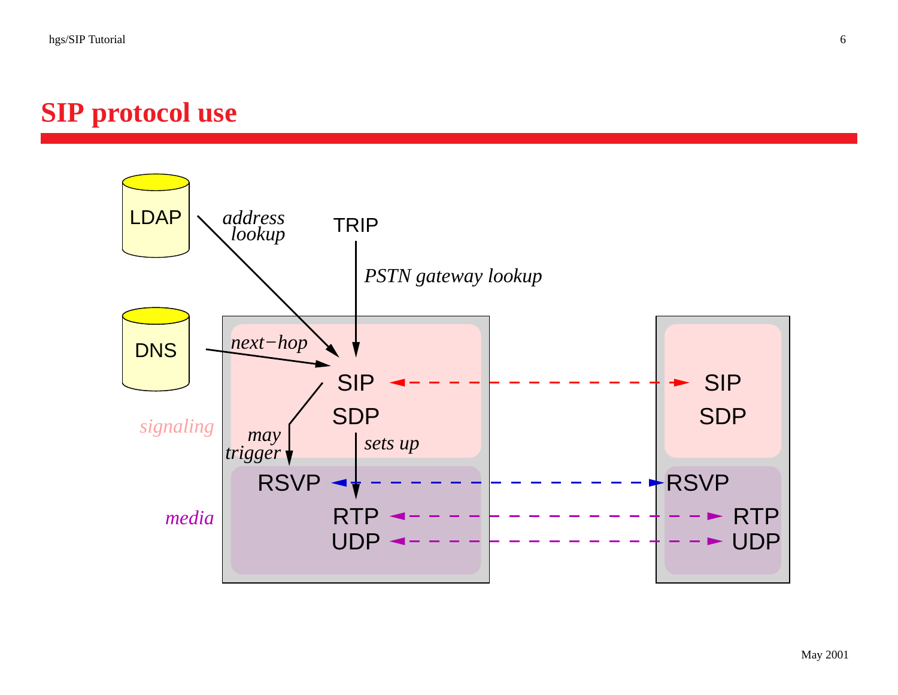# SIP protocol use

LDAP

DNS

TRIP

*address lookup*

*PSTN gateway lookup*

*next−hop*

*signaling*

*media*

*may trigger*

*sets up*

SIP

SDP

RSVP

RTP

UDP

SIP

SDP

RSVP

RTP

UDP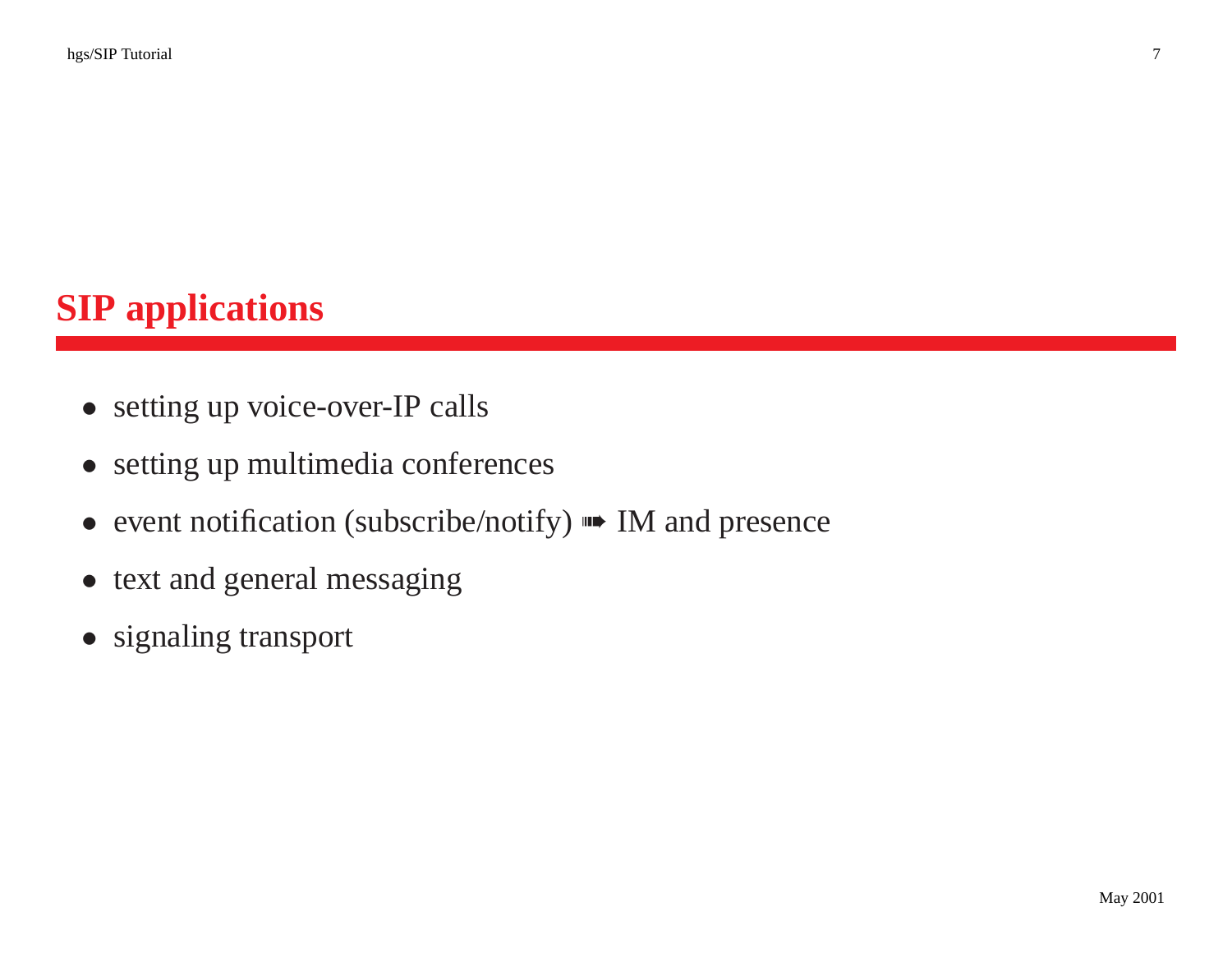# SIP applications

- setting up voice-over-IP calls
- setting up multimedia conferences
- event notification (subscribe/notify) ➠ IM and presence
- text and general messaging
- signaling transport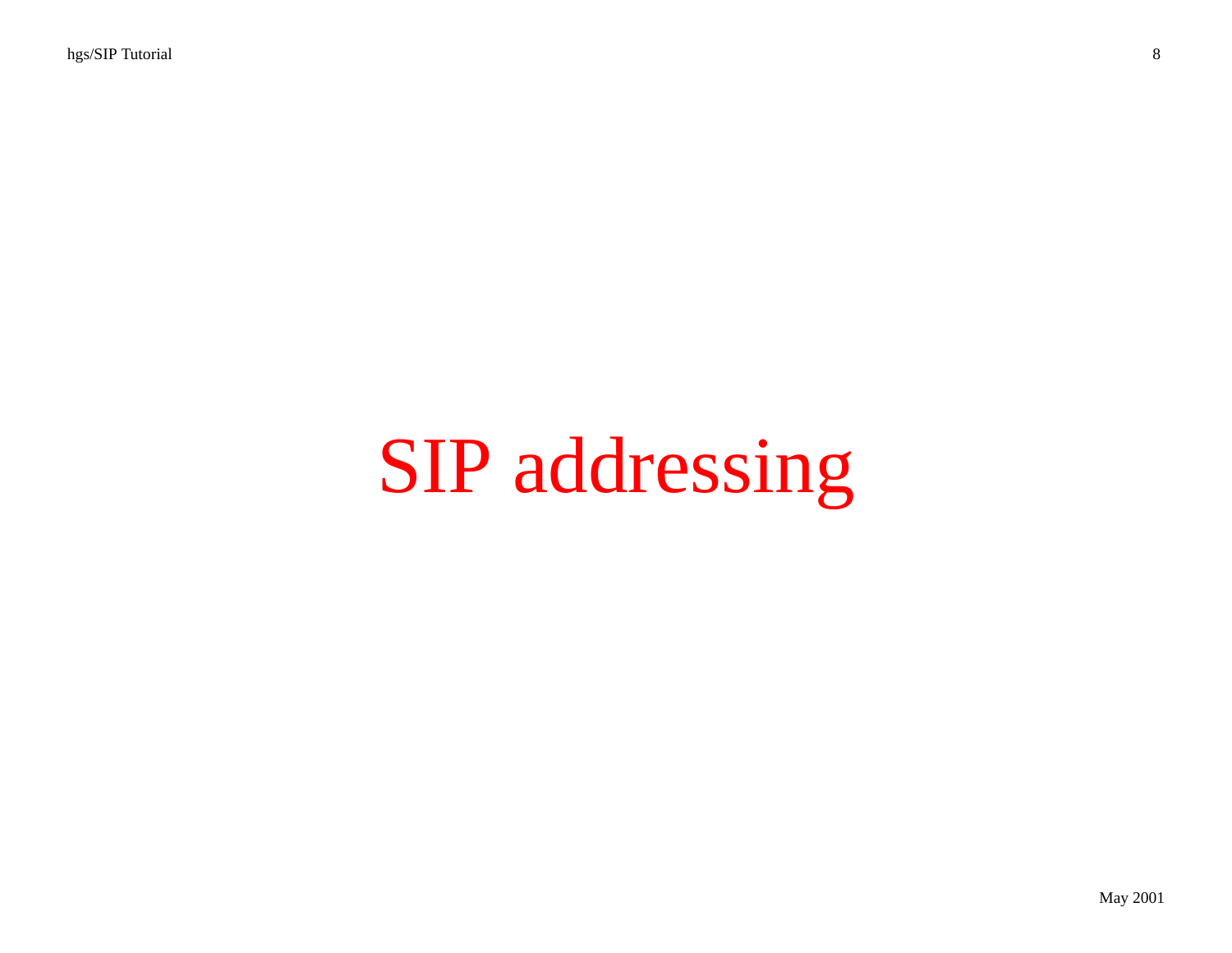# SIP addressing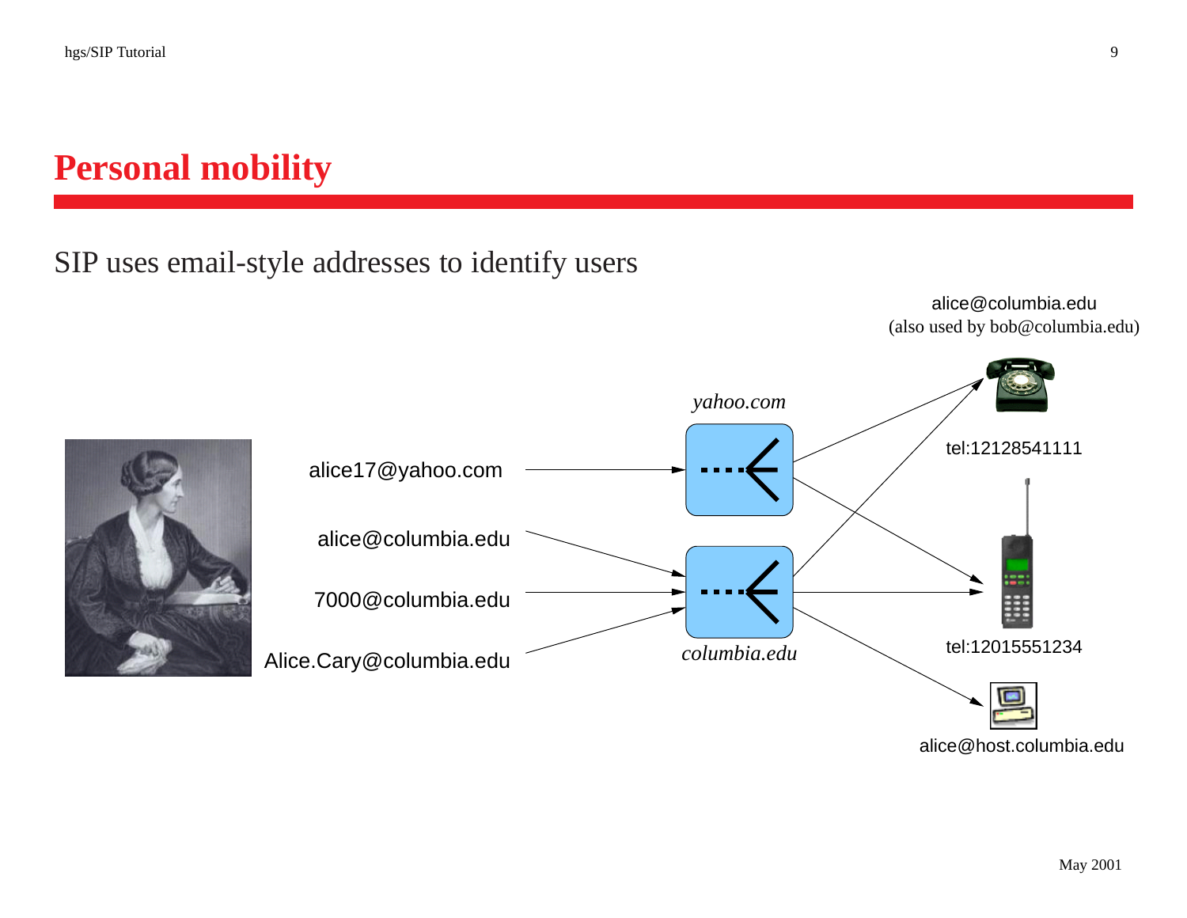# Personal mobility

SIP uses email-style addresses to identify users

alice@columbia.edu
(also used by bob@columbia.edu)

*yahoo.com*

tel:12128541111

alice17@yahoo.com

alice@columbia.edu

7000@columbia.edu

Alice.Cary@columbia.edu

*columbia.edu*

tel:12015551234

alice@host.columbia.edu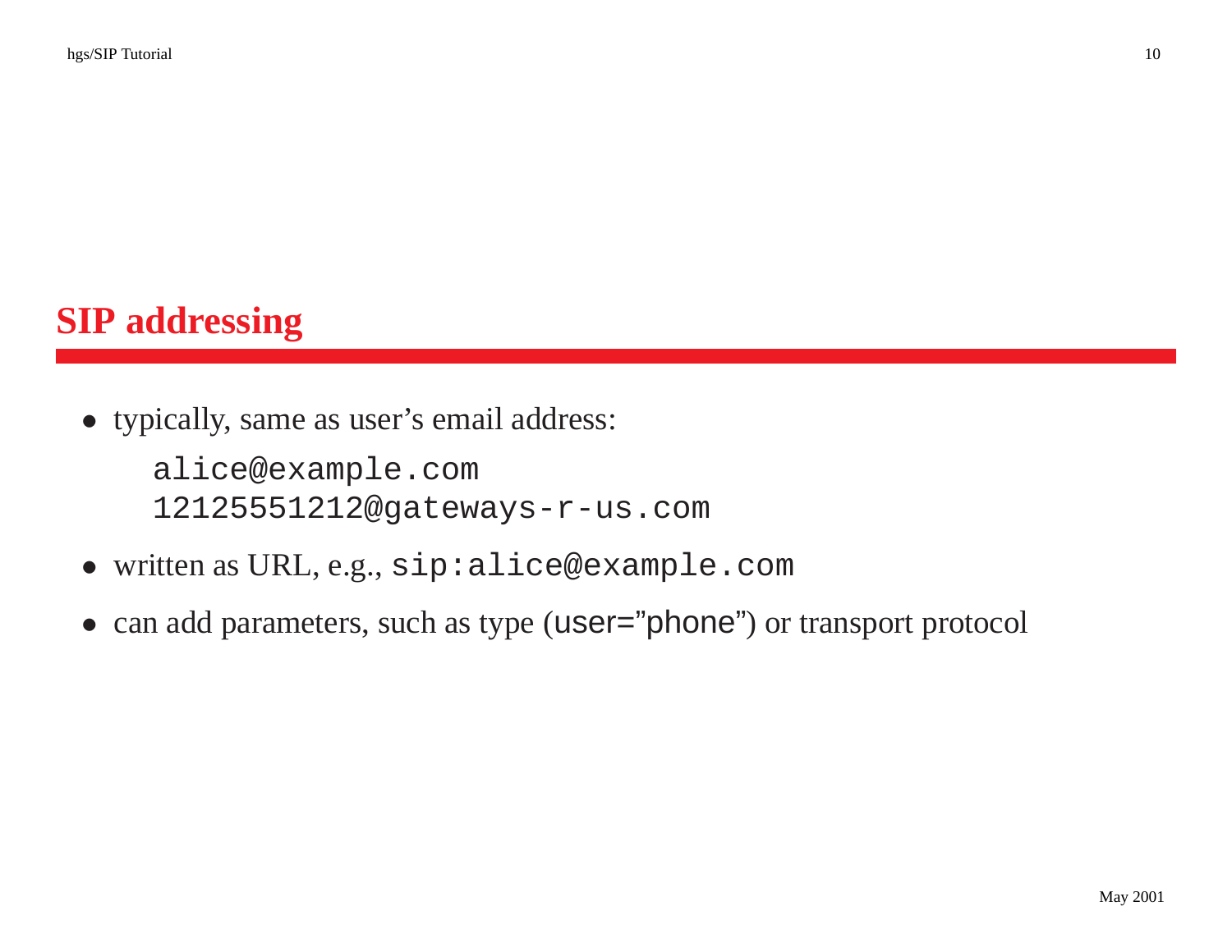## SIP addressing

- typically, same as user's email address:

  ```
  alice@example.com
  12125551212@gateways-r-us.com
  ```

- written as URL, e.g., `sip:alice@example.com`
- can add parameters, such as type (user="phone") or transport protocol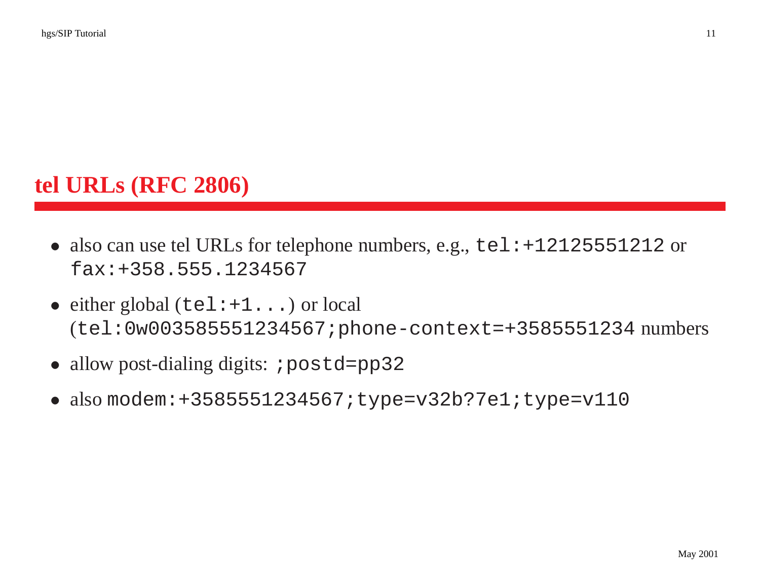# tel URLs (RFC 2806)

- also can use tel URLs for telephone numbers, e.g., `tel:+12125551212` or `fax:+358.555.1234567`
- either global (`tel:+1...`) or local (`tel:0w003585551234567;phone-context=+3585551234` numbers
- allow post-dialing digits: `;postd=pp32`
- also `modem:+3585551234567;type=v32b?7e1;type=v110`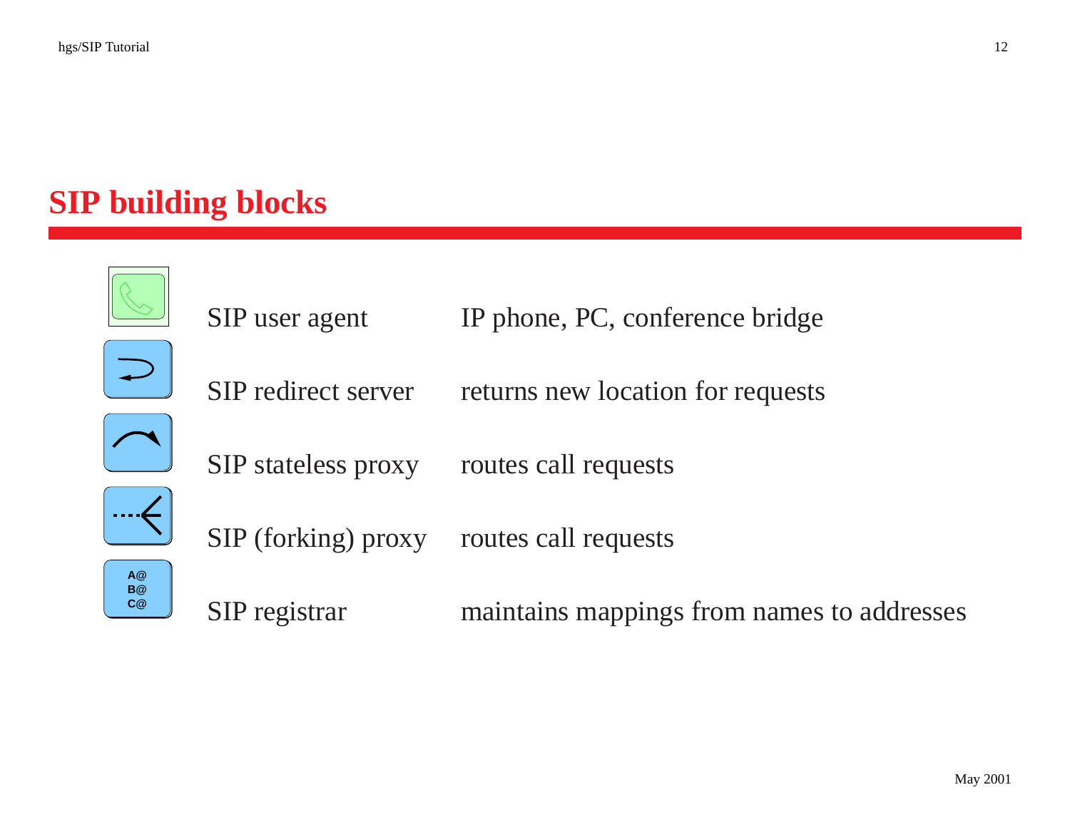# SIP building blocks

| | | |
|---|---|---|
| | SIP user agent | IP phone, PC, conference bridge |
| | SIP redirect server | returns new location for requests |
| | SIP stateless proxy | routes call requests |
| | SIP (forking) proxy | routes call requests |
| A@ B@ C@ | SIP registrar | maintains mappings from names to addresses |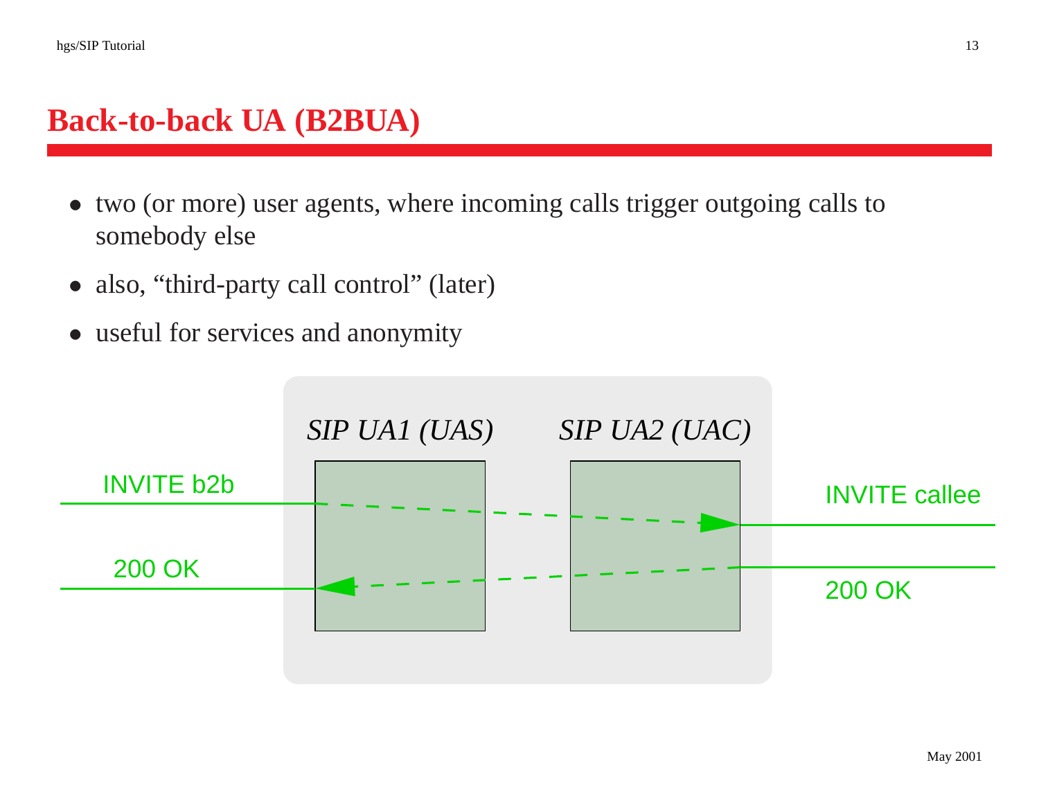# Back-to-back UA (B2BUA)

- two (or more) user agents, where incoming calls trigger outgoing calls to somebody else
- also, "third-party call control" (later)
- useful for services and anonymity

*SIP UA1 (UAS)* *SIP UA2 (UAC)*

INVITE b2b

200 OK

INVITE callee

200 OK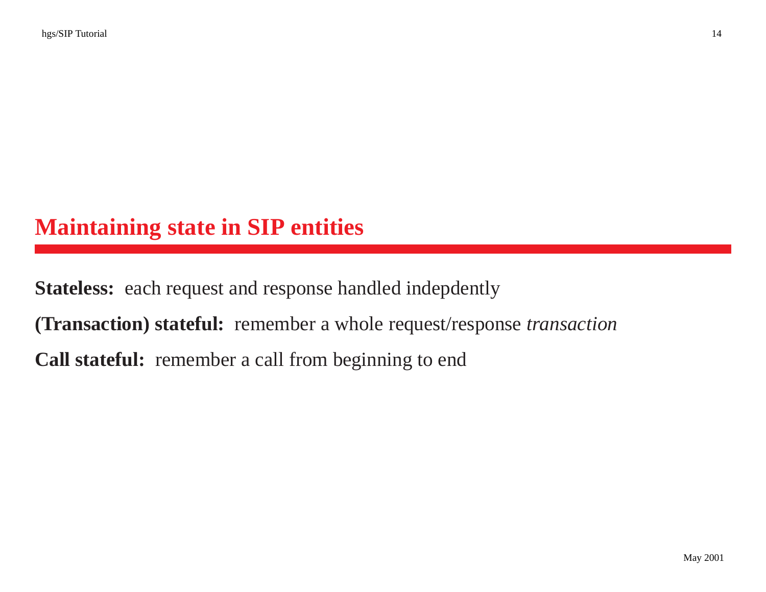# Maintaining state in SIP entities

**Stateless:** each request and response handled indepdently

**(Transaction) stateful:** remember a whole request/response *transaction*

**Call stateful:** remember a call from beginning to end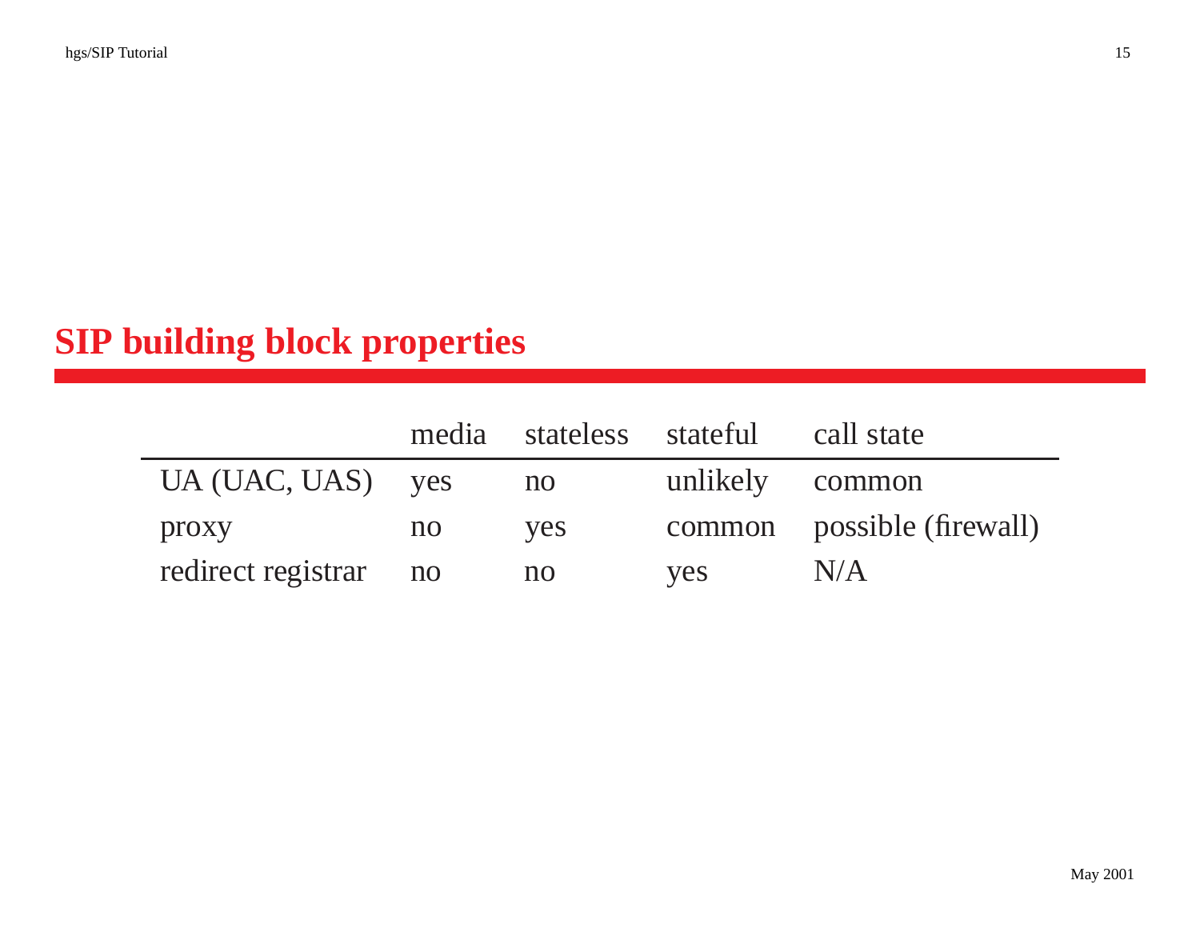# SIP building block properties

| | media | stateless | stateful | call state |
|---|---|---|---|---|
| UA (UAC, UAS) | yes | no | unlikely | common |
| proxy | no | yes | common | possible (firewall) |
| redirect registrar | no | no | yes | N/A |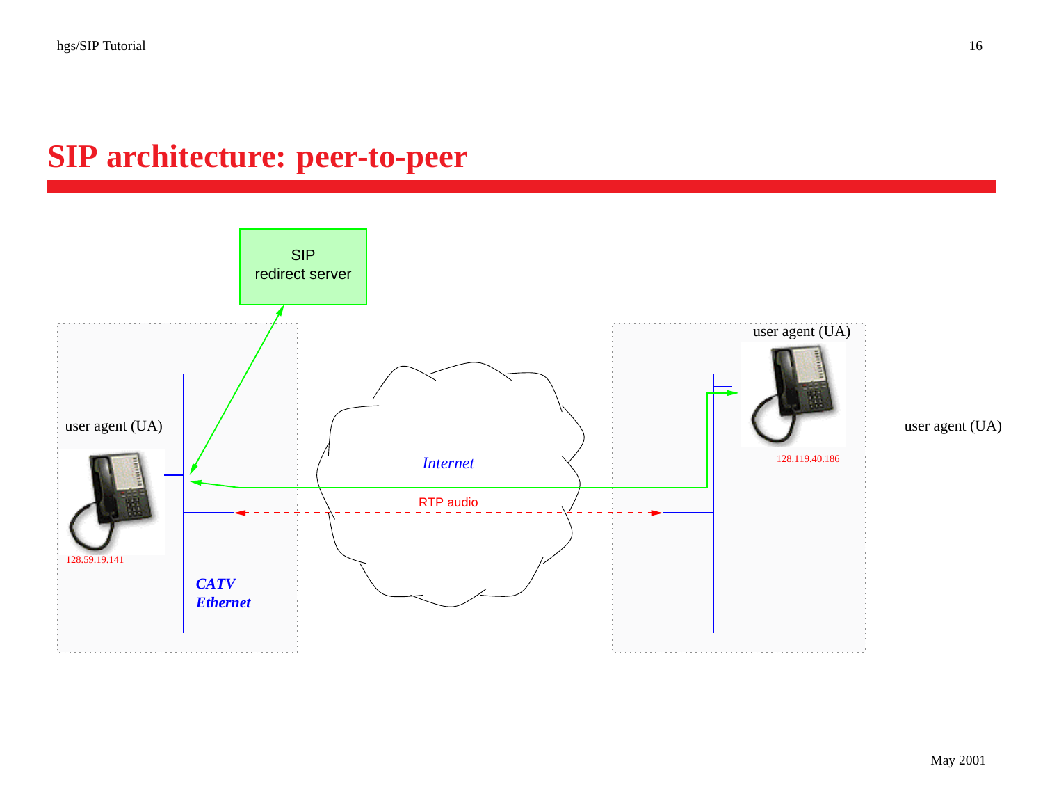# SIP architecture: peer-to-peer

SIP redirect server

user agent (UA)

128.59.19.141

CATV Ethernet

Internet

RTP audio

user agent (UA)

128.119.40.186

user agent (UA)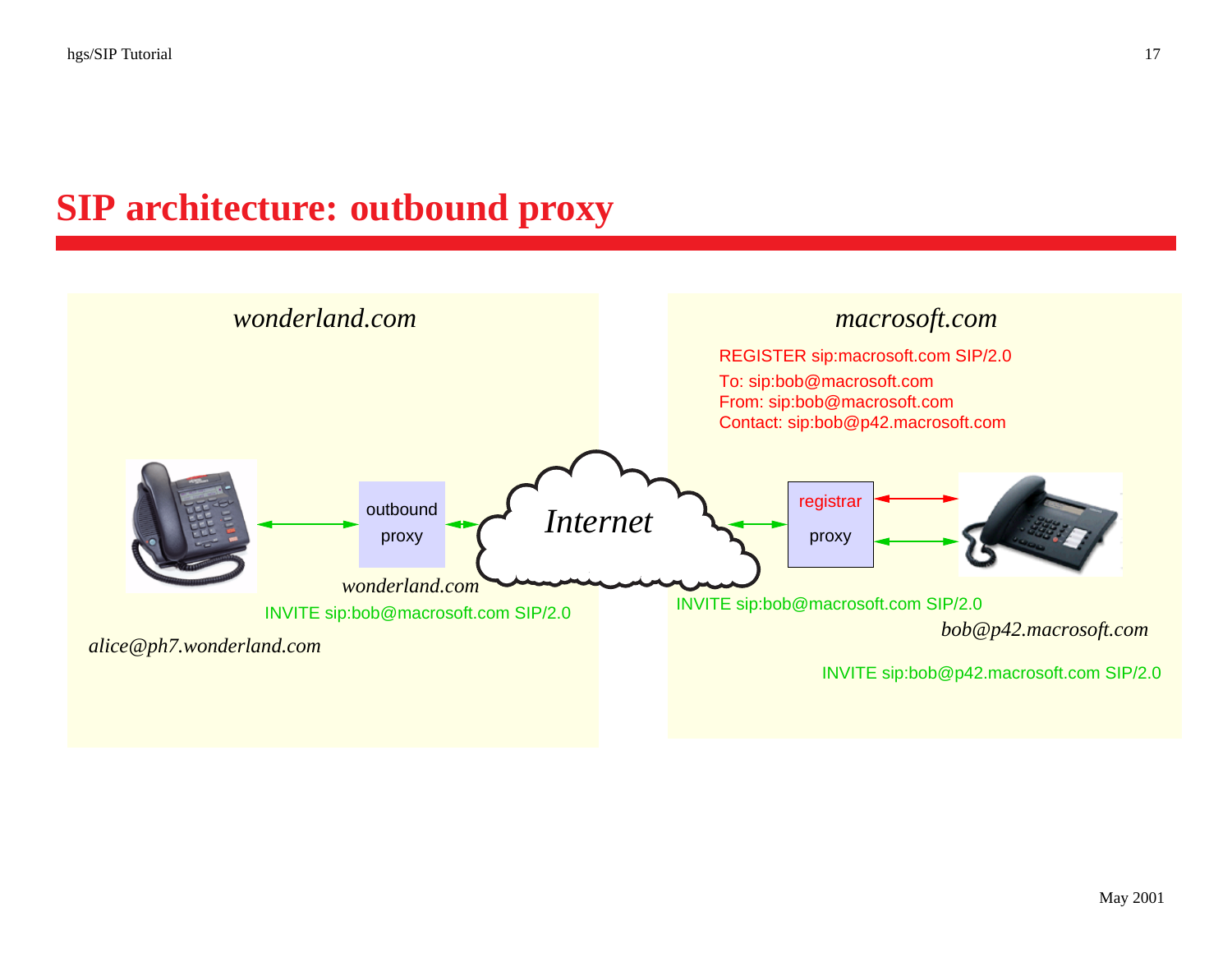# SIP architecture: outbound proxy

*wonderland.com*

*macrosoft.com*

REGISTER sip:macrosoft.com SIP/2.0
To: sip:bob@macrosoft.com
From: sip:bob@macrosoft.com
Contact: sip:bob@p42.macrosoft.com

outbound proxy

*Internet*

registrar proxy

*wonderland.com*

INVITE sip:bob@macrosoft.com SIP/2.0

INVITE sip:bob@macrosoft.com SIP/2.0

*alice@ph7.wonderland.com*

*bob@p42.macrosoft.com*

INVITE sip:bob@p42.macrosoft.com SIP/2.0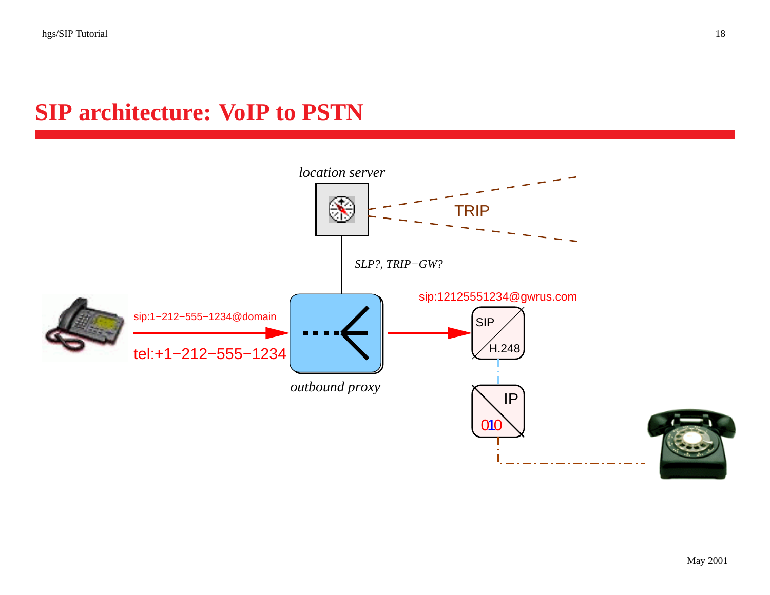# SIP architecture: VoIP to PSTN

*location server*

TRIP

*SLP?, TRIP−GW?*

sip:1−212−555−1234@domain

tel:+1−212−555−1234

*outbound proxy*

sip:12125551234@gwrus.com

SIP

H.248

IP

010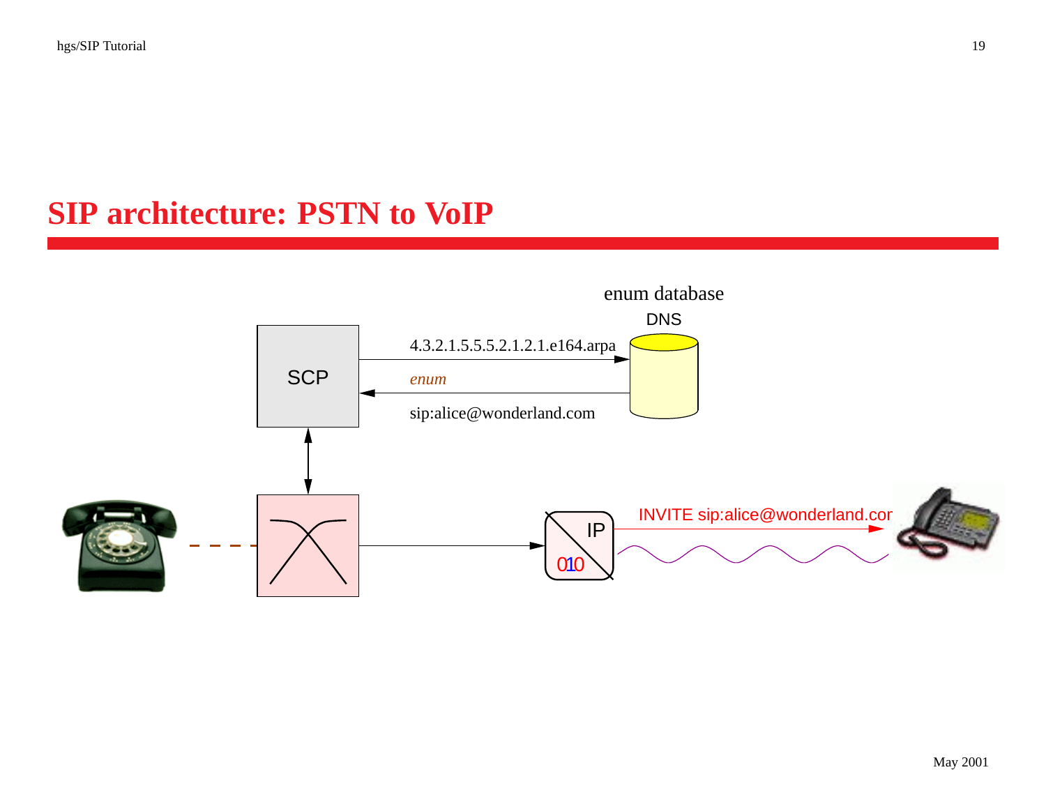# SIP architecture: PSTN to VoIP

enum database

DNS

SCP

4.3.2.1.5.5.5.2.1.2.1.e164.arpa

*enum*

sip:alice@wonderland.com

IP

010

INVITE sip:alice@wonderland.cor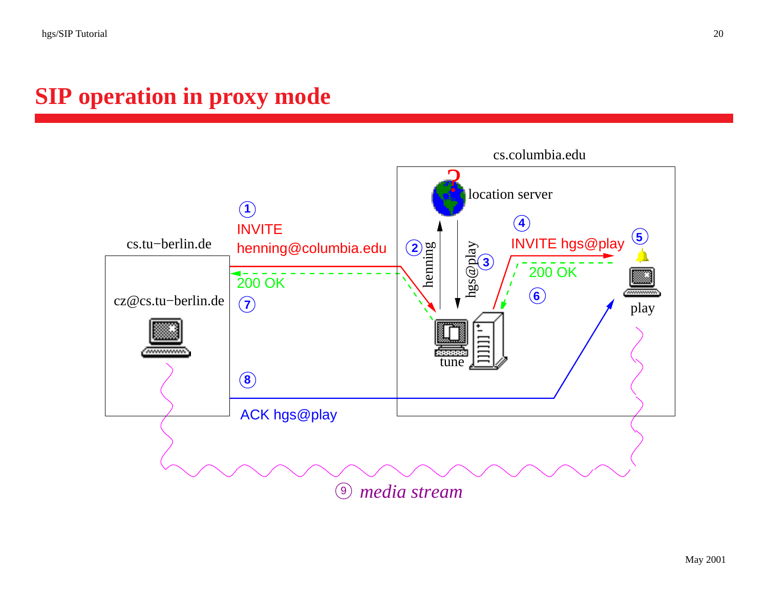# SIP operation in proxy mode

cs.columbia.edu

location server

cs.tu−berlin.de

cz@cs.tu−berlin.de

1 INVITE henning@columbia.edu

2 henning

3 hgs@play

4 INVITE hgs@play

5

6 200 OK

7 200 OK

8 ACK hgs@play

tune

play

9 *media stream*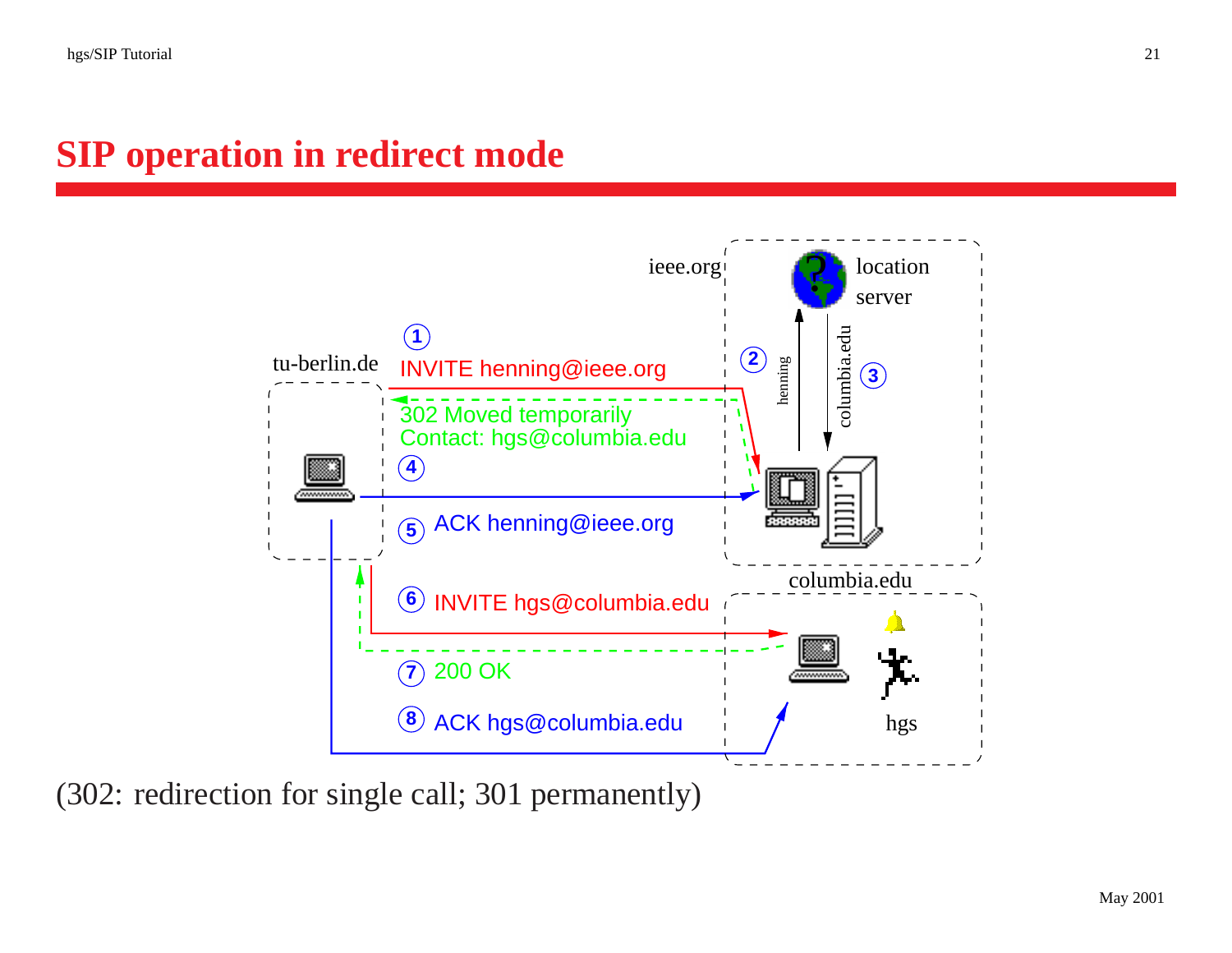# SIP operation in redirect mode

ieee.org

location server

tu-berlin.de

1 INVITE henning@ieee.org

2 henning

3 columbia.edu

302 Moved temporarily
Contact: hgs@columbia.edu

4

5 ACK henning@ieee.org

columbia.edu

6 INVITE hgs@columbia.edu

7 200 OK

8 ACK hgs@columbia.edu

hgs

(302: redirection for single call; 301 permanently)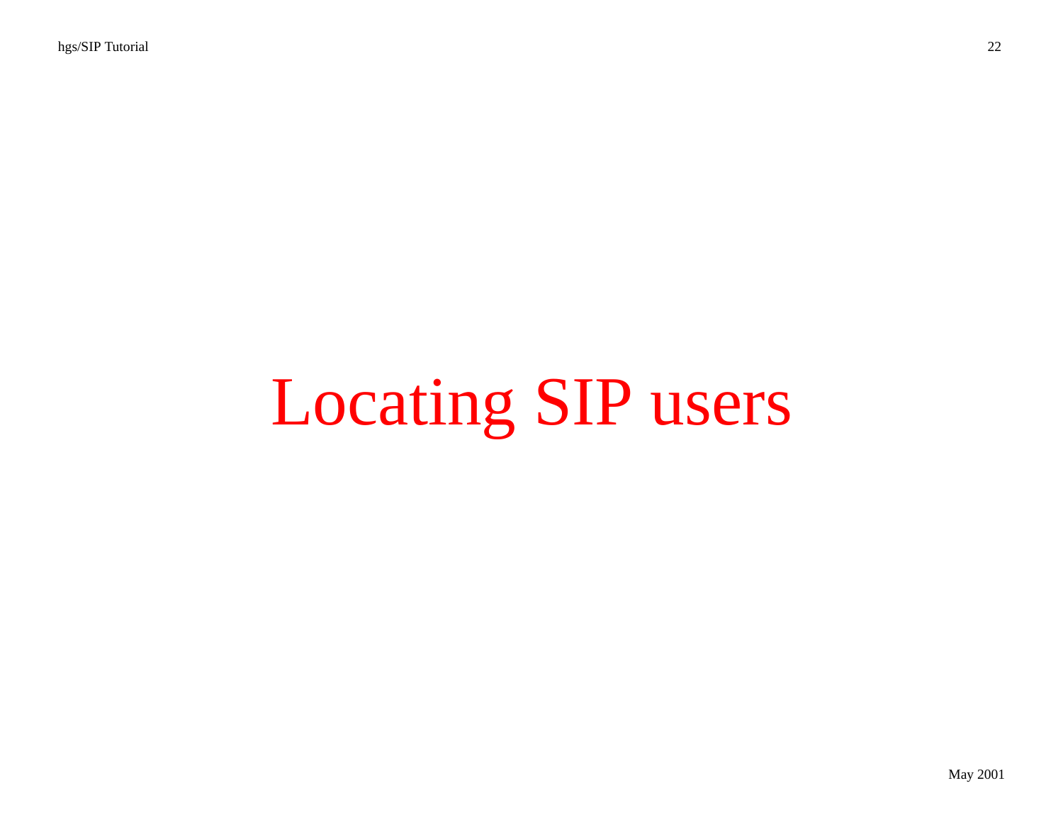# Locating SIP users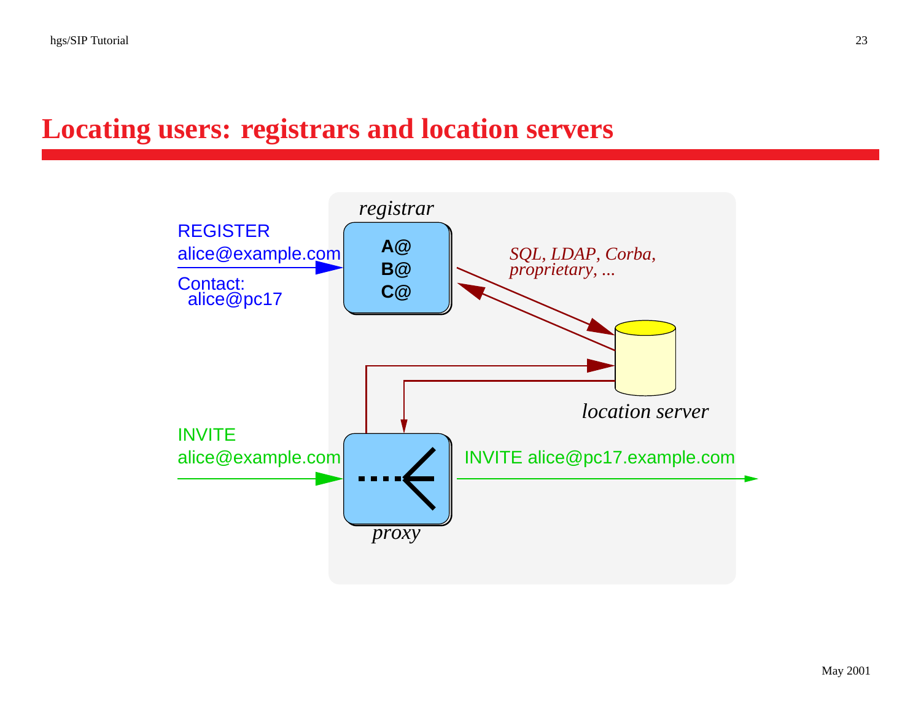# Locating users: registrars and location servers

registrar

REGISTER
alice@example.com
Contact:
alice@pc17

A@
B@
C@

*SQL, LDAP, Corba, proprietary, ...*

location server

INVITE
alice@example.com

INVITE alice@pc17.example.com

proxy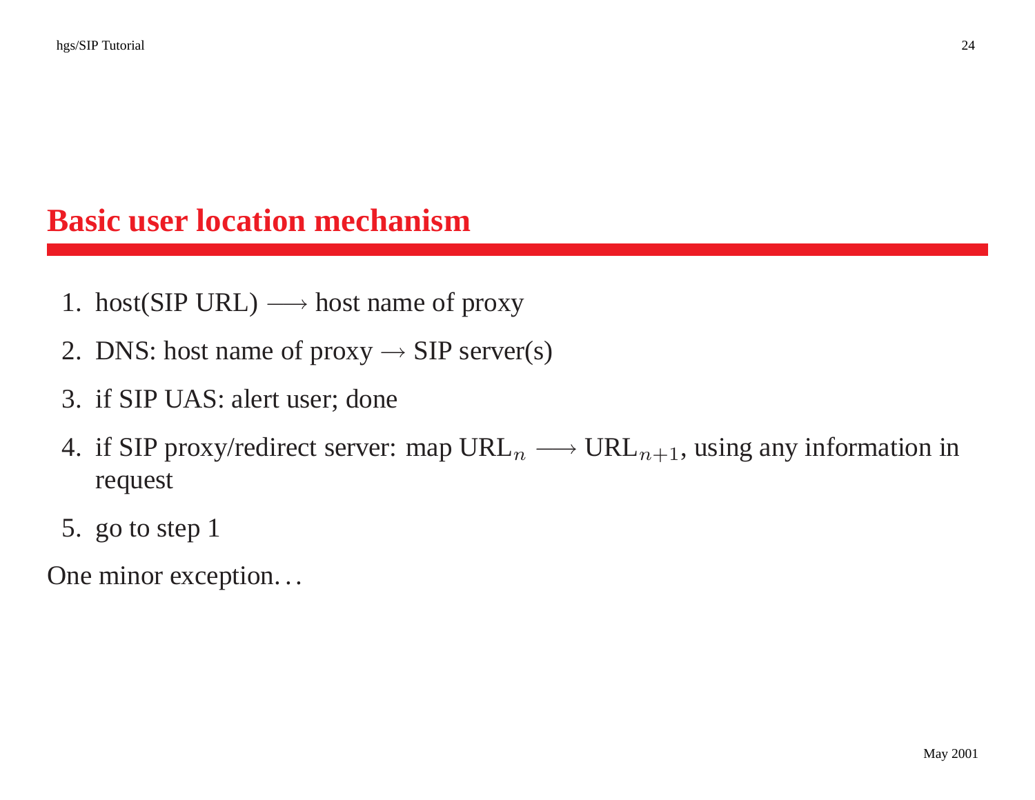# Basic user location mechanism

1. host(SIP URL) $\longrightarrow$ host name of proxy
2. DNS: host name of proxy $\rightarrow$ SIP server(s)
3. if SIP UAS: alert user; done
4. if SIP proxy/redirect server: map $\text{URL}_n \longrightarrow \text{URL}_{n+1}$, using any information in request
5. go to step 1

One minor exception…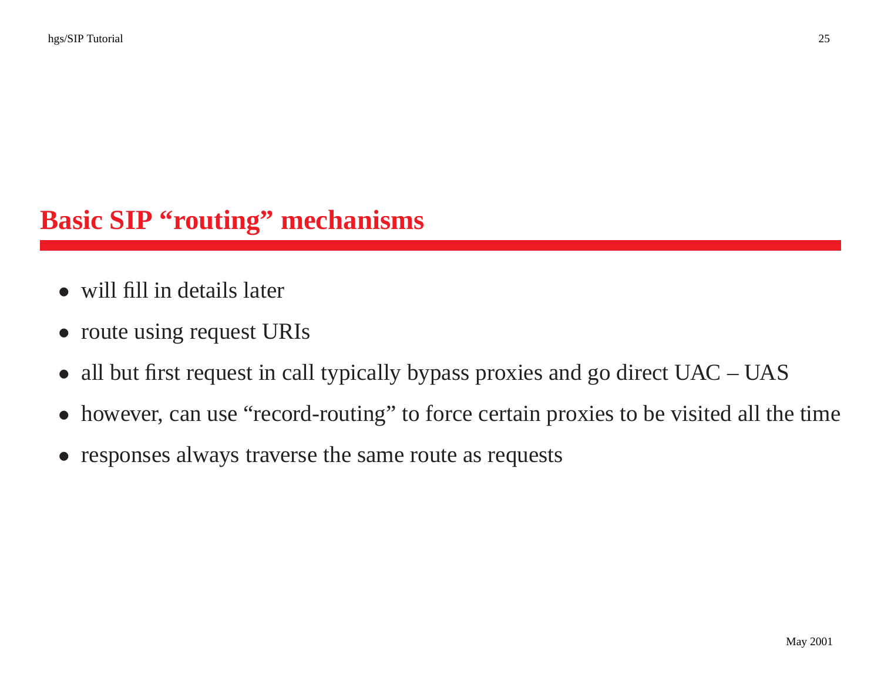# Basic SIP “routing” mechanisms

- will fill in details later
- route using request URIs
- all but first request in call typically bypass proxies and go direct UAC – UAS
- however, can use “record-routing” to force certain proxies to be visited all the time
- responses always traverse the same route as requests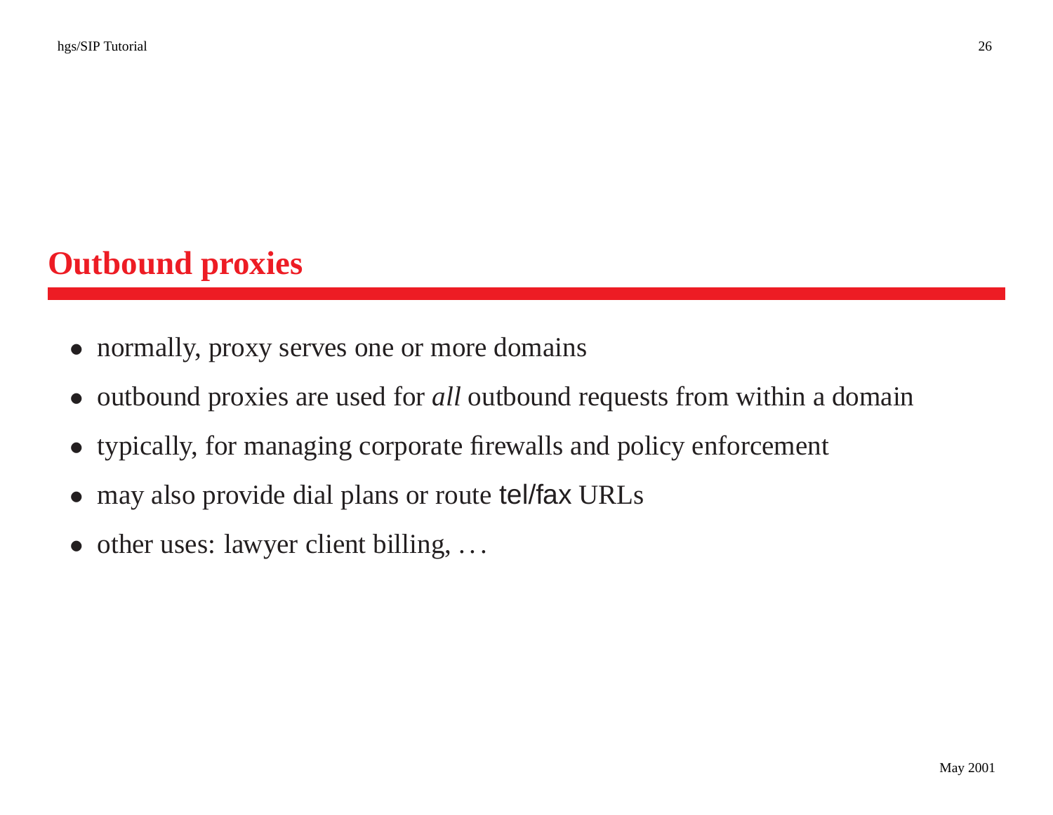# Outbound proxies

- normally, proxy serves one or more domains
- outbound proxies are used for *all* outbound requests from within a domain
- typically, for managing corporate firewalls and policy enforcement
- may also provide dial plans or route tel/fax URLs
- other uses: lawyer client billing, ...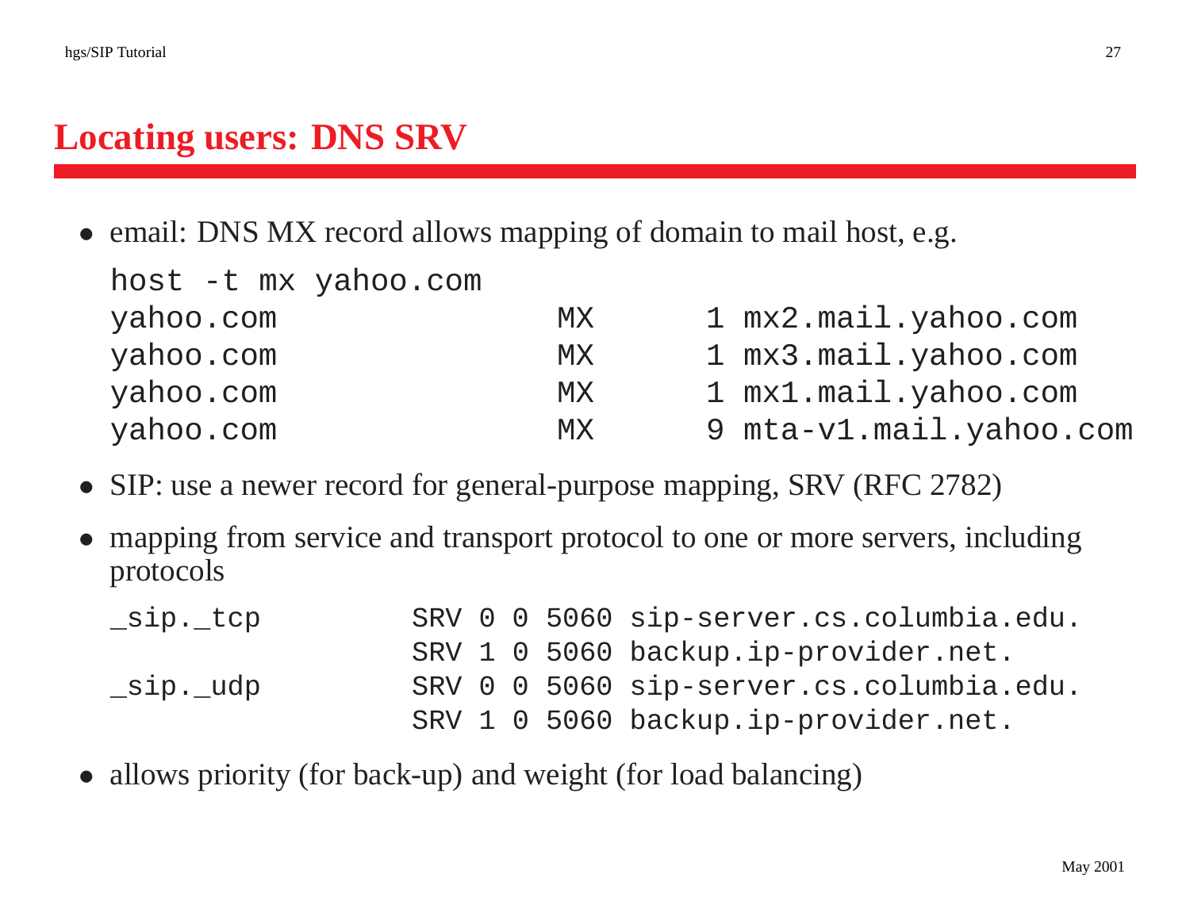# Locating users: DNS SRV

- email: DNS MX record allows mapping of domain to mail host, e.g.

```
host -t mx yahoo.com
yahoo.com                MX       1 mx2.mail.yahoo.com
yahoo.com                MX       1 mx3.mail.yahoo.com
yahoo.com                MX       1 mx1.mail.yahoo.com
yahoo.com                MX       9 mta-v1.mail.yahoo.com
```

- SIP: use a newer record for general-purpose mapping, SRV (RFC 2782)
- mapping from service and transport protocol to one or more servers, including protocols

```
_sip._tcp          SRV 0 0 5060 sip-server.cs.columbia.edu.
                   SRV 1 0 5060 backup.ip-provider.net.
_sip._udp          SRV 0 0 5060 sip-server.cs.columbia.edu.
                   SRV 1 0 5060 backup.ip-provider.net.
```

- allows priority (for back-up) and weight (for load balancing)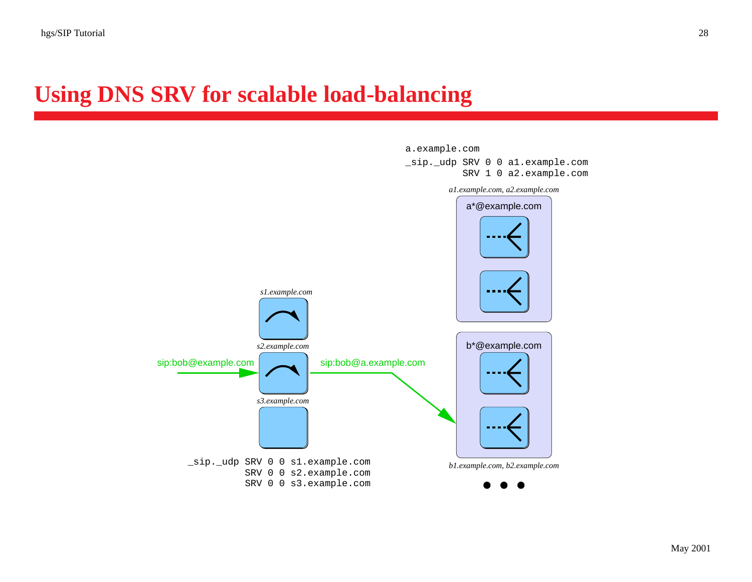# Using DNS SRV for scalable load-balancing

```
a.example.com
_sip._udp SRV 0 0 a1.example.com
          SRV 1 0 a2.example.com
```

*a1.example.com, a2.example.com*

a*@example.com

*s1.example.com*

*s2.example.com*

sip:bob@example.com

sip:bob@a.example.com

b*@example.com

*s3.example.com*

```
_sip._udp SRV 0 0 s1.example.com
          SRV 0 0 s2.example.com
          SRV 0 0 s3.example.com
```

*b1.example.com, b2.example.com*

May 2001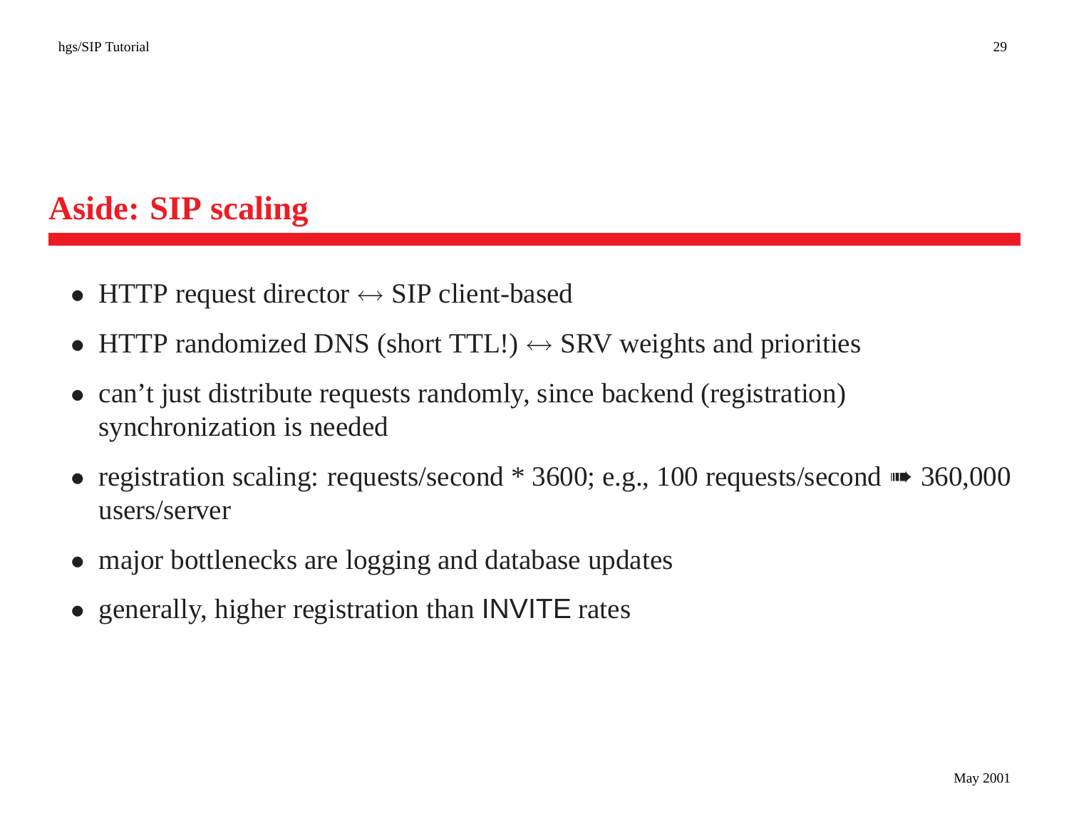# Aside: SIP scaling

- HTTP request director $\leftrightarrow$ SIP client-based
- HTTP randomized DNS (short TTL!) $\leftrightarrow$ SRV weights and priorities
- can't just distribute requests randomly, since backend (registration) synchronization is needed
- registration scaling: requests/second * 3600; e.g., 100 requests/second ➠ 360,000 users/server
- major bottlenecks are logging and database updates
- generally, higher registration than INVITE rates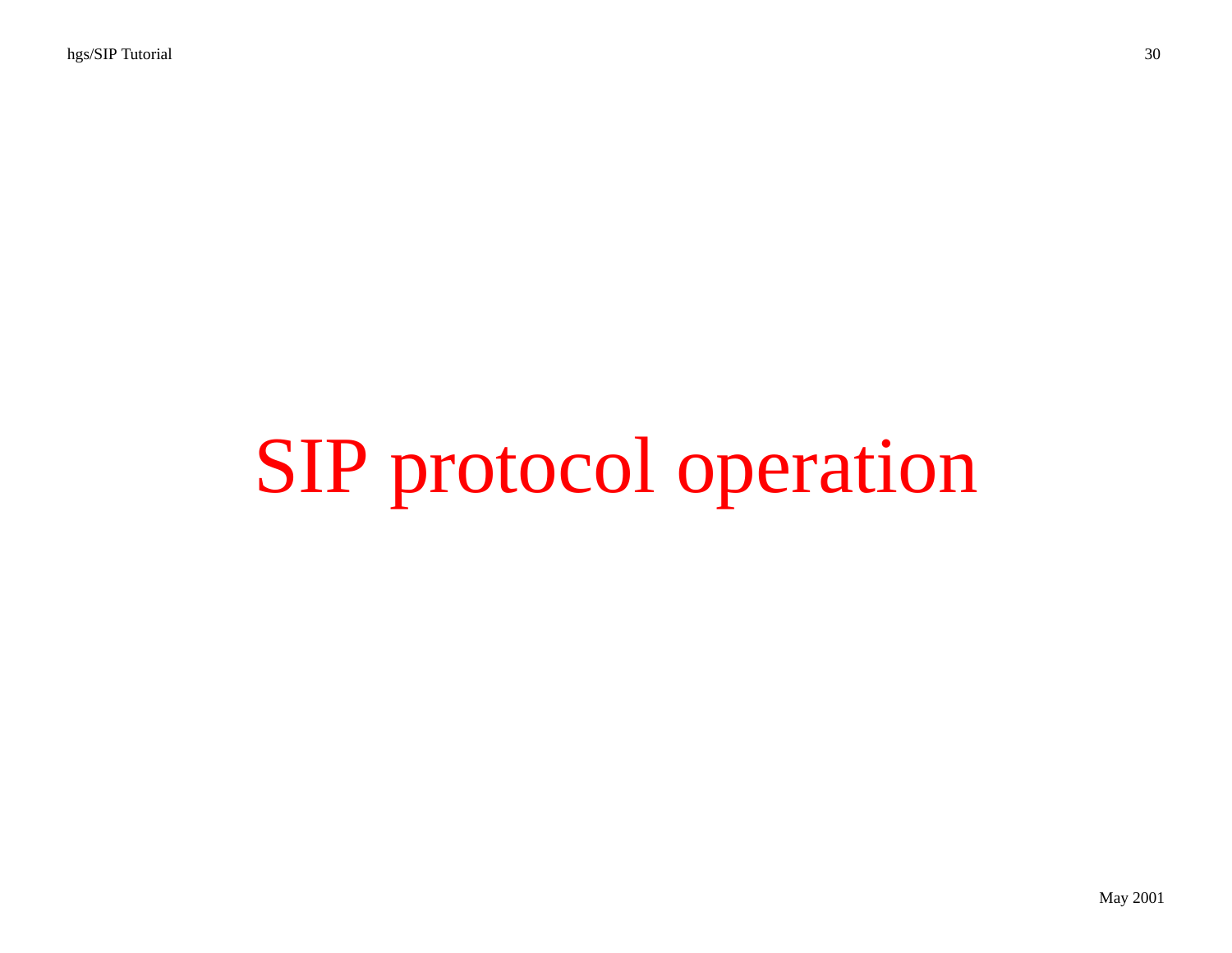# SIP protocol operation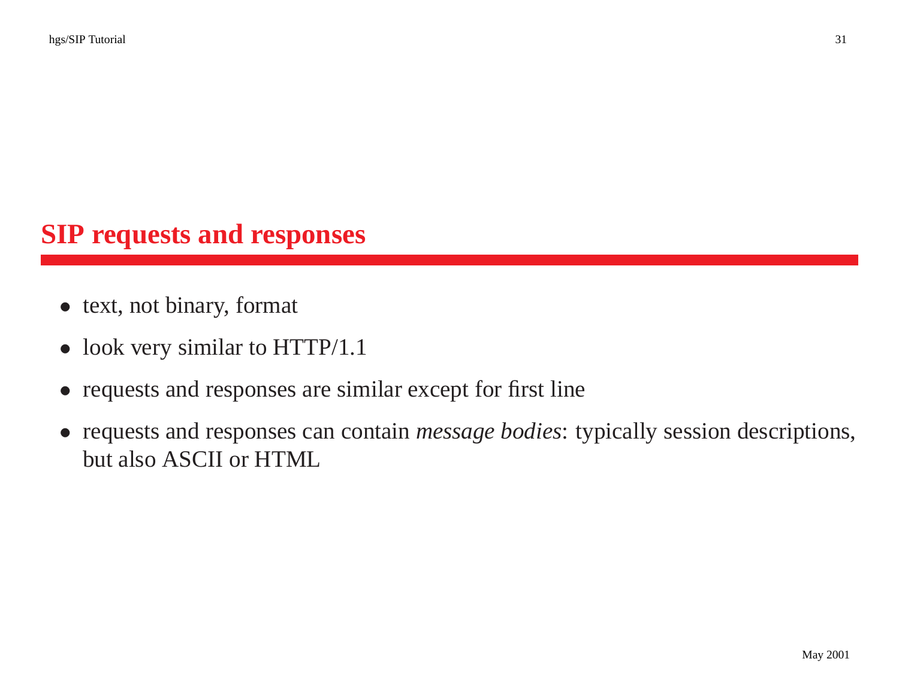## SIP requests and responses

- text, not binary, format
- look very similar to HTTP/1.1
- requests and responses are similar except for first line
- requests and responses can contain *message bodies*: typically session descriptions, but also ASCII or HTML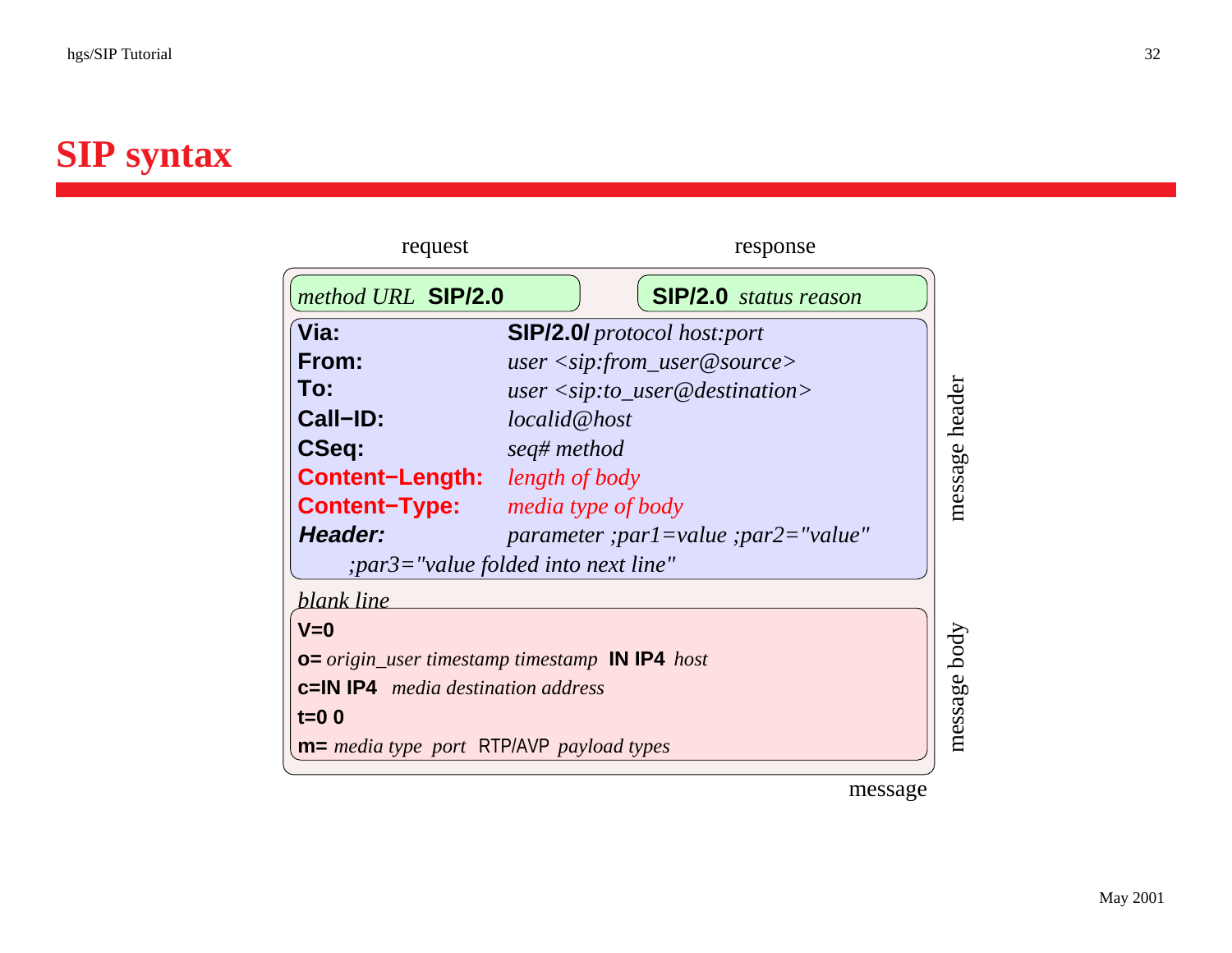# SIP syntax

request | response

*method URL* **SIP/2.0** | **SIP/2.0** *status reason*

| | |
|---|---|
| **Via:** | **SIP/2.0/** *protocol host:port* |
| **From:** | *user <sip:from_user@source>* |
| **To:** | *user <sip:to_user@destination>* |
| **Call−ID:** | *localid@host* |
| **CSeq:** | *seq# method* |
| **Content−Length:** | *length of body* |
| **Content−Type:** | *media type of body* |
| ***Header:*** | *parameter ;par1=value ;par2="value"* |

*;par3="value folded into next line"*

message header

*blank line*

**V=0**

**o=** *origin_user timestamp timestamp* **IN IP4** *host*

**c=IN IP4** *media destination address*

**t=0 0**

**m=** *media type port* RTP/AVP *payload types*

message body

message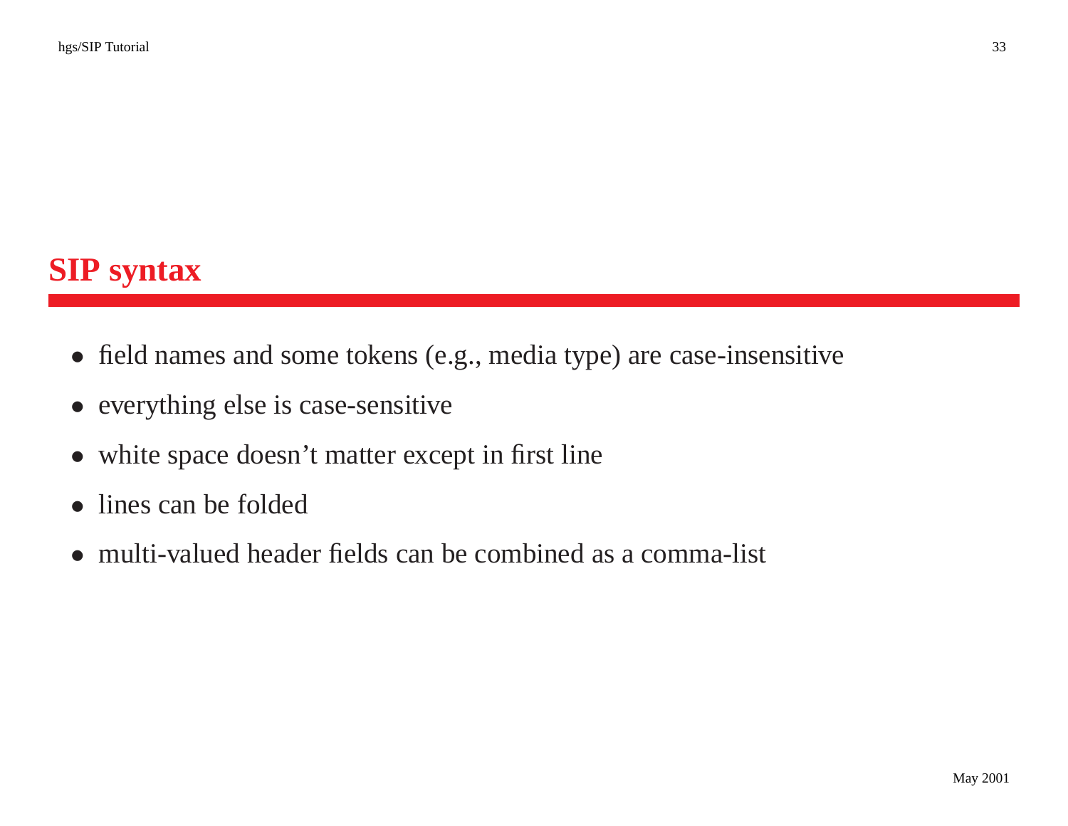# SIP syntax

- field names and some tokens (e.g., media type) are case-insensitive
- everything else is case-sensitive
- white space doesn't matter except in first line
- lines can be folded
- multi-valued header fields can be combined as a comma-list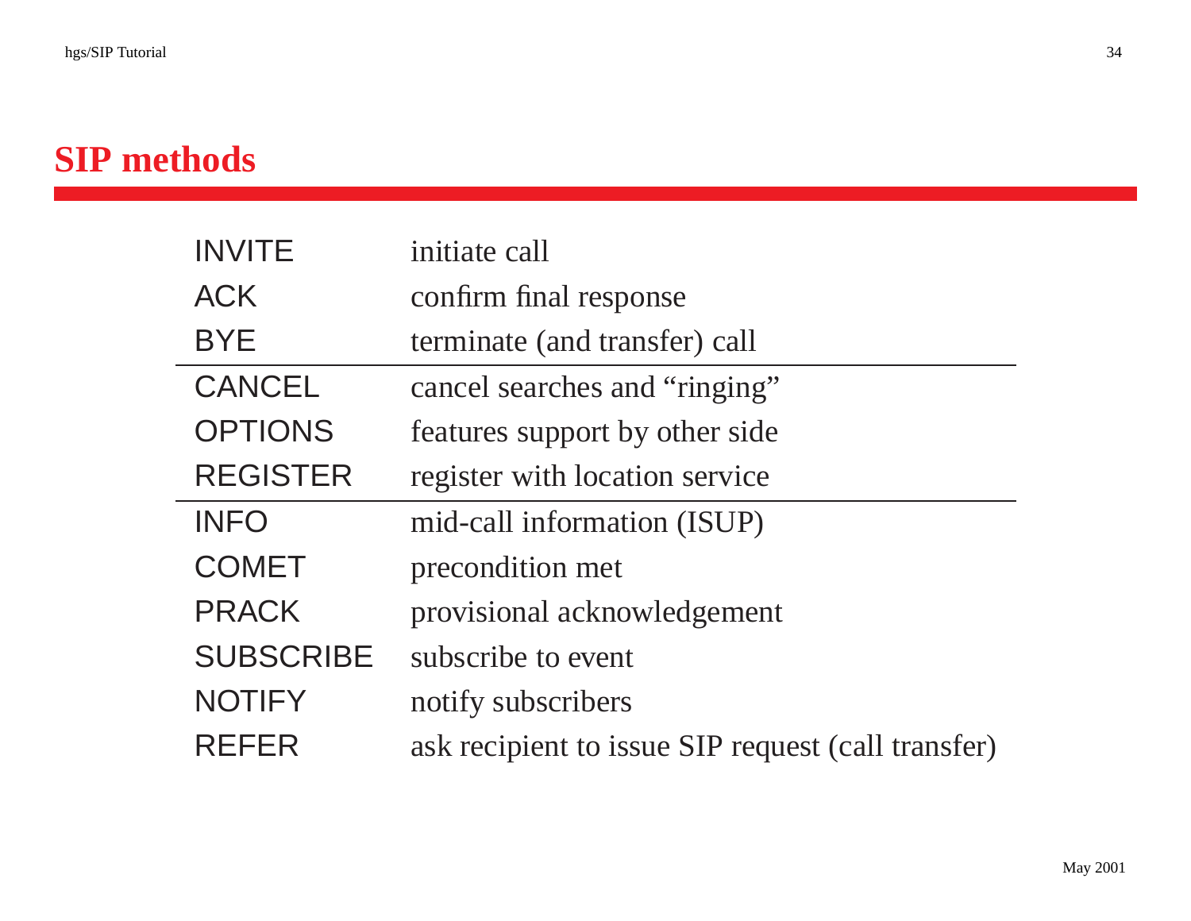## SIP methods

| | |
|---|---|
| INVITE | initiate call |
| ACK | confirm final response |
| BYE | terminate (and transfer) call |
| CANCEL | cancel searches and "ringing" |
| OPTIONS | features support by other side |
| REGISTER | register with location service |
| INFO | mid-call information (ISUP) |
| COMET | precondition met |
| PRACK | provisional acknowledgement |
| SUBSCRIBE | subscribe to event |
| NOTIFY | notify subscribers |
| REFER | ask recipient to issue SIP request (call transfer) |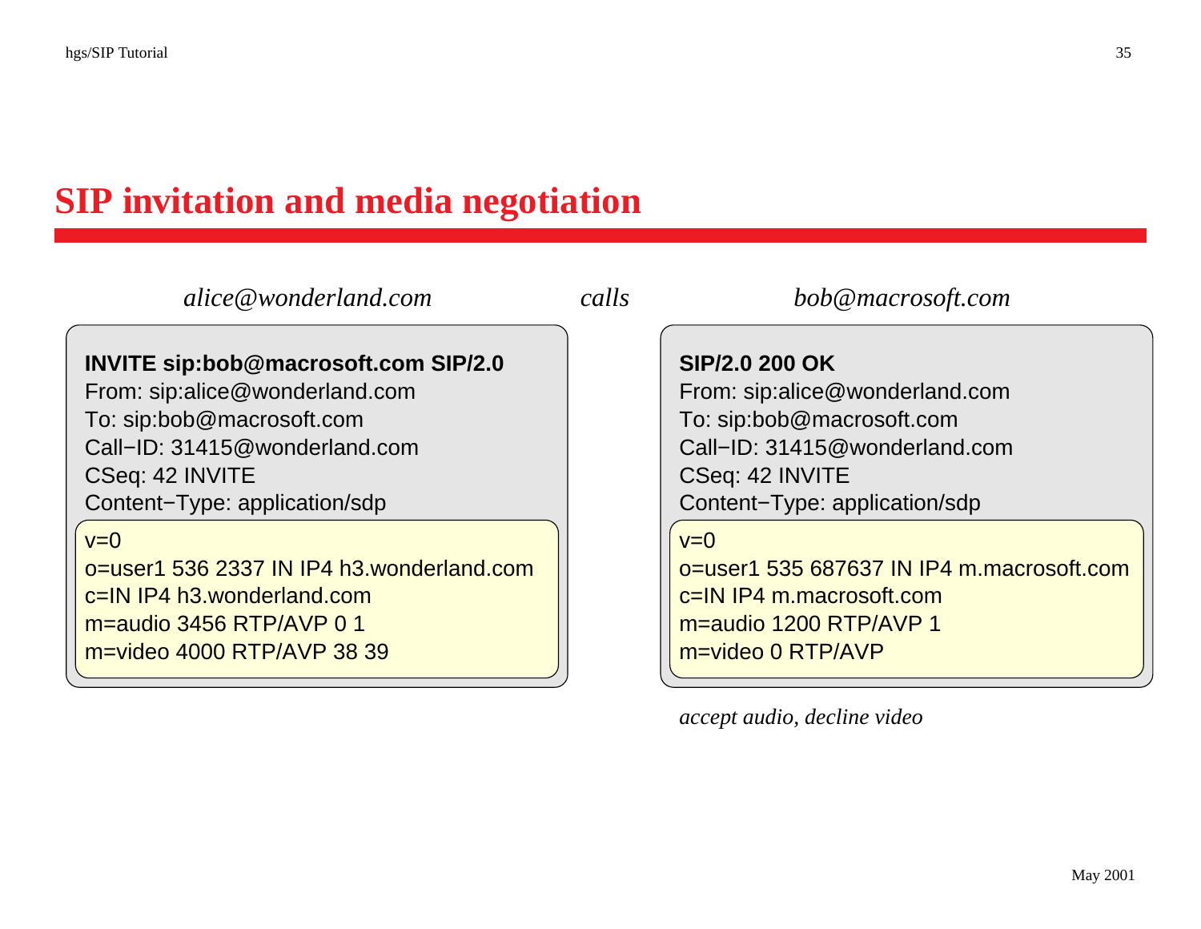# SIP invitation and media negotiation

*alice@wonderland.com* *calls* *bob@macrosoft.com*

```
INVITE sip:bob@macrosoft.com SIP/2.0
From: sip:alice@wonderland.com
To: sip:bob@macrosoft.com
Call-ID: 31415@wonderland.com
CSeq: 42 INVITE
Content-Type: application/sdp

v=0
o=user1 536 2337 IN IP4 h3.wonderland.com
c=IN IP4 h3.wonderland.com
m=audio 3456 RTP/AVP 0 1
m=video 4000 RTP/AVP 38 39
```

```
SIP/2.0 200 OK
From: sip:alice@wonderland.com
To: sip:bob@macrosoft.com
Call-ID: 31415@wonderland.com
CSeq: 42 INVITE
Content-Type: application/sdp

v=0
o=user1 535 687637 IN IP4 m.macrosoft.com
c=IN IP4 m.macrosoft.com
m=audio 1200 RTP/AVP 1
m=video 0 RTP/AVP
```

*accept audio, decline video*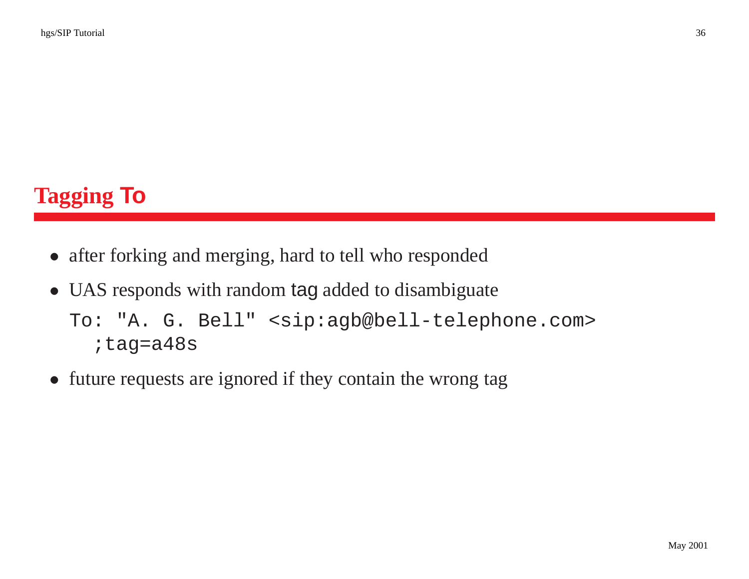# Tagging To

- after forking and merging, hard to tell who responded
- UAS responds with random tag added to disambiguate

  ```
  To: "A. G. Bell" <sip:agb@bell-telephone.com>
    ;tag=a48s
  ```

- future requests are ignored if they contain the wrong tag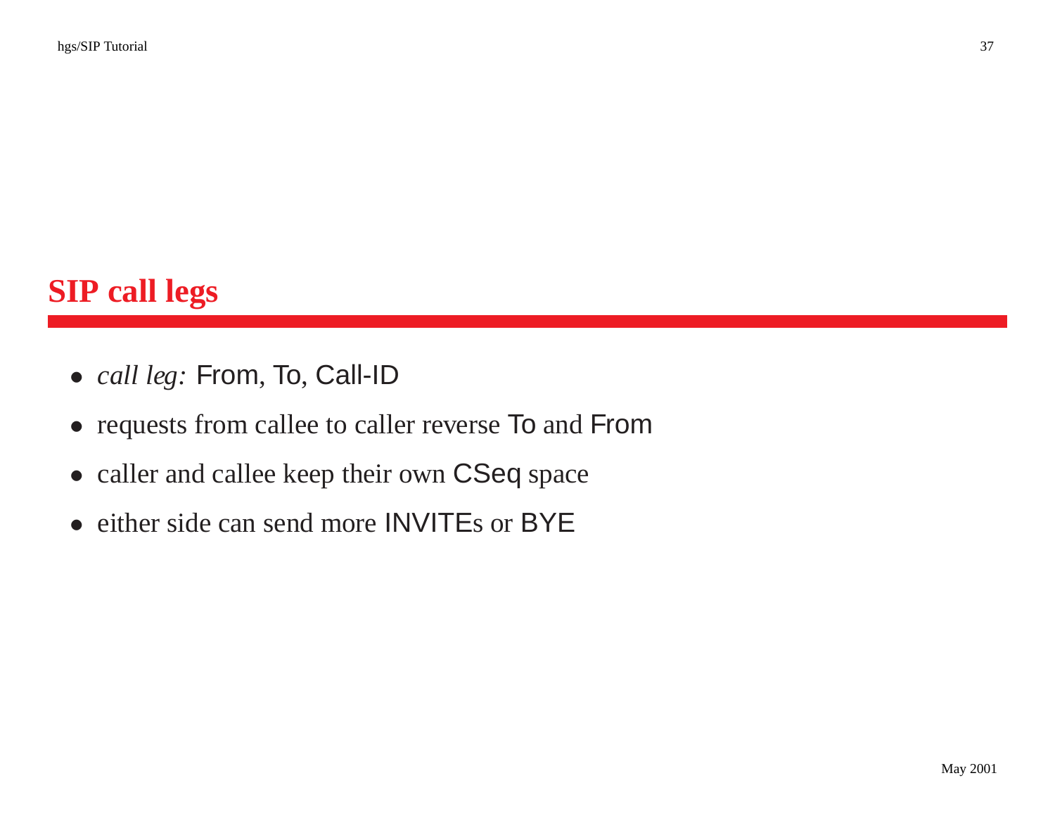# SIP call legs

- *call leg:* From, To, Call-ID
- requests from callee to caller reverse To and From
- caller and callee keep their own CSeq space
- either side can send more INVITEs or BYE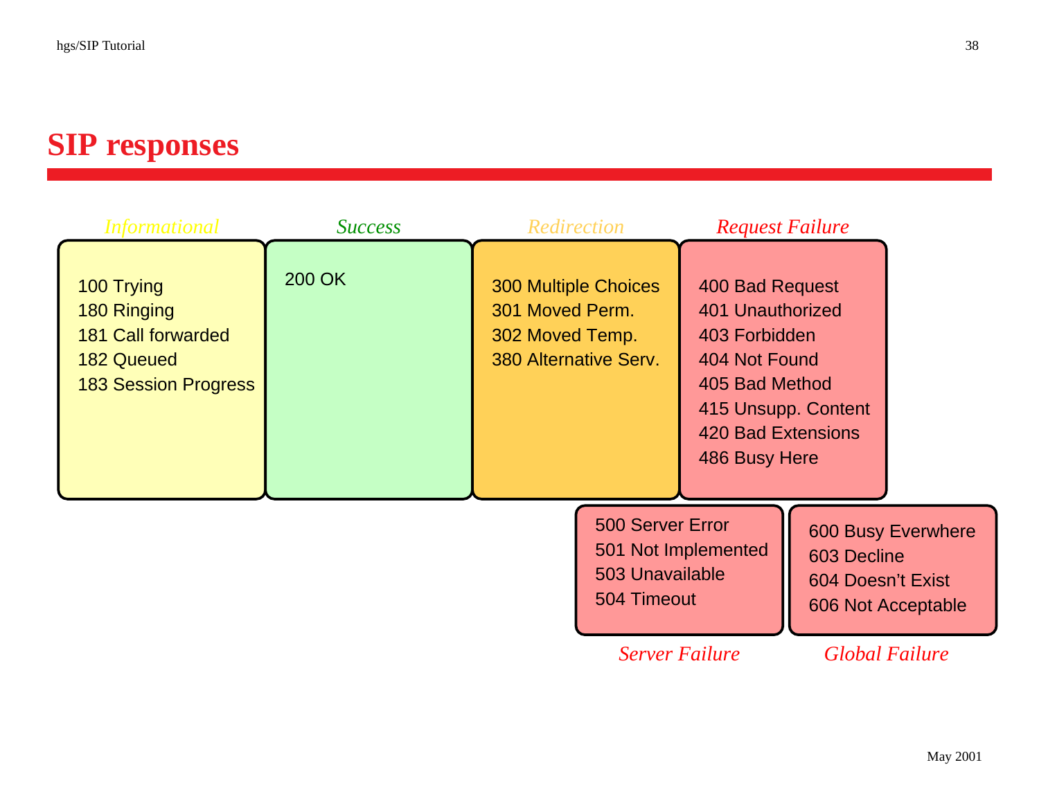# SIP responses

*Informational*

- 100 Trying
- 180 Ringing
- 181 Call forwarded
- 182 Queued
- 183 Session Progress

*Success*

- 200 OK

*Redirection*

- 300 Multiple Choices
- 301 Moved Perm.
- 302 Moved Temp.
- 380 Alternative Serv.

*Request Failure*

- 400 Bad Request
- 401 Unauthorized
- 403 Forbidden
- 404 Not Found
- 405 Bad Method
- 415 Unsupp. Content
- 420 Bad Extensions
- 486 Busy Here

*Server Failure*

- 500 Server Error
- 501 Not Implemented
- 503 Unavailable
- 504 Timeout

*Global Failure*

- 600 Busy Everwhere
- 603 Decline
- 604 Doesn't Exist
- 606 Not Acceptable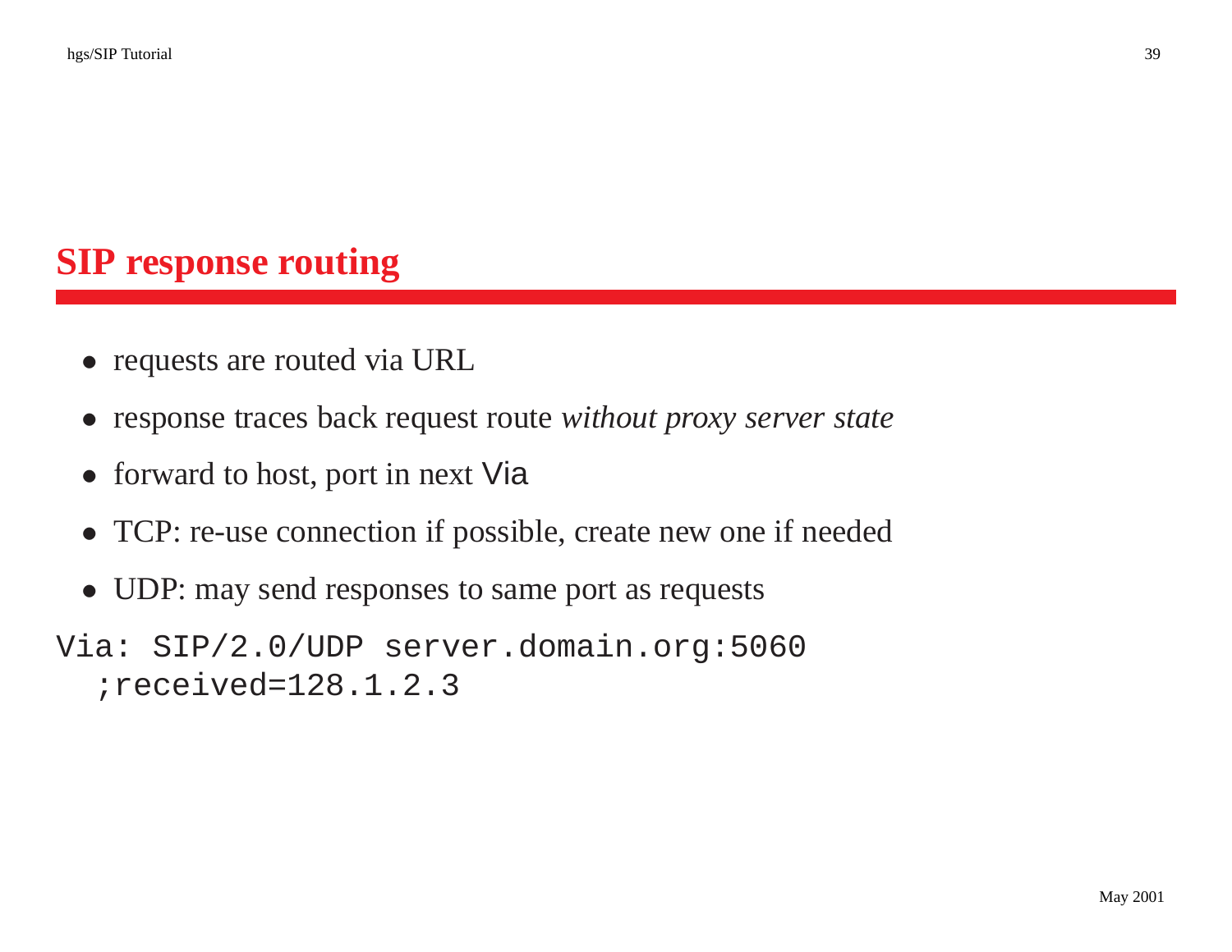# SIP response routing

- requests are routed via URL
- response traces back request route *without proxy server state*
- forward to host, port in next `Via`
- TCP: re-use connection if possible, create new one if needed
- UDP: may send responses to same port as requests

```
Via: SIP/2.0/UDP server.domain.org:5060
  ;received=128.1.2.3
```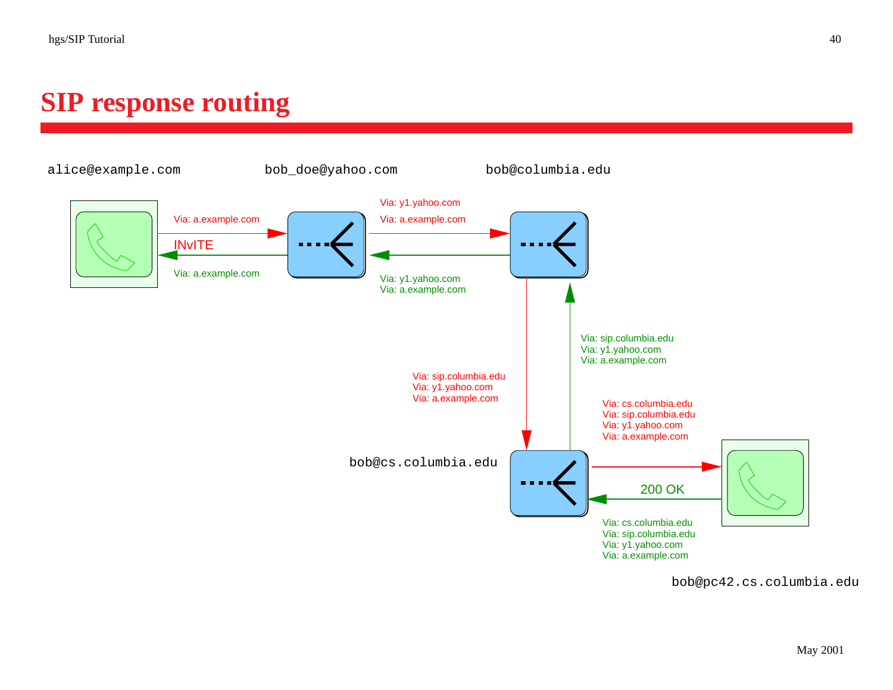# SIP response routing

alice@example.com

bob_doe@yahoo.com

bob@columbia.edu

Via: a.example.com

INvITE

Via: a.example.com

Via: y1.yahoo.com
Via: a.example.com

Via: y1.yahoo.com
Via: a.example.com

Via: sip.columbia.edu
Via: y1.yahoo.com
Via: a.example.com

Via: sip.columbia.edu
Via: y1.yahoo.com
Via: a.example.com

Via: cs.columbia.edu
Via: sip.columbia.edu
Via: y1.yahoo.com
Via: a.example.com

bob@cs.columbia.edu

200 OK

Via: cs.columbia.edu
Via: sip.columbia.edu
Via: y1.yahoo.com
Via: a.example.com

bob@pc42.cs.columbia.edu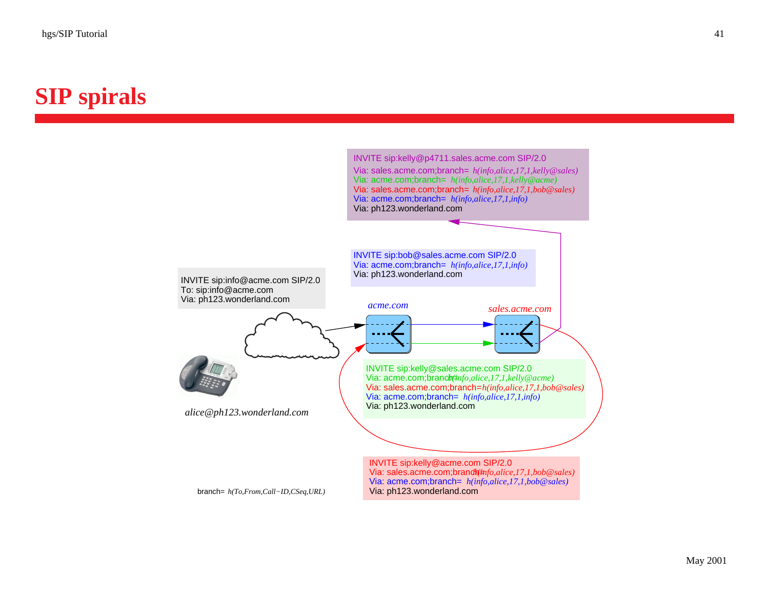# SIP spirals

INVITE sip:kelly@p4711.sales.acme.com SIP/2.0
Via: sales.acme.com;branch= *h(info,alice,17,1,kelly@sales)*
Via: acme.com;branch= *h(info,alice,17,1,kelly@acme)*
Via: sales.acme.com;branch= *h(info,alice,17,1,bob@sales)*
Via: acme.com;branch= *h(info,alice,17,1,info)*
Via: ph123.wonderland.com

INVITE sip:bob@sales.acme.com SIP/2.0
Via: acme.com;branch= *h(info,alice,17,1,info)*
Via: ph123.wonderland.com

INVITE sip:info@acme.com SIP/2.0
To: sip:info@acme.com
Via: ph123.wonderland.com

*acme.com*

*sales.acme.com*

INVITE sip:kelly@sales.acme.com SIP/2.0
Via: acme.com;branch= *h(info,alice,17,1,kelly@acme)*
Via: sales.acme.com;branch= *h(info,alice,17,1,bob@sales)*
Via: acme.com;branch= *h(info,alice,17,1,info)*
Via: ph123.wonderland.com

*alice@ph123.wonderland.com*

INVITE sip:kelly@acme.com SIP/2.0
Via: sales.acme.com;branch= *h(info,alice,17,1,bob@sales)*
Via: acme.com;branch= *h(info,alice,17,1,bob@sales)*
Via: ph123.wonderland.com

branch= *h(To,From,Call−ID,CSeq,URL)*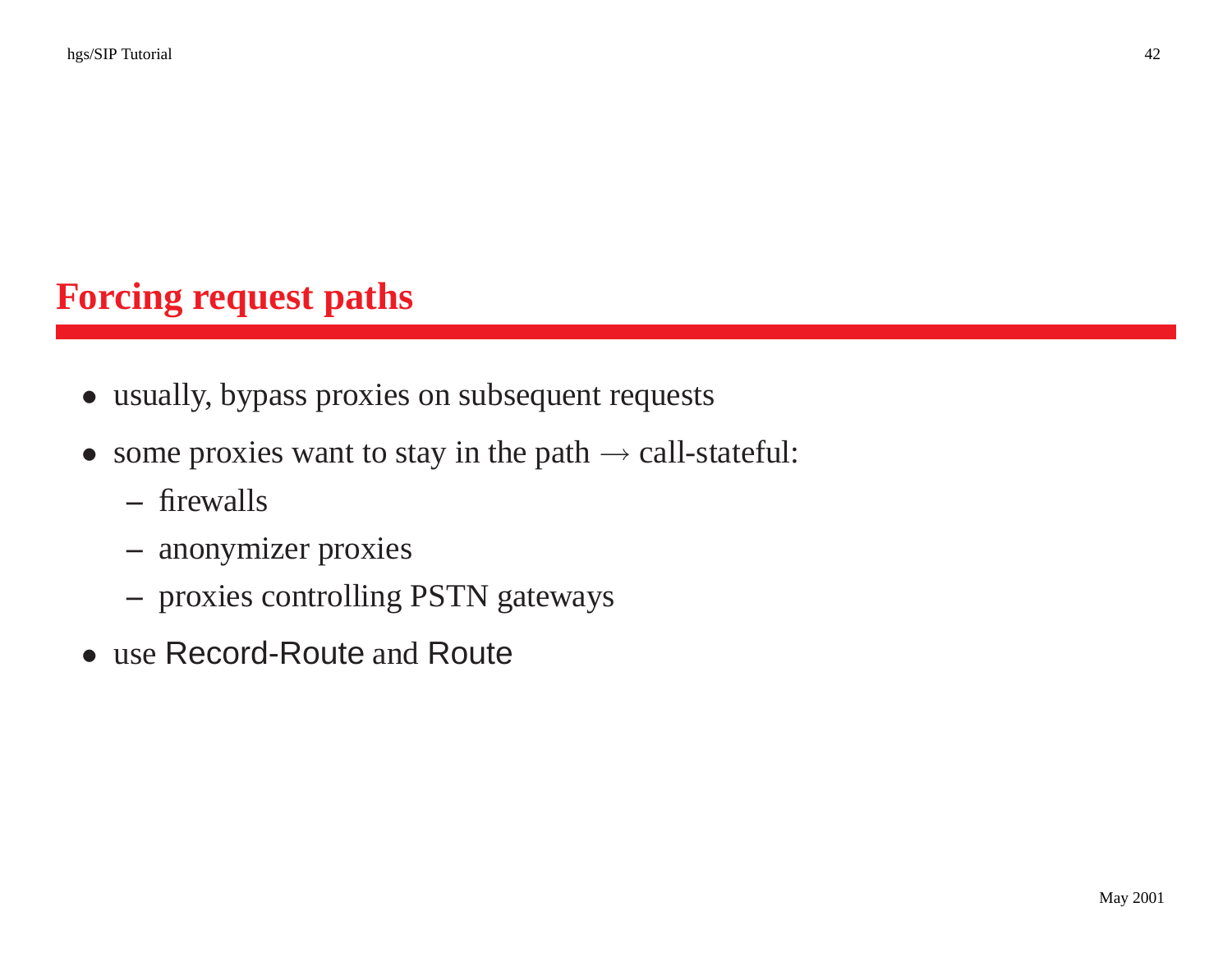# Forcing request paths

- usually, bypass proxies on subsequent requests
- some proxies want to stay in the path → call-stateful:
  - firewalls
  - anonymizer proxies
  - proxies controlling PSTN gateways
- use Record-Route and Route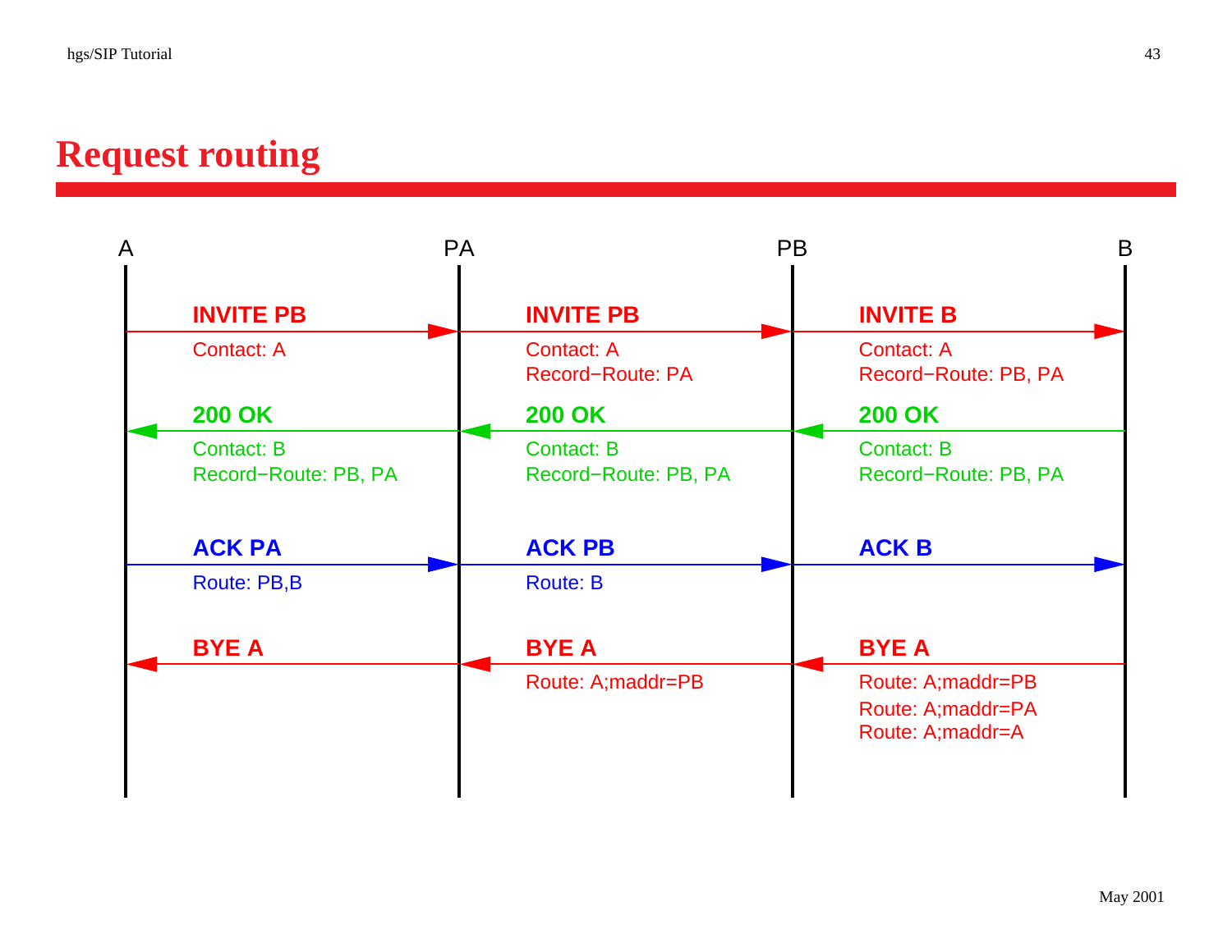# Request routing

A — PA — PB — B

**INVITE PB** (A → PA)
Contact: A

**INVITE PB** (PA → PB)
Contact: A
Record−Route: PA

**INVITE B** (PB → B)
Contact: A
Record−Route: PB, PA

**200 OK** (B → PB)
Contact: B
Record−Route: PB, PA

**200 OK** (PB → PA)
Contact: B
Record−Route: PB, PA

**200 OK** (PA → A)
Contact: B
Record−Route: PB, PA

**ACK PA** (A → PA)
Route: PB,B

**ACK PB** (PA → PB)
Route: B

**ACK B** (PB → B)

**BYE A** (B → PB)
Route: A;maddr=PB
Route: A;maddr=PA
Route: A;maddr=A

**BYE A** (PB → PA)
Route: A;maddr=PB

**BYE A** (PA → A)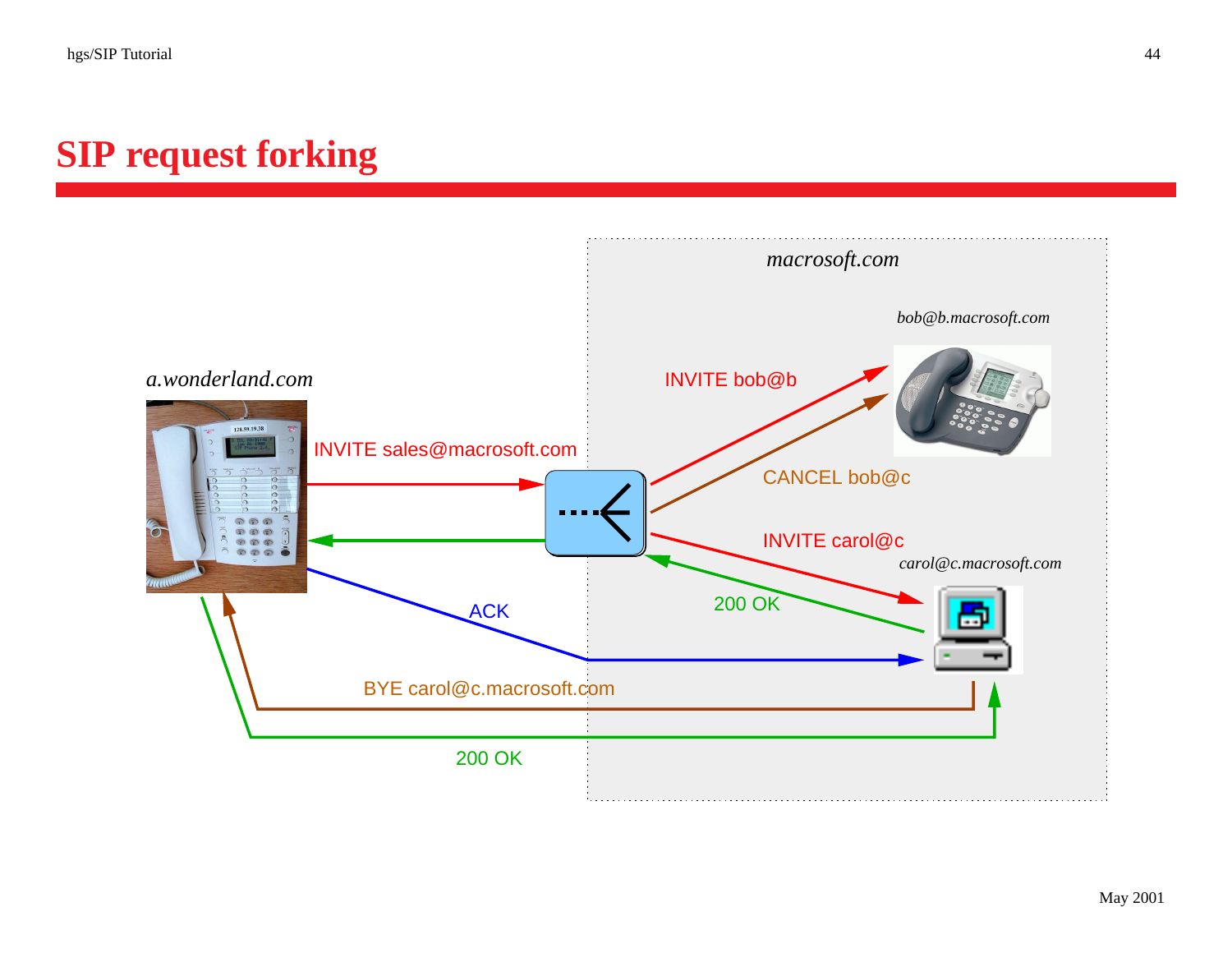# SIP request forking

macrosoft.com

bob@b.macrosoft.com

a.wonderland.com

INVITE bob@b

INVITE sales@macrosoft.com

CANCEL bob@c

INVITE carol@c

carol@c.macrosoft.com

200 OK

ACK

BYE carol@c.macrosoft.com

200 OK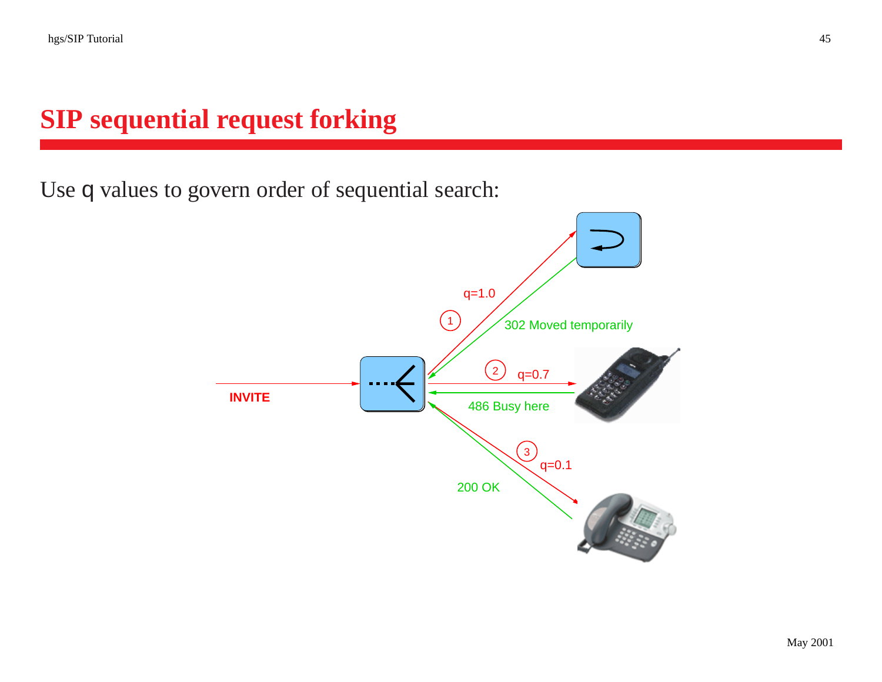# SIP sequential request forking

Use q values to govern order of sequential search:

INVITE

1 q=1.0

302 Moved temporarily

2 q=0.7

486 Busy here

3 q=0.1

200 OK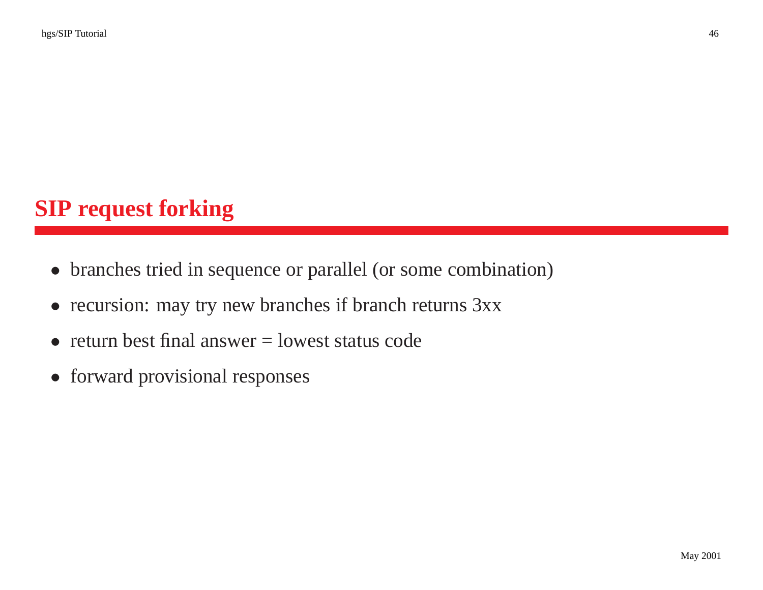# SIP request forking

- branches tried in sequence or parallel (or some combination)
- recursion: may try new branches if branch returns 3xx
- return best final answer = lowest status code
- forward provisional responses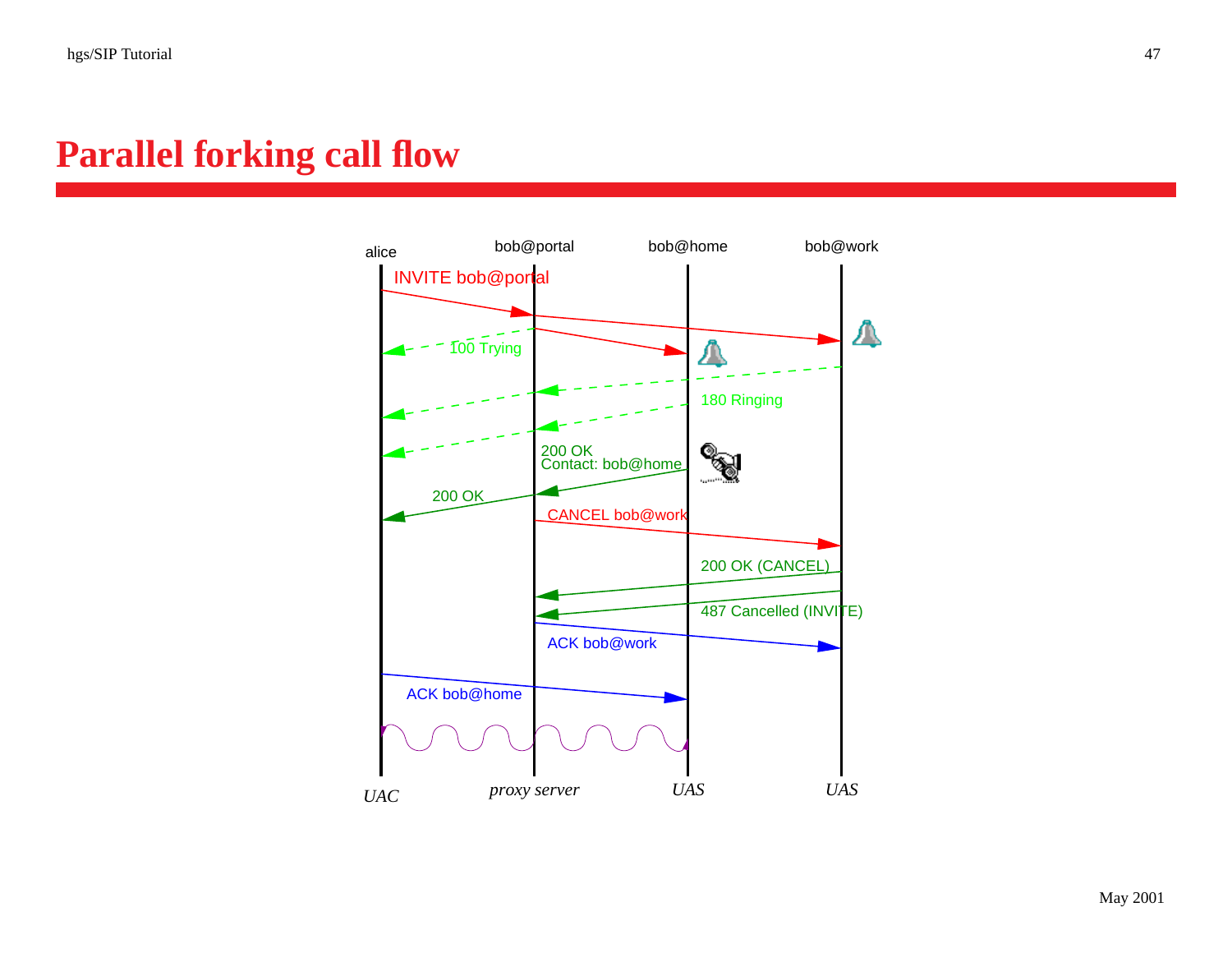# Parallel forking call flow

alice | bob@portal | bob@home | bob@work

INVITE bob@portal

100 Trying

180 Ringing

200 OK
Contact: bob@home

200 OK

CANCEL bob@work

200 OK (CANCEL)

487 Cancelled (INVITE)

ACK bob@work

ACK bob@home

*UAC* | *proxy server* | *UAS* | *UAS*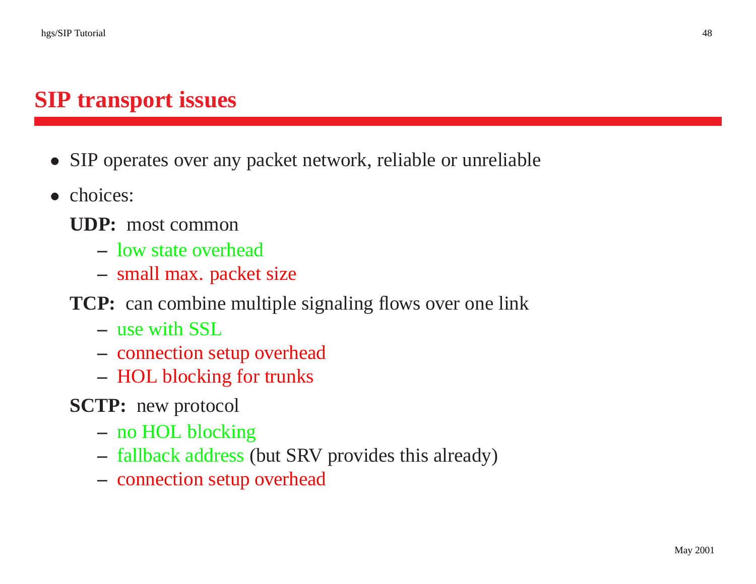# SIP transport issues

- SIP operates over any packet network, reliable or unreliable
- choices:

  **UDP:** most common

  - low state overhead
  - small max. packet size

  **TCP:** can combine multiple signaling flows over one link

  - use with SSL
  - connection setup overhead
  - HOL blocking for trunks

  **SCTP:** new protocol

  - no HOL blocking
  - fallback address (but SRV provides this already)
  - connection setup overhead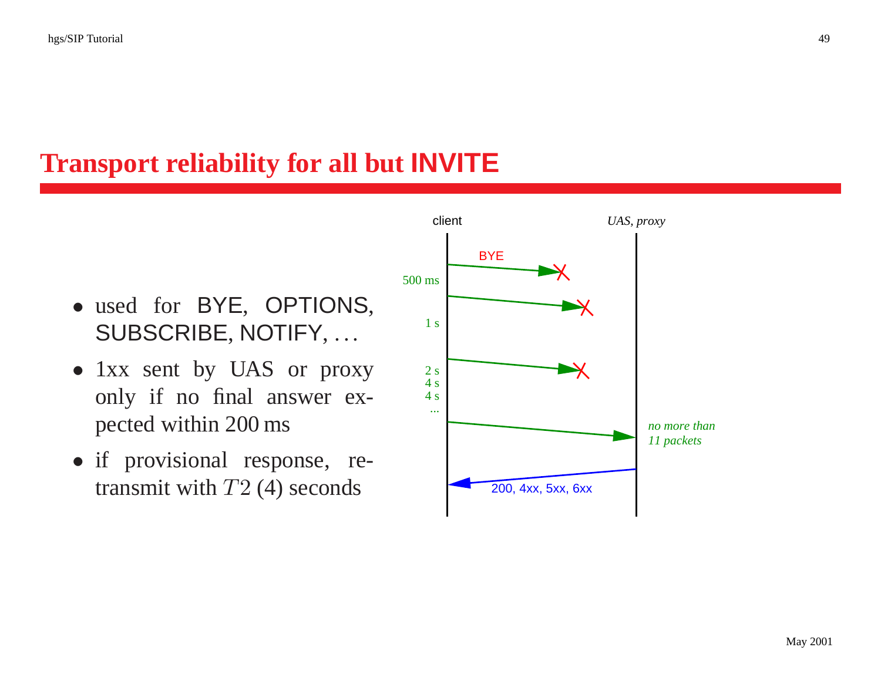# Transport reliability for all but INVITE

- used for BYE, OPTIONS, SUBSCRIBE, NOTIFY, . . .
- 1xx sent by UAS or proxy only if no final answer expected within 200 ms
- if provisional response, retransmit with $T2$ (4) seconds

client — UAS, *proxy*

BYE

500 ms

1 s

2 s
4 s
4 s
...

*no more than 11 packets*

200, 4xx, 5xx, 6xx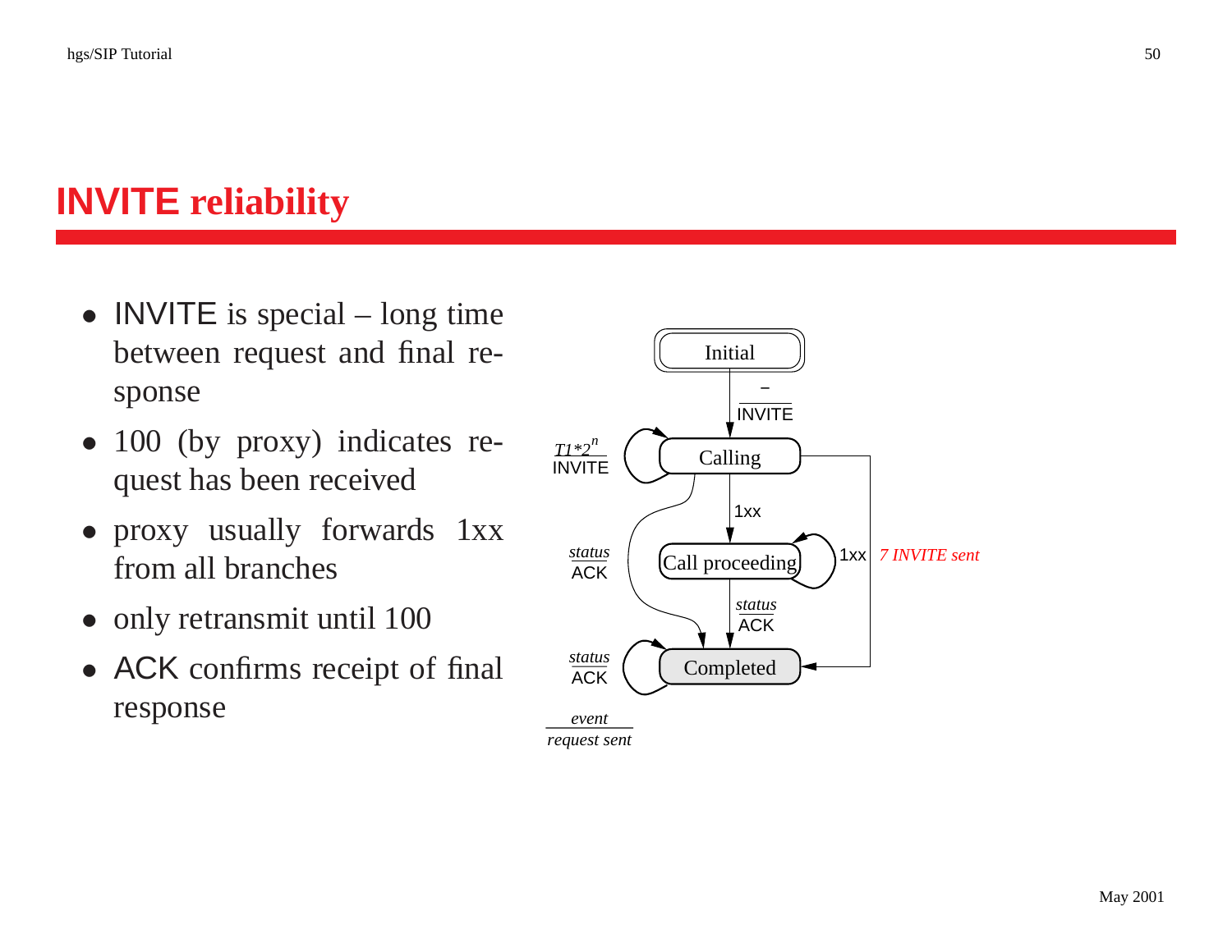# INVITE reliability

- INVITE is special – long time between request and final response
- 100 (by proxy) indicates request has been received
- proxy usually forwards 1xx from all branches
- only retransmit until 100
- ACK confirms receipt of final response

Initial

–
INVITE

$T1*2^n$
INVITE

Calling

1xx

status
ACK

Call proceeding

1xx

*7 INVITE sent*

status
ACK

status
ACK

Completed

*event*
*request sent*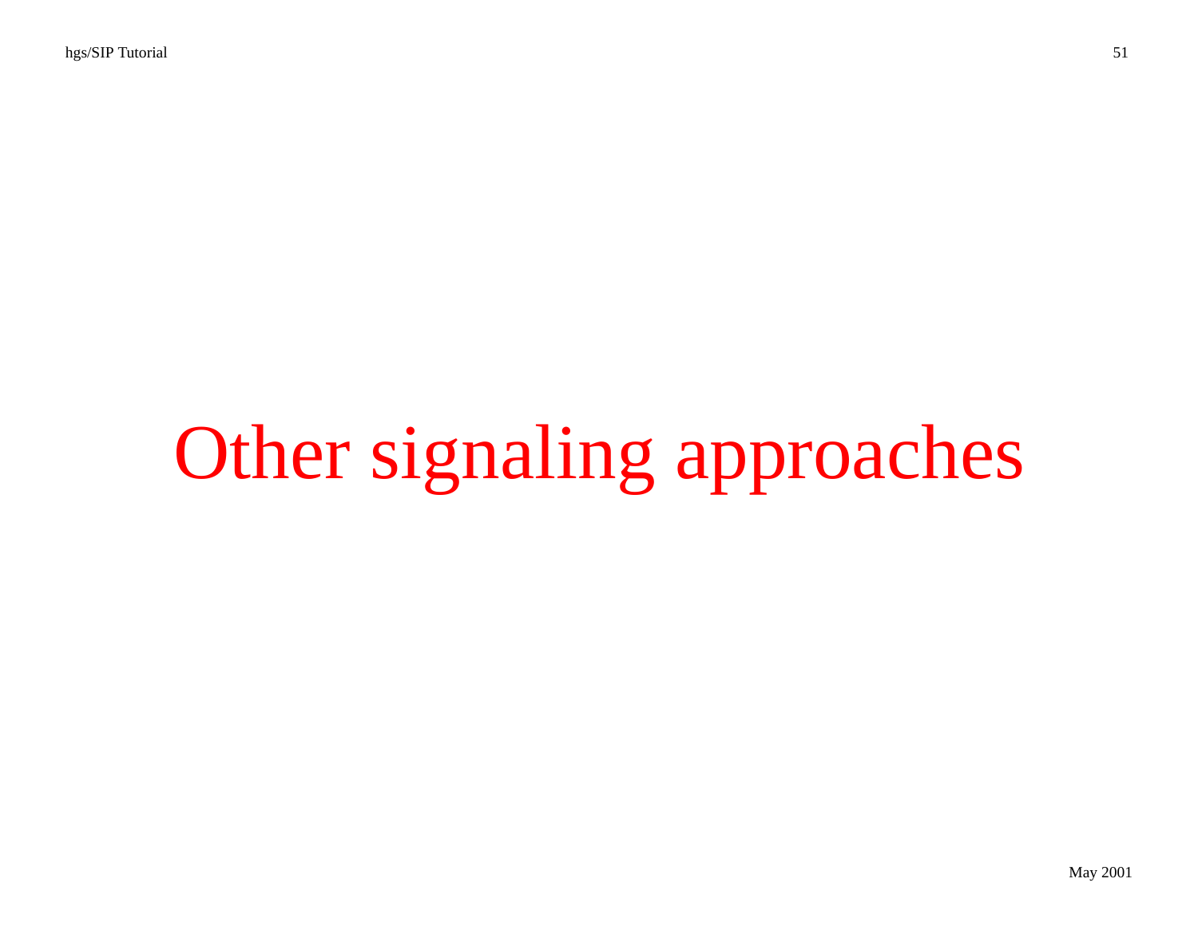# Other signaling approaches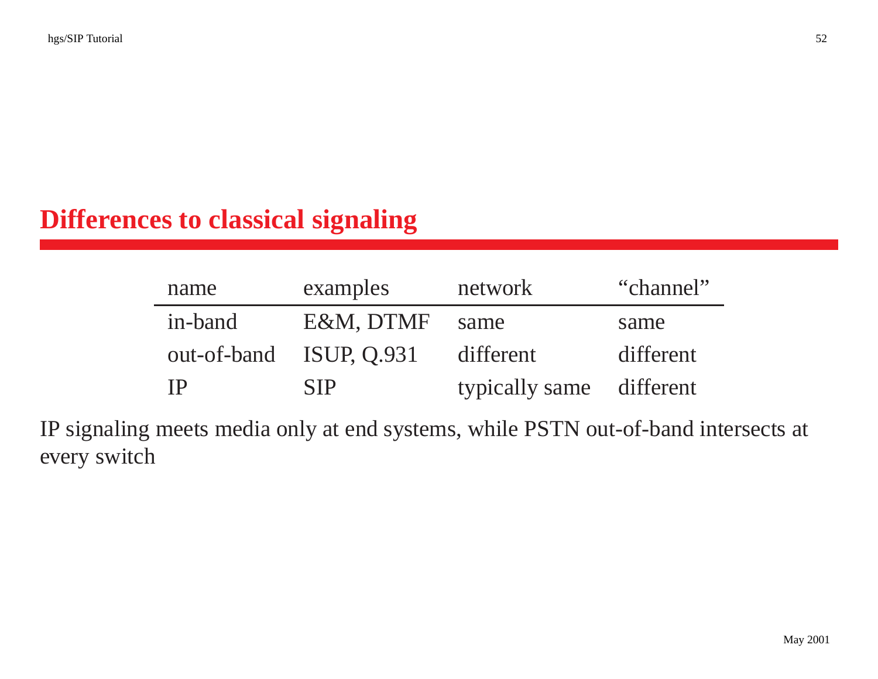## Differences to classical signaling

| name | examples | network | “channel” |
|---|---|---|---|
| in-band | E&M, DTMF | same | same |
| out-of-band | ISUP, Q.931 | different | different |
| IP | SIP | typically same | different |

IP signaling meets media only at end systems, while PSTN out-of-band intersects at every switch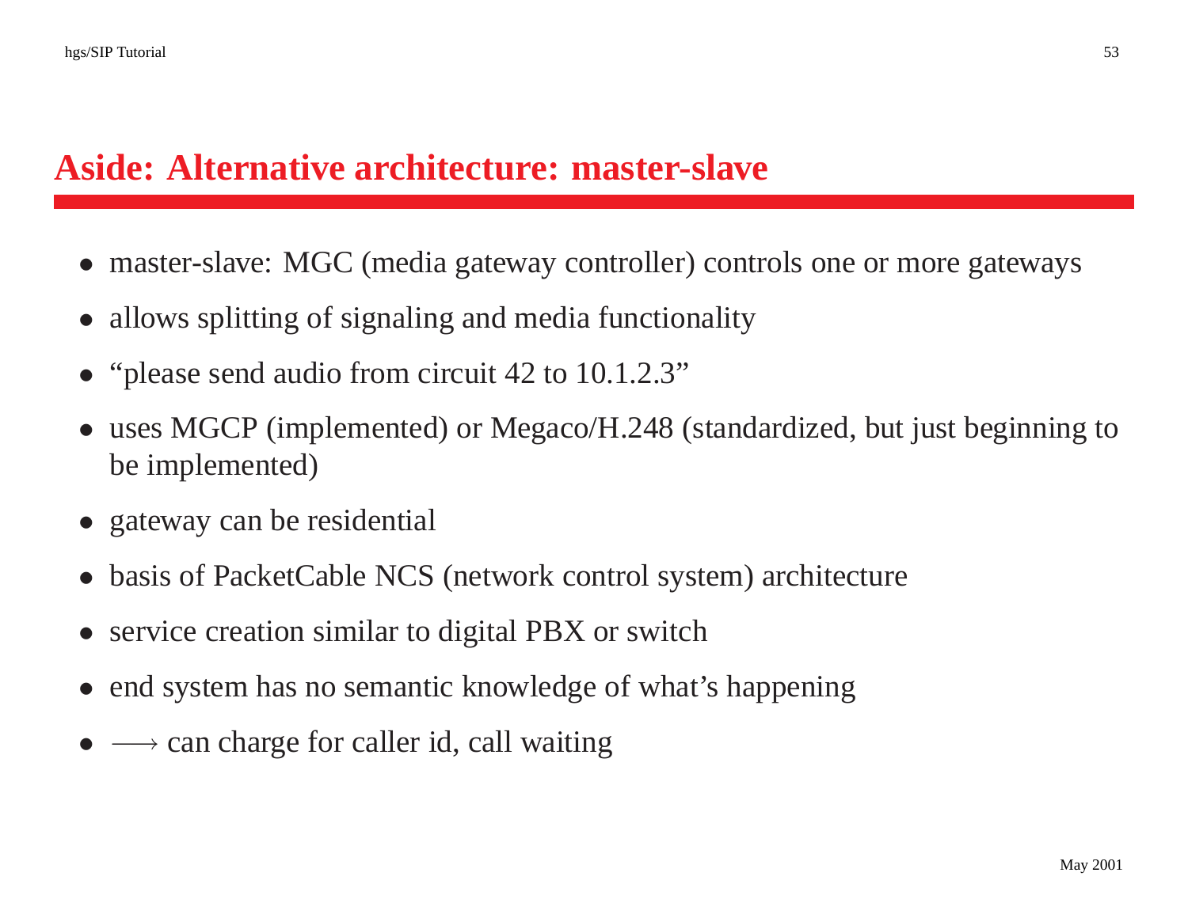# Aside: Alternative architecture: master-slave

- master-slave: MGC (media gateway controller) controls one or more gateways
- allows splitting of signaling and media functionality
- "please send audio from circuit 42 to 10.1.2.3"
- uses MGCP (implemented) or Megaco/H.248 (standardized, but just beginning to be implemented)
- gateway can be residential
- basis of PacketCable NCS (network control system) architecture
- service creation similar to digital PBX or switch
- end system has no semantic knowledge of what's happening
- $\longrightarrow$ can charge for caller id, call waiting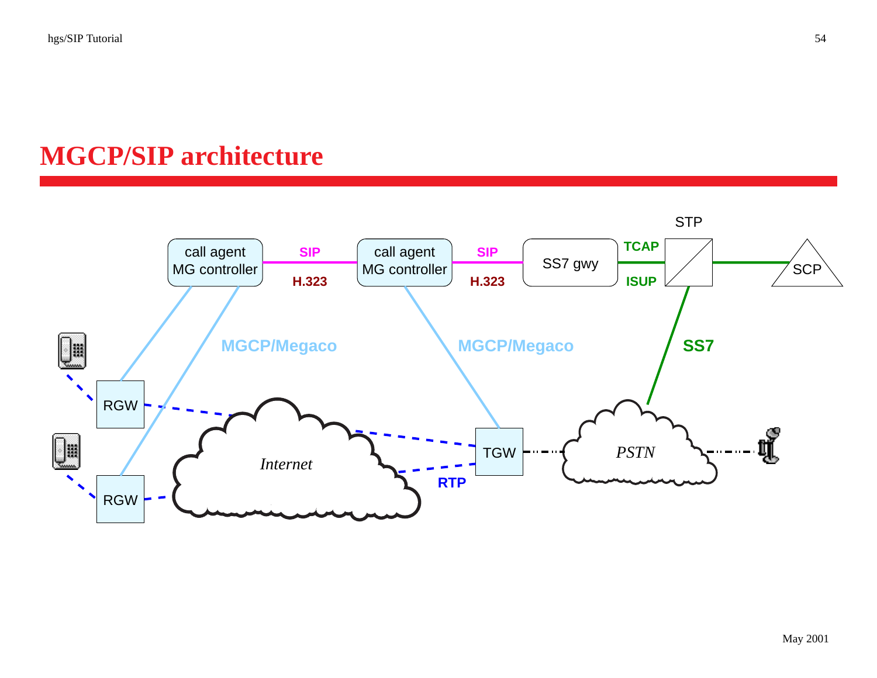# MGCP/SIP architecture

call agent MG controller — SIP / H.323 — call agent MG controller — SIP / H.323 — SS7 gwy — TCAP / ISUP — STP — SCP

MGCP/Megaco

MGCP/Megaco

SS7

RGW

RGW

Internet

RTP

TGW

PSTN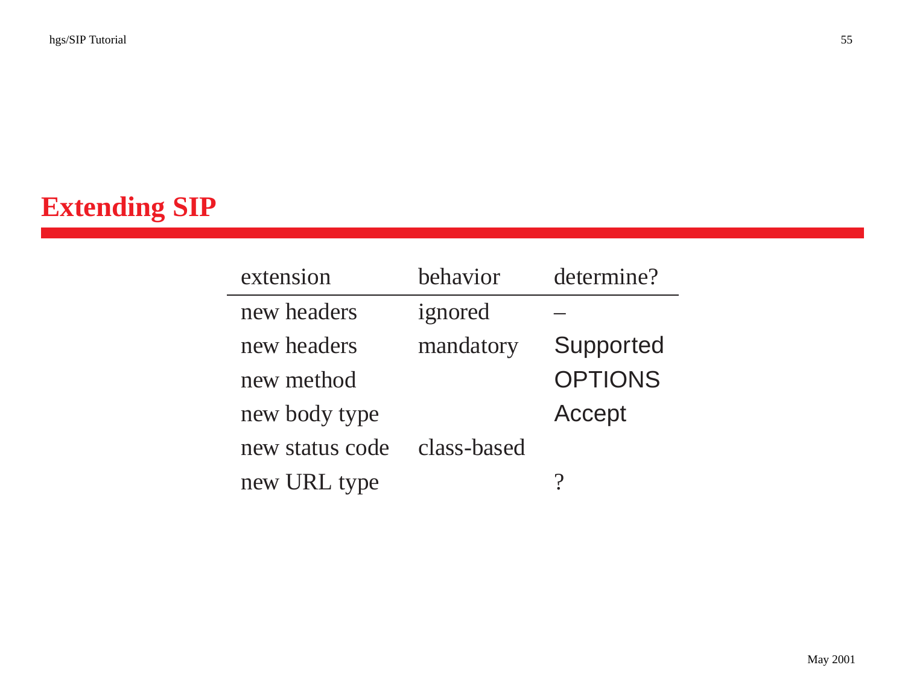# Extending SIP

| extension | behavior | determine? |
| --- | --- | --- |
| new headers | ignored | – |
| new headers | mandatory | Supported |
| new method | | OPTIONS |
| new body type | | Accept |
| new status code | class-based | |
| new URL type | | ? |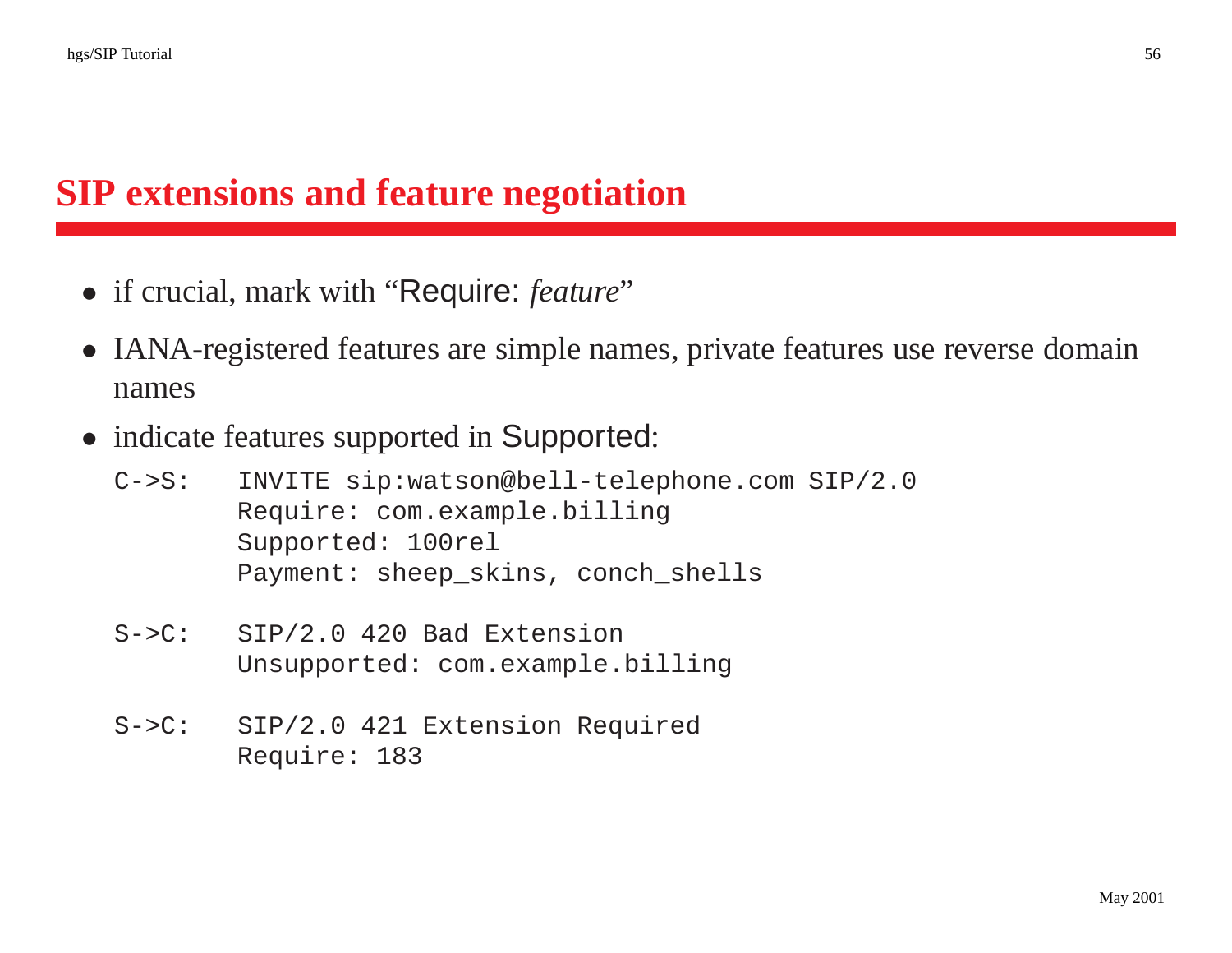# SIP extensions and feature negotiation

- if crucial, mark with "Require: *feature*"
- IANA-registered features are simple names, private features use reverse domain names
- indicate features supported in Supported:

```
C->S:   INVITE sip:watson@bell-telephone.com SIP/2.0
        Require: com.example.billing
        Supported: 100rel
        Payment: sheep_skins, conch_shells

S->C:   SIP/2.0 420 Bad Extension
        Unsupported: com.example.billing

S->C:   SIP/2.0 421 Extension Required
        Require: 183
```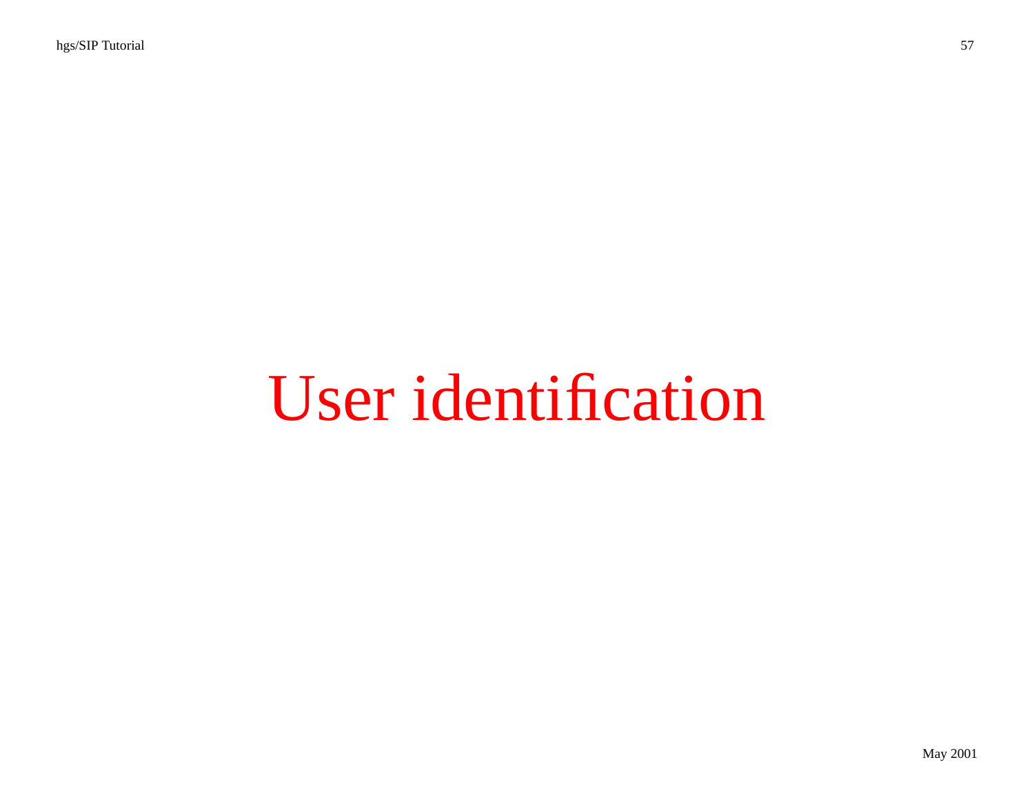# User identification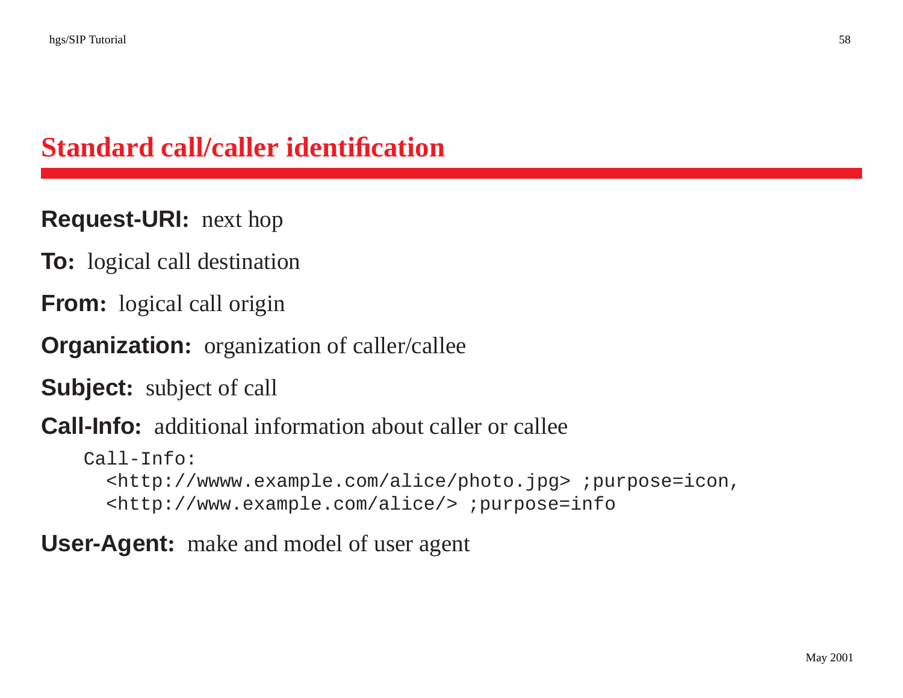# Standard call/caller identification

**Request-URI:** next hop

**To:** logical call destination

**From:** logical call origin

**Organization:** organization of caller/callee

**Subject:** subject of call

**Call-Info:** additional information about caller or callee

```
Call-Info:
  <http://wwww.example.com/alice/photo.jpg> ;purpose=icon,
  <http://www.example.com/alice/> ;purpose=info
```

**User-Agent:** make and model of user agent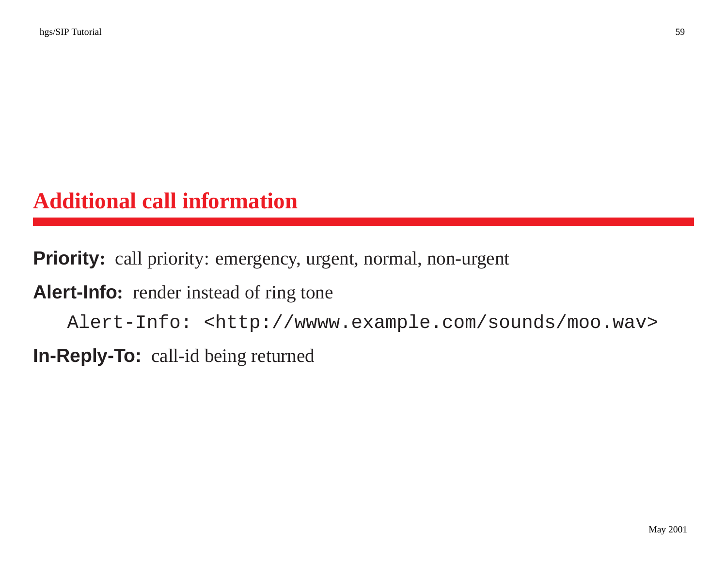# Additional call information

**Priority:** call priority: emergency, urgent, normal, non-urgent

**Alert-Info:** render instead of ring tone

```
Alert-Info: <http://wwww.example.com/sounds/moo.wav>
```

**In-Reply-To:** call-id being returned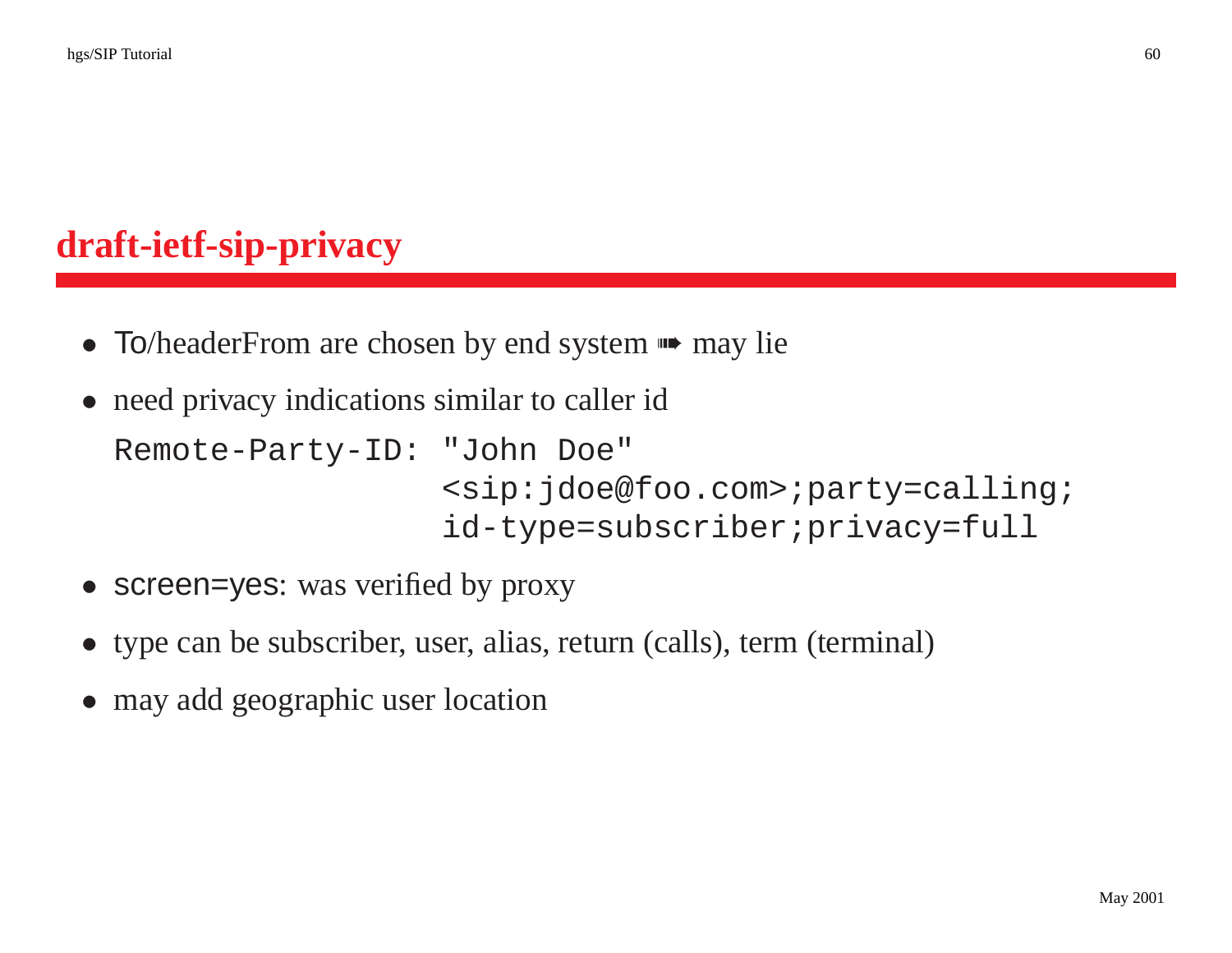## draft-ietf-sip-privacy

- To/headerFrom are chosen by end system ➠ may lie
- need privacy indications similar to caller id

```
Remote-Party-ID: "John Doe"
                 <sip:jdoe@foo.com>;party=calling;
                 id-type=subscriber;privacy=full
```

- screen=yes: was verified by proxy
- type can be subscriber, user, alias, return (calls), term (terminal)
- may add geographic user location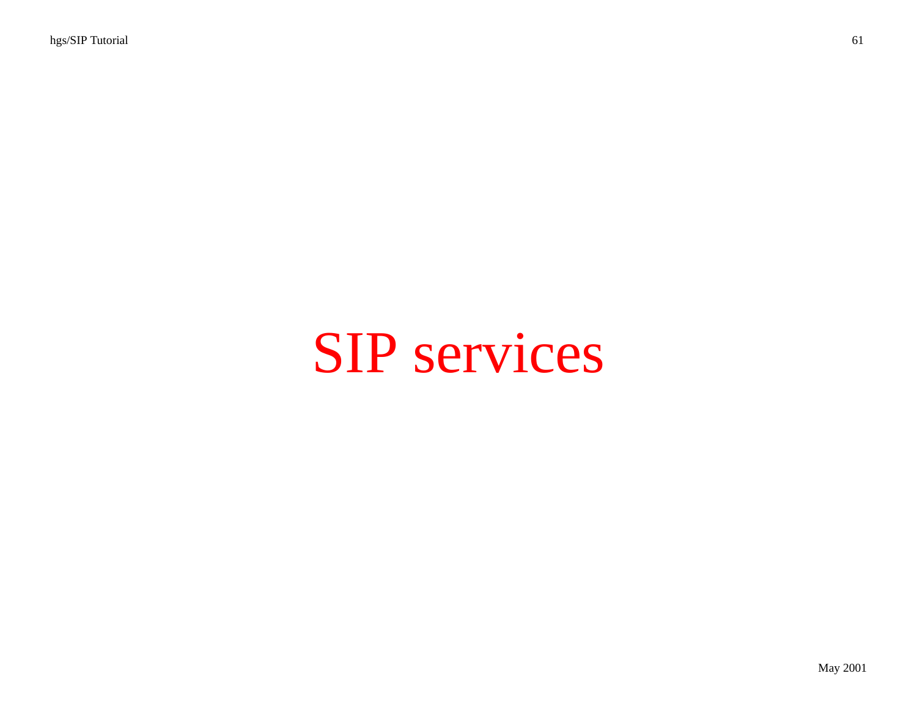# SIP services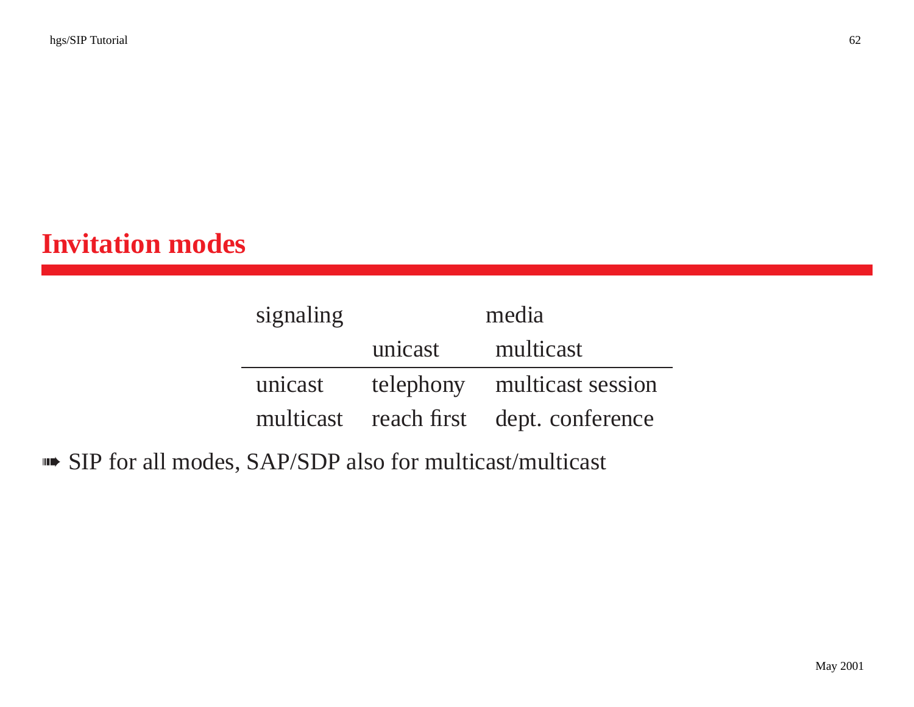## Invitation modes

| signaling | media | |
|---|---|---|
| | unicast | multicast |
| unicast | telephony | multicast session |
| multicast | reach first | dept. conference |

- SIP for all modes, SAP/SDP also for multicast/multicast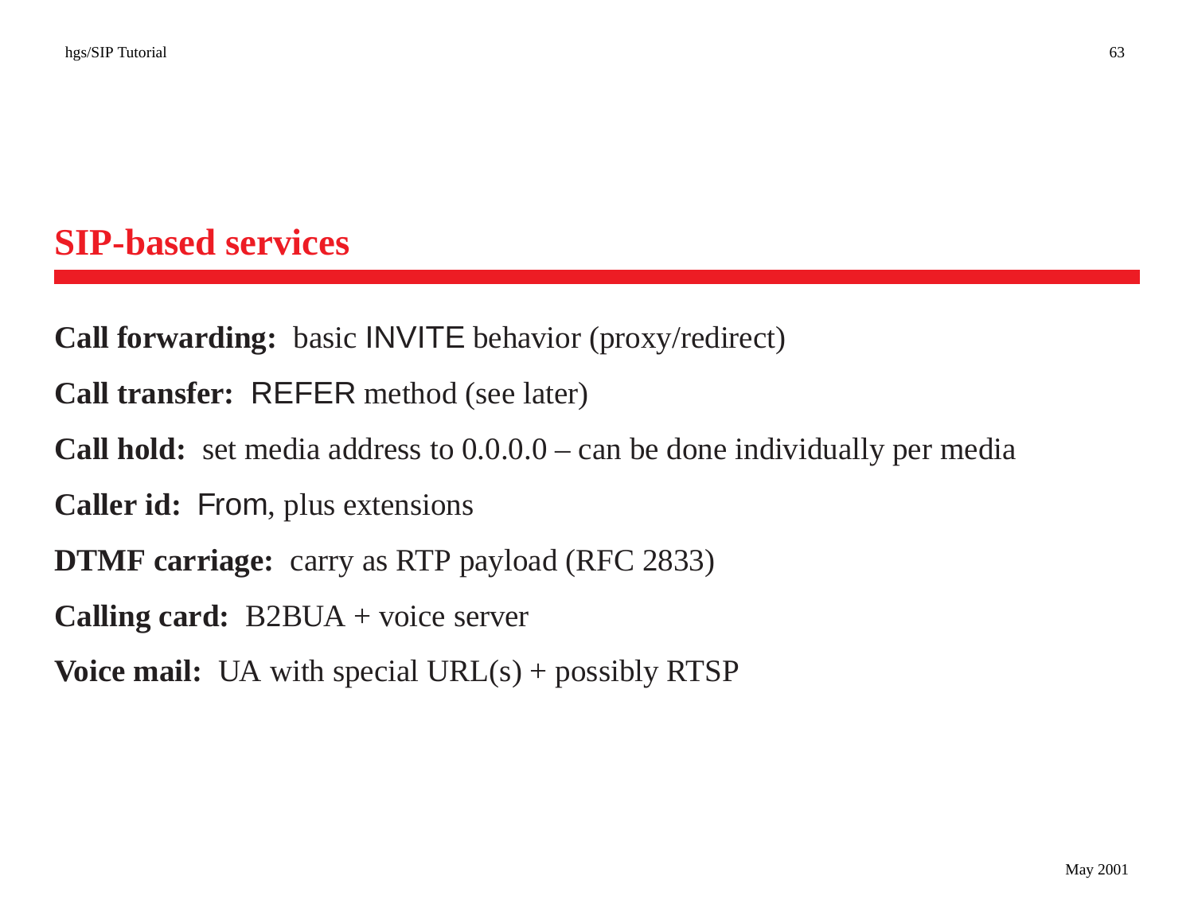# SIP-based services

**Call forwarding:** basic INVITE behavior (proxy/redirect)

**Call transfer:** REFER method (see later)

**Call hold:** set media address to 0.0.0.0 – can be done individually per media

**Caller id:** From, plus extensions

**DTMF carriage:** carry as RTP payload (RFC 2833)

**Calling card:** B2BUA + voice server

**Voice mail:** UA with special URL(s) + possibly RTSP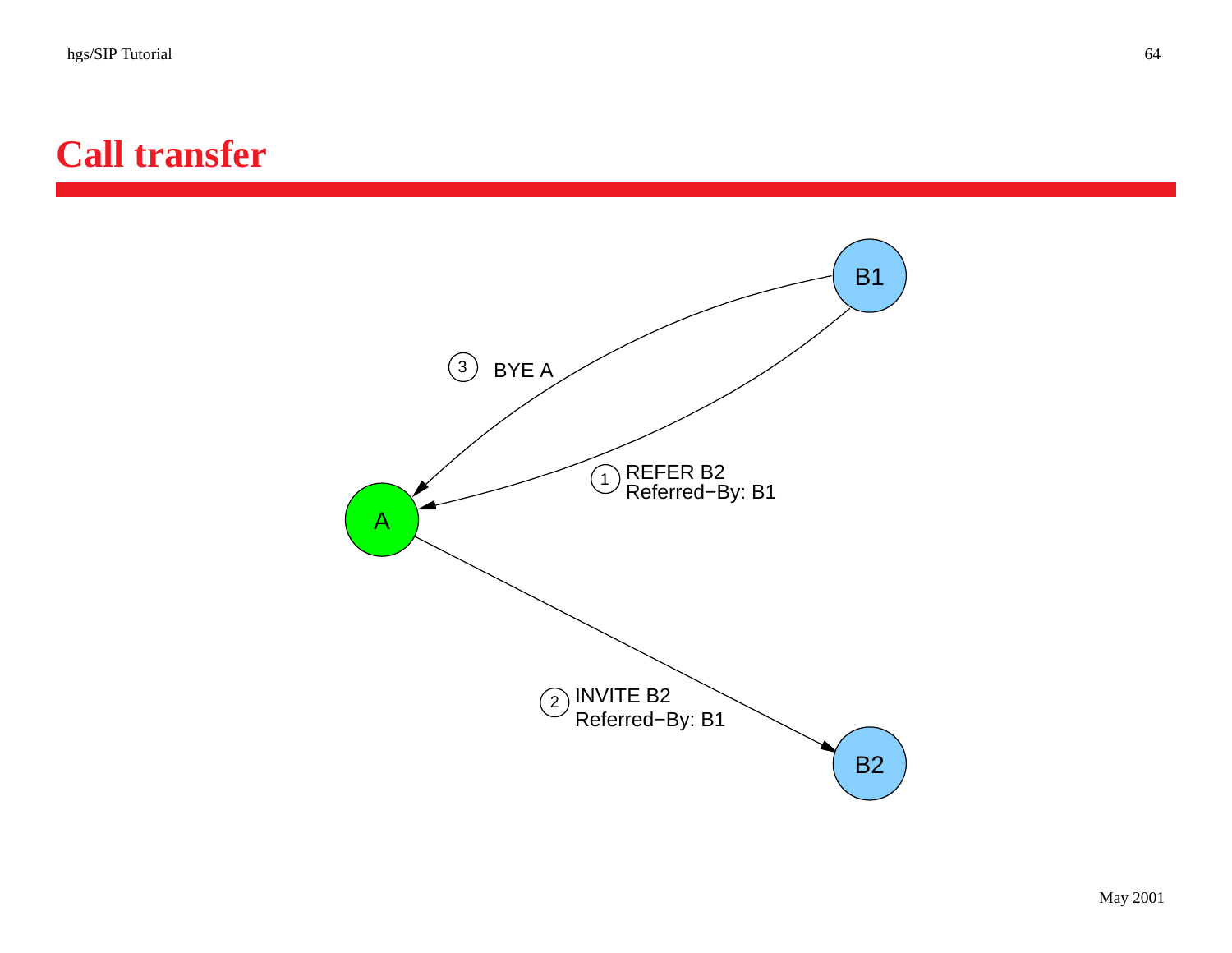# Call transfer

B1

A

B2

3 BYE A

1 REFER B2
Referred−By: B1

2 INVITE B2
Referred−By: B1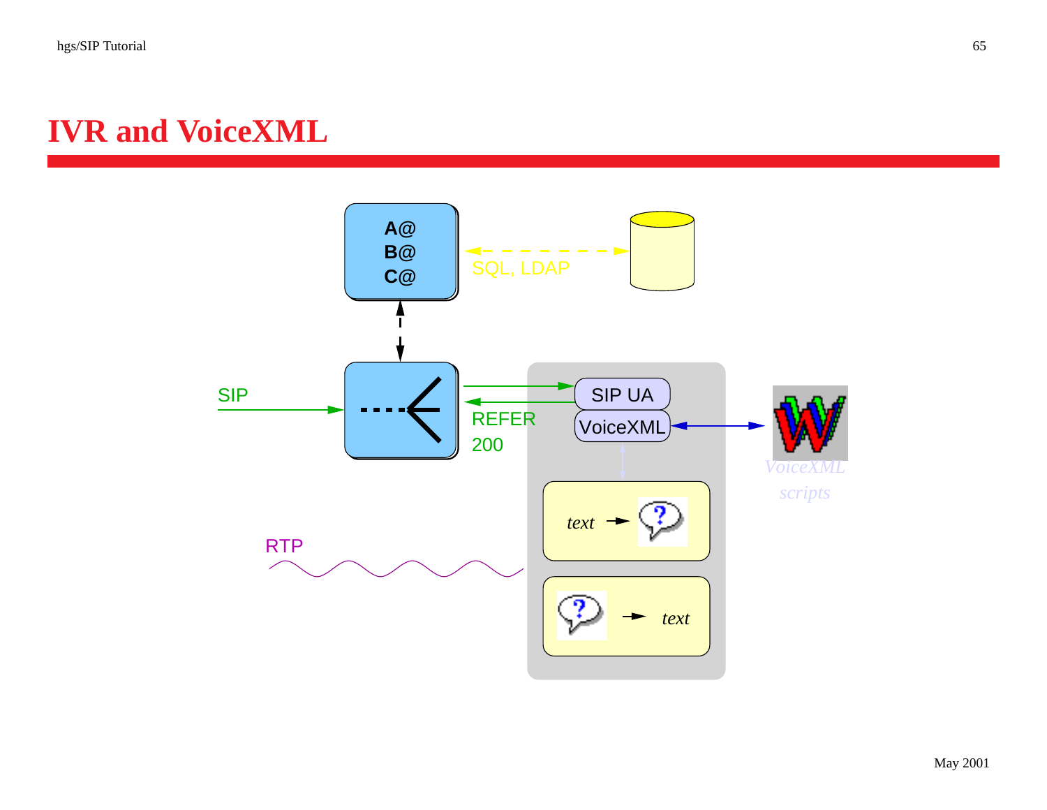# IVR and VoiceXML

A@
B@
C@

SQL, LDAP

SIP

REFER

200

SIP UA

VoiceXML

*VoiceXML scripts*

*text* →

→ *text*

RTP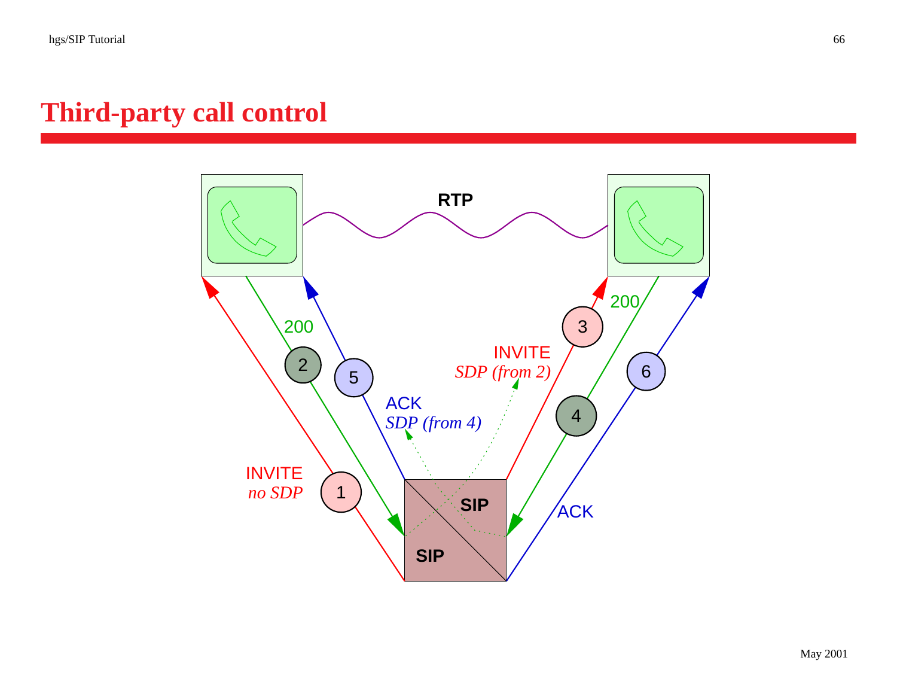# Third-party call control

RTP

INVITE
*no SDP*

200

ACK
*SDP (from 4)*

INVITE
*SDP (from 2)*

200

ACK

SIP

SIP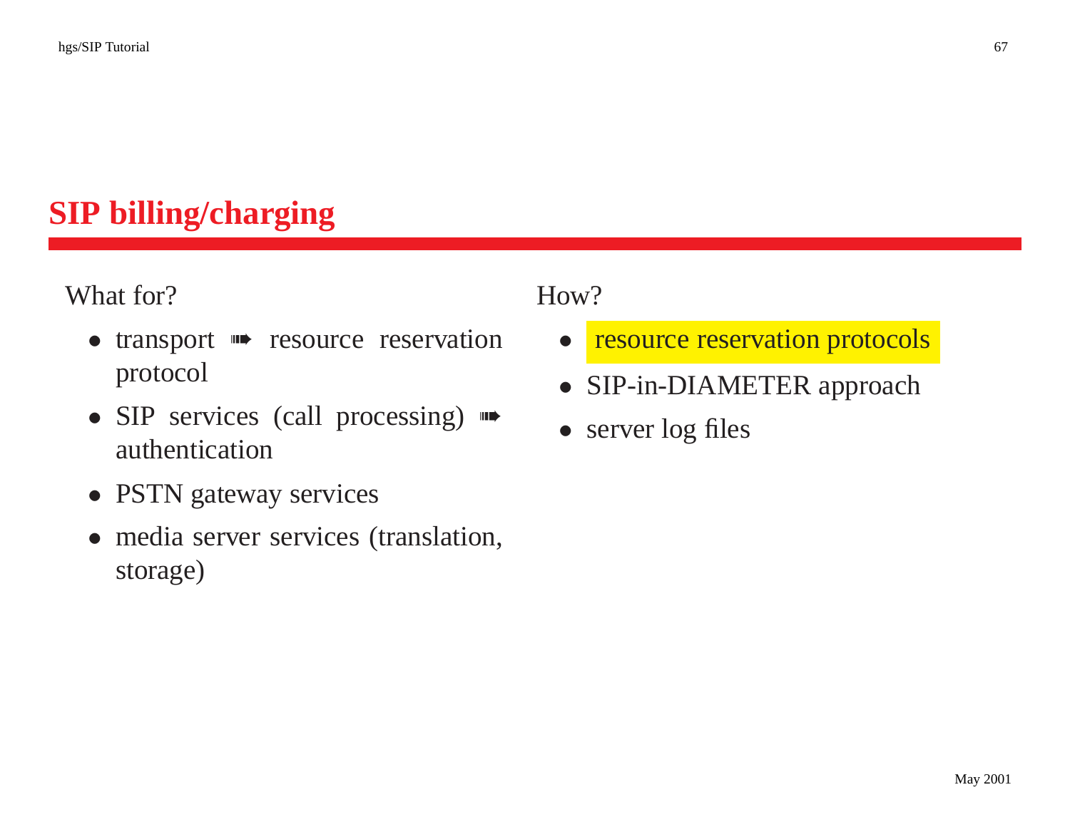# SIP billing/charging

What for?

- transport ➠ resource reservation protocol
- SIP services (call processing) ➠ authentication
- PSTN gateway services
- media server services (translation, storage)

How?

- resource reservation protocols
- SIP-in-DIAMETER approach
- server log files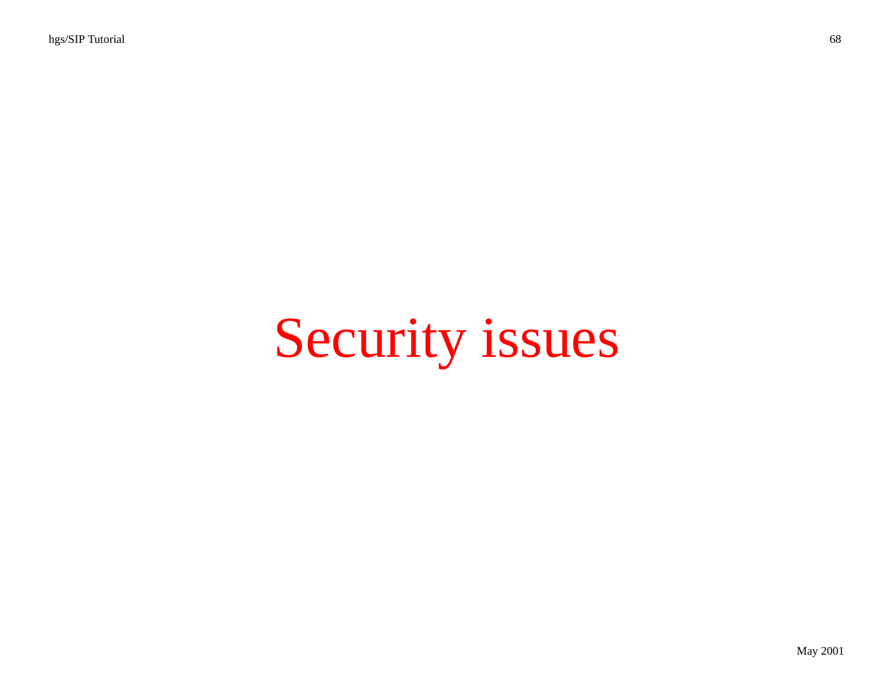# Security issues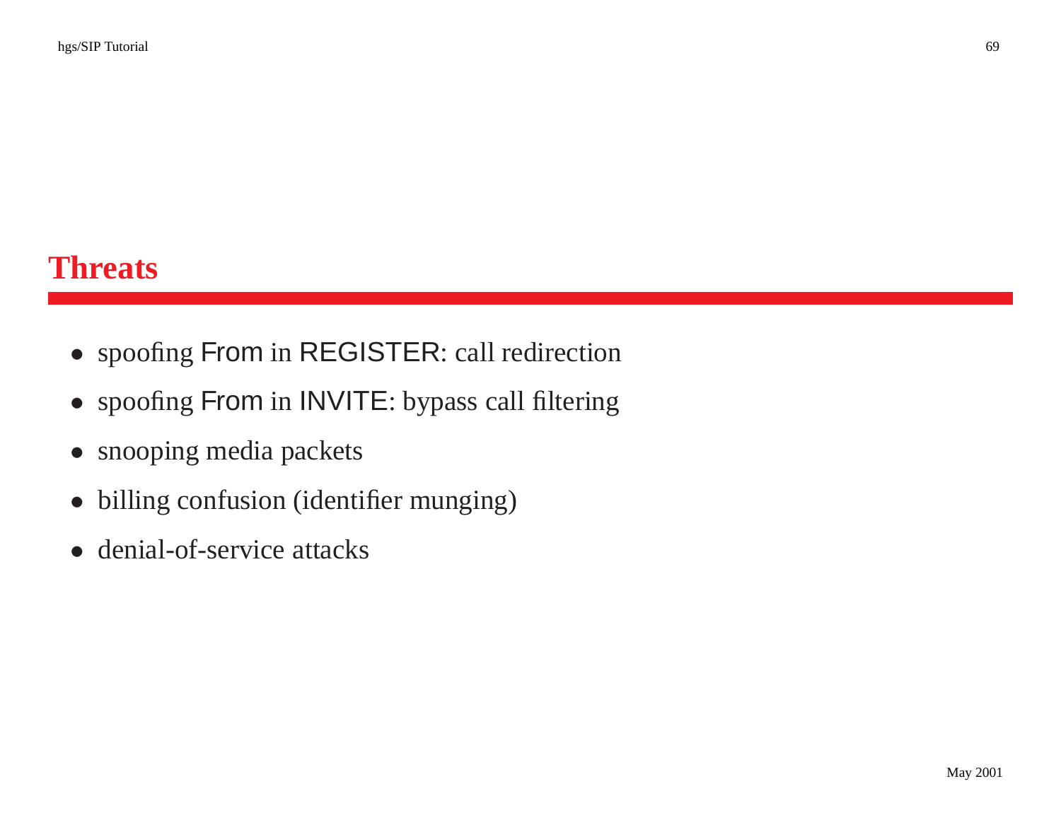# Threats

- spoofing From in REGISTER: call redirection
- spoofing From in INVITE: bypass call filtering
- snooping media packets
- billing confusion (identifier munging)
- denial-of-service attacks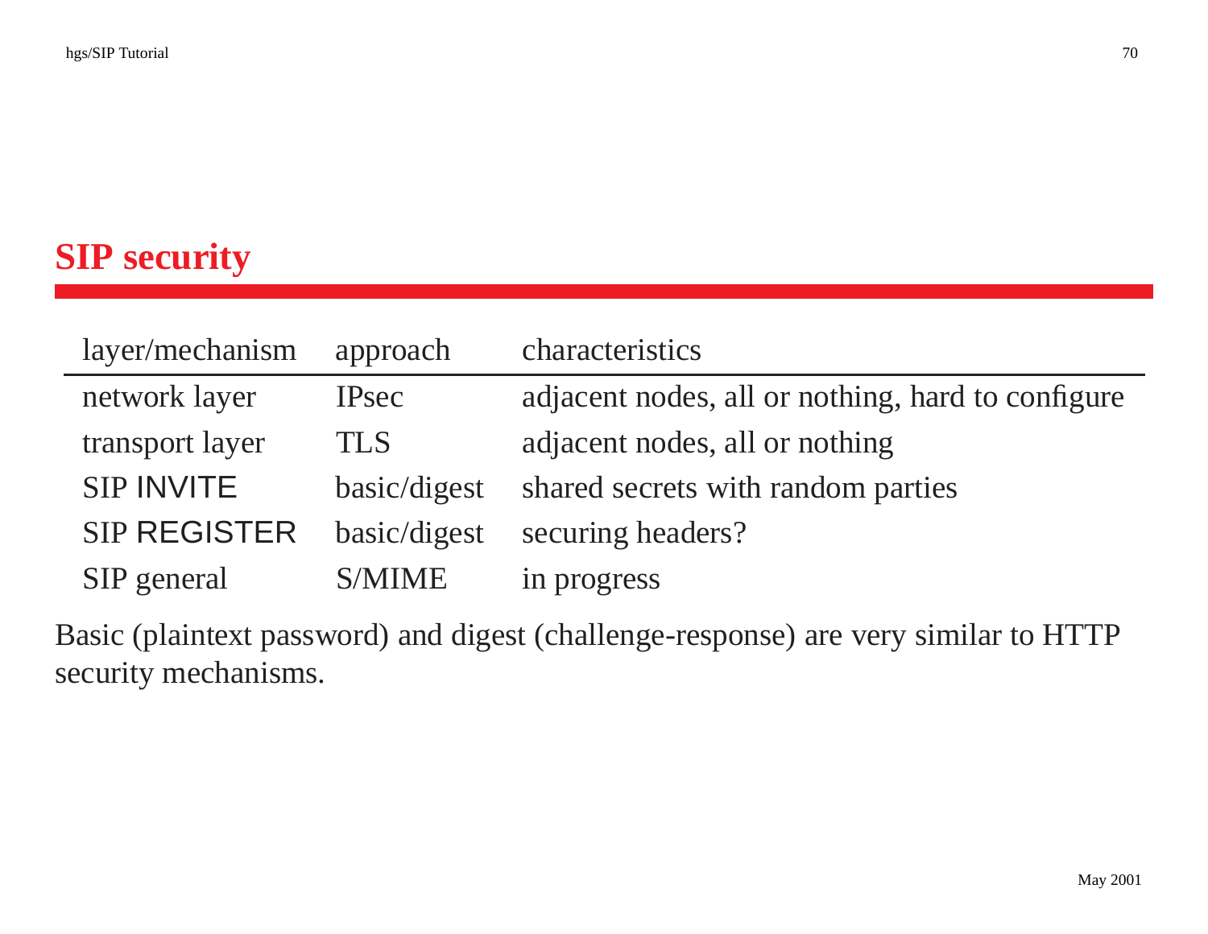## SIP security

| layer/mechanism | approach | characteristics |
|---|---|---|
| network layer | IPsec | adjacent nodes, all or nothing, hard to configure |
| transport layer | TLS | adjacent nodes, all or nothing |
| SIP INVITE | basic/digest | shared secrets with random parties |
| SIP REGISTER | basic/digest | securing headers? |
| SIP general | S/MIME | in progress |

Basic (plaintext password) and digest (challenge-response) are very similar to HTTP security mechanisms.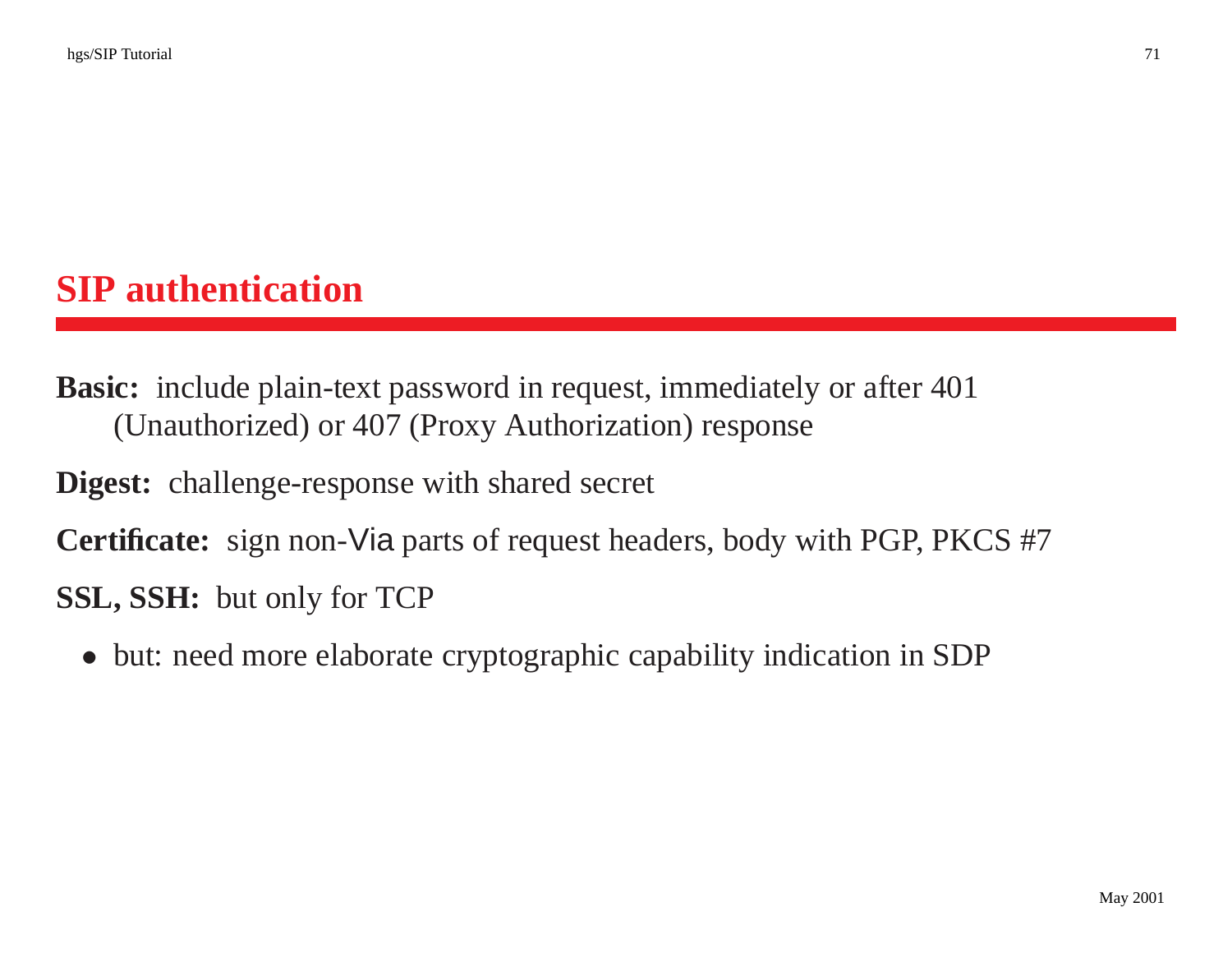# SIP authentication

**Basic:** include plain-text password in request, immediately or after 401 (Unauthorized) or 407 (Proxy Authorization) response

**Digest:** challenge-response with shared secret

**Certificate:** sign non-Via parts of request headers, body with PGP, PKCS #7

**SSL, SSH:** but only for TCP

- but: need more elaborate cryptographic capability indication in SDP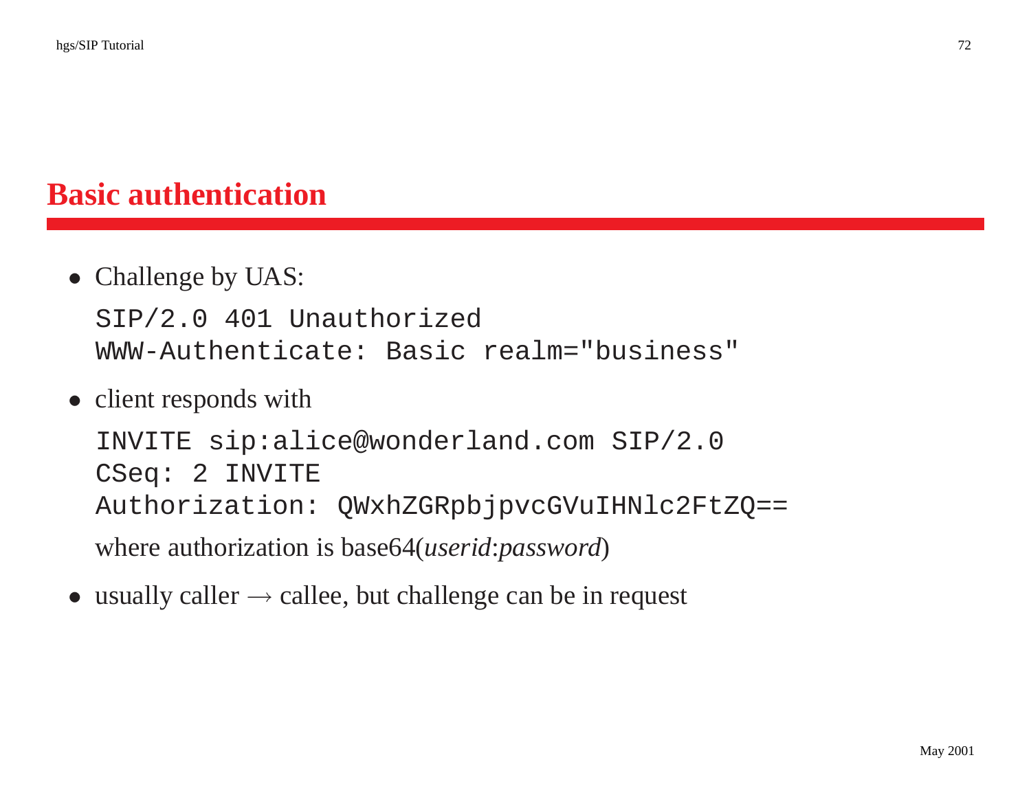# Basic authentication

- Challenge by UAS:

  ```
  SIP/2.0 401 Unauthorized
  WWW-Authenticate: Basic realm="business"
  ```

- client responds with

  ```
  INVITE sip:alice@wonderland.com SIP/2.0
  CSeq: 2 INVITE
  Authorization: QWxhZGRpbjpvcGVuIHNlc2FtZQ==
  ```

  where authorization is base64(*userid*:*password*)

- usually caller → callee, but challenge can be in request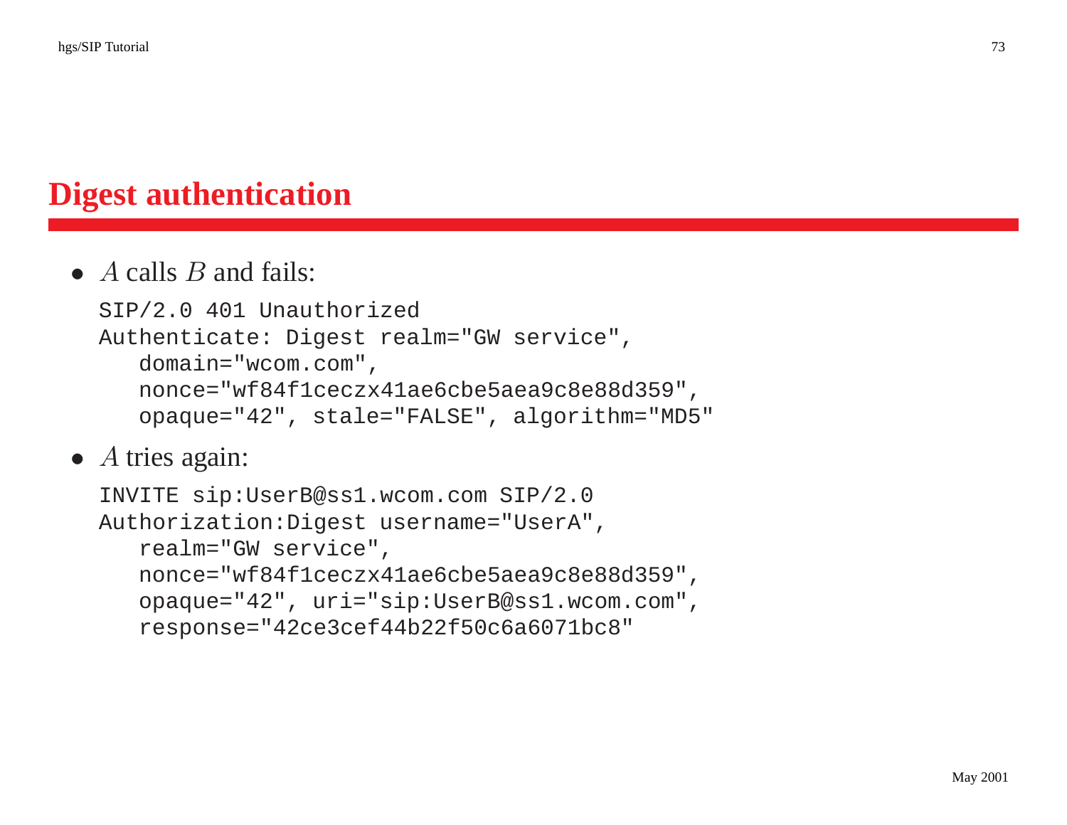# Digest authentication

- $A$ calls $B$ and fails:

```
SIP/2.0 401 Unauthorized
Authenticate: Digest realm="GW service",
   domain="wcom.com",
   nonce="wf84f1ceczx41ae6cbe5aea9c8e88d359",
   opaque="42", stale="FALSE", algorithm="MD5"
```

- $A$ tries again:

```
INVITE sip:UserB@ss1.wcom.com SIP/2.0
Authorization:Digest username="UserA",
   realm="GW service",
   nonce="wf84f1ceczx41ae6cbe5aea9c8e88d359",
   opaque="42", uri="sip:UserB@ss1.wcom.com",
   response="42ce3cef44b22f50c6a6071bc8"
```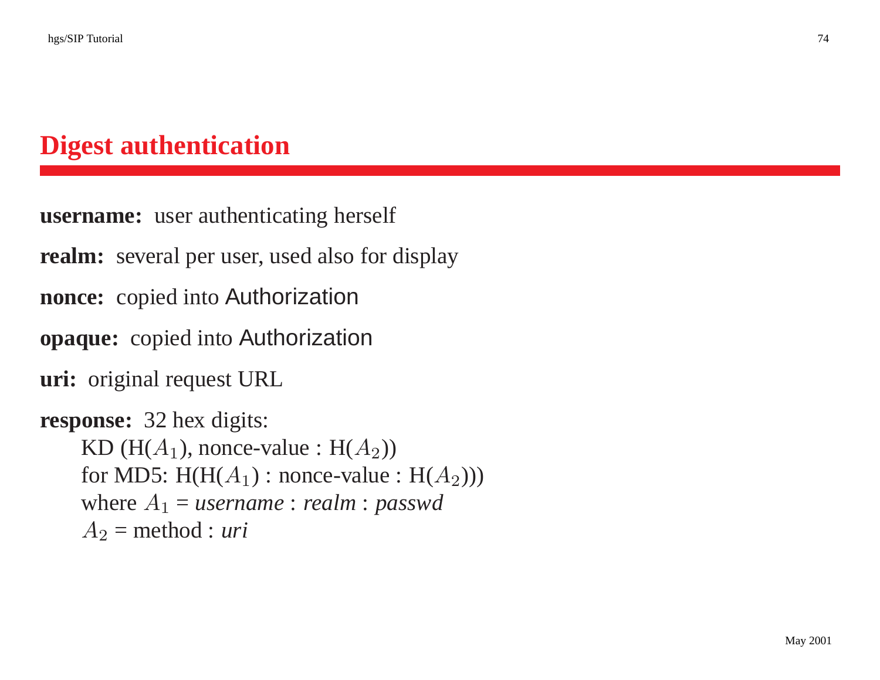# Digest authentication

**username:** user authenticating herself

**realm:** several per user, used also for display

**nonce:** copied into Authorization

**opaque:** copied into Authorization

**uri:** original request URL

**response:** 32 hex digits:

KD (H($A_1$), nonce-value : H($A_2$))

for MD5: H(H($A_1$) : nonce-value : H($A_2$)))

where $A_1$ = *username* : *realm* : *passwd*

$A_2$ = method : *uri*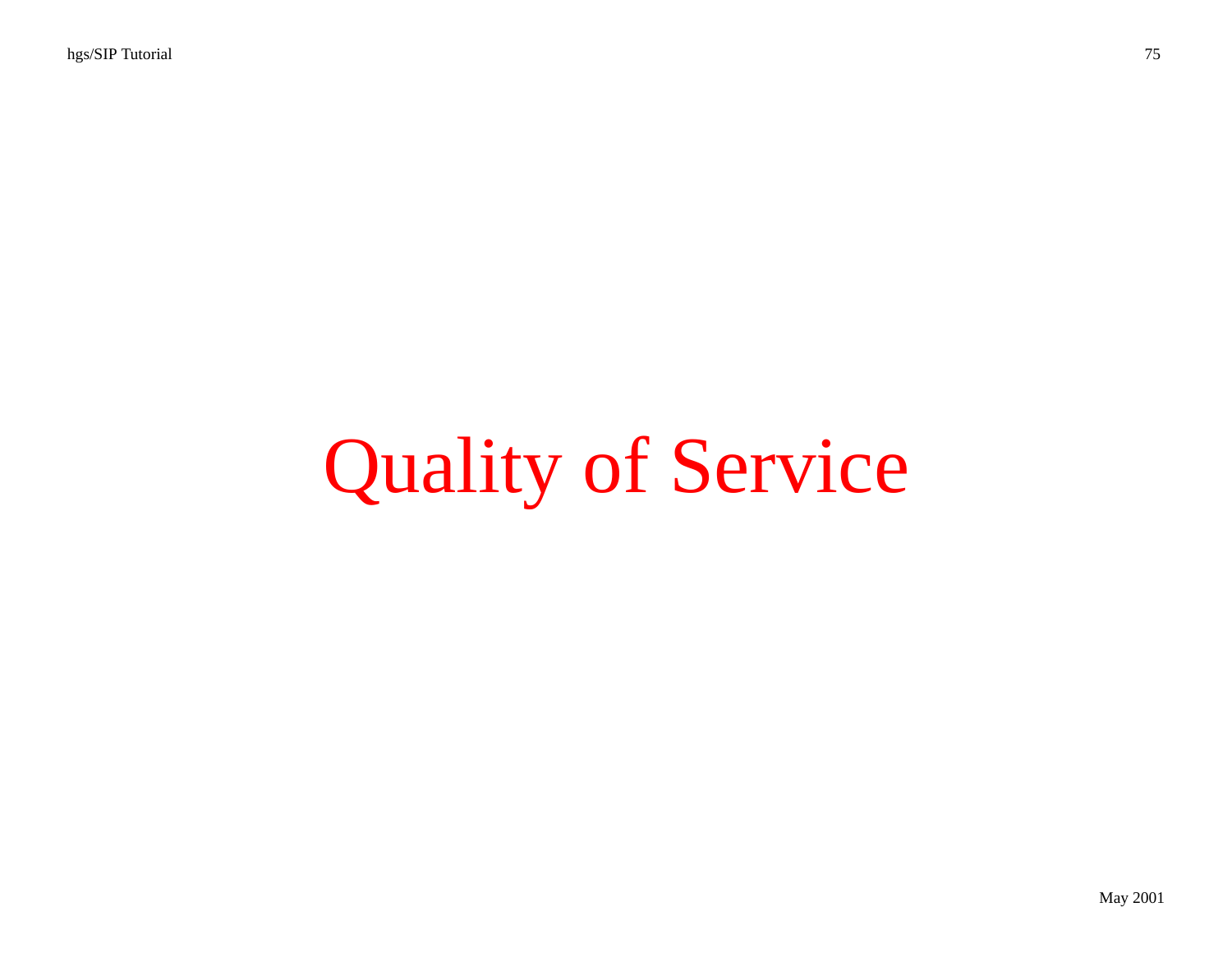# Quality of Service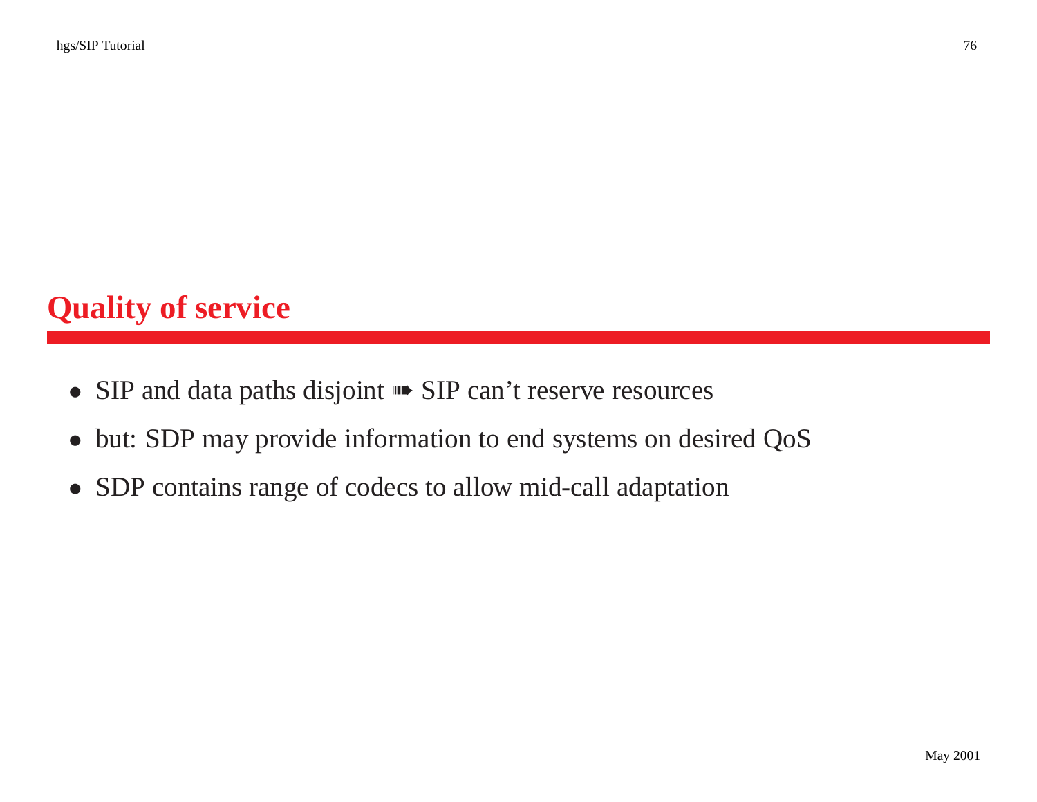# Quality of service

- SIP and data paths disjoint ➠ SIP can't reserve resources
- but: SDP may provide information to end systems on desired QoS
- SDP contains range of codecs to allow mid-call adaptation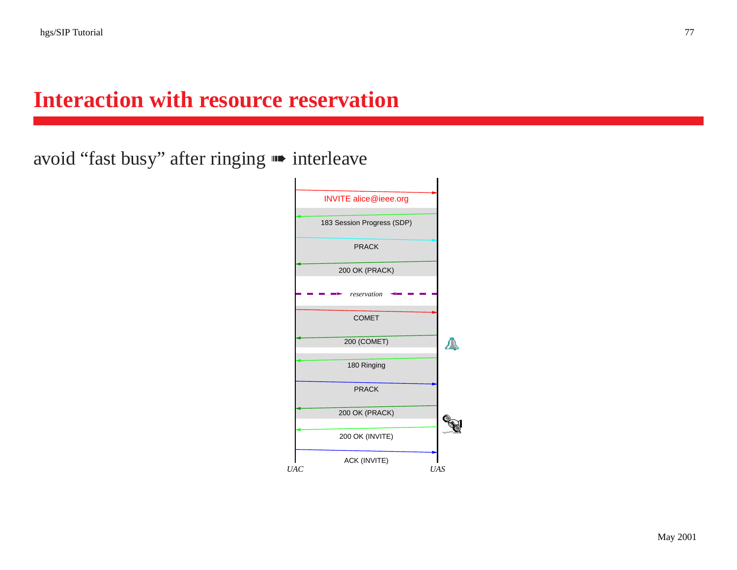# Interaction with resource reservation

avoid “fast busy” after ringing ➠ interleave

INVITE alice@ieee.org

183 Session Progress (SDP)

PRACK

200 OK (PRACK)

*reservation*

COMET

200 (COMET)

180 Ringing

PRACK

200 OK (PRACK)

200 OK (INVITE)

ACK (INVITE)

*UAC* *UAS*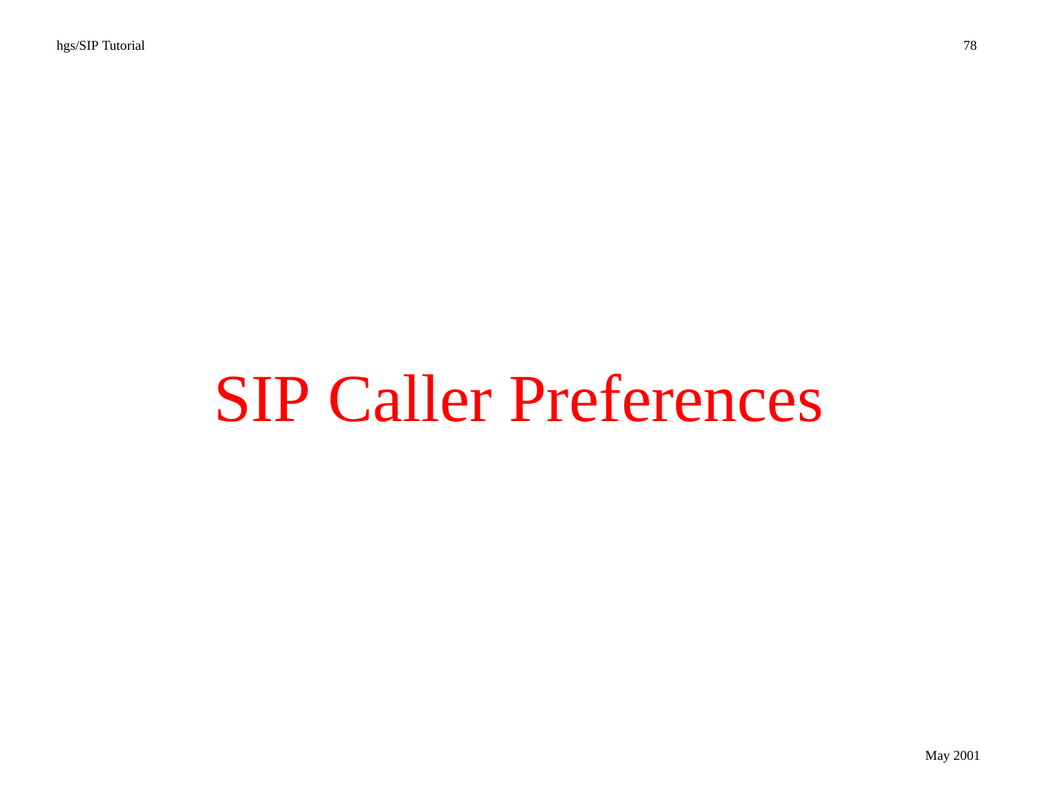# SIP Caller Preferences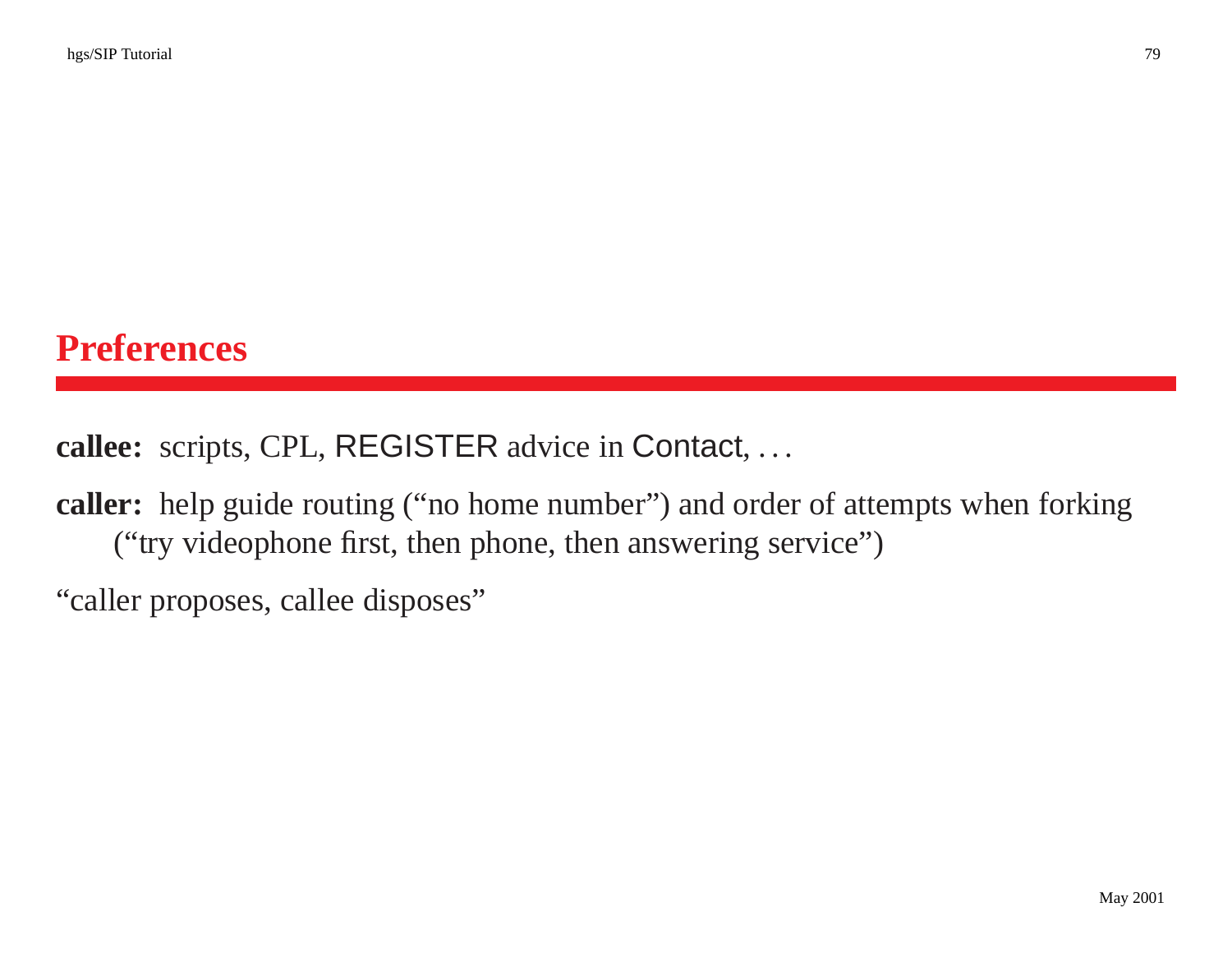# Preferences

**callee:** scripts, CPL, REGISTER advice in Contact, . . .

**caller:** help guide routing ("no home number") and order of attempts when forking ("try videophone first, then phone, then answering service")

"caller proposes, callee disposes"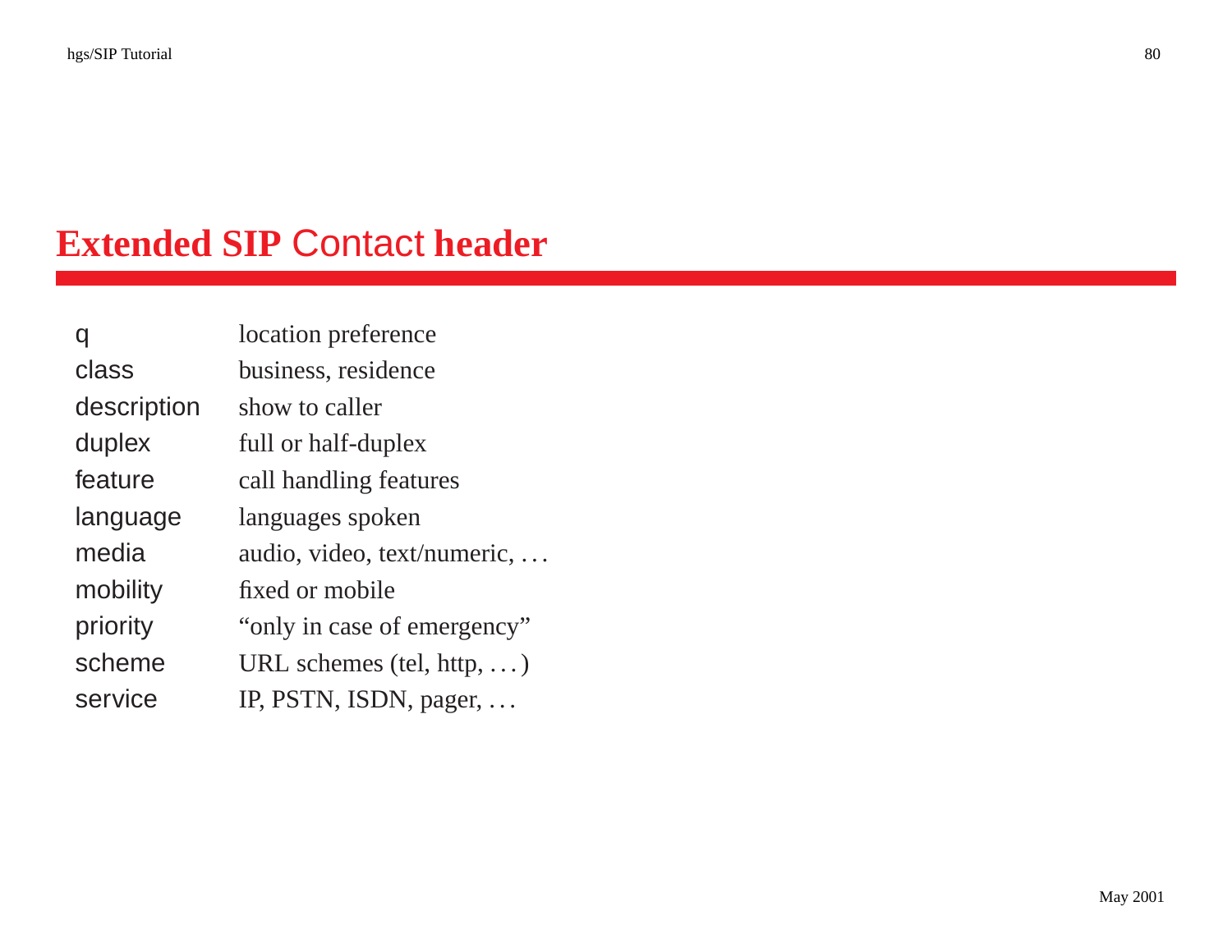# Extended SIP Contact header

| | |
|---|---|
| q | location preference |
| class | business, residence |
| description | show to caller |
| duplex | full or half-duplex |
| feature | call handling features |
| language | languages spoken |
| media | audio, video, text/numeric, ... |
| mobility | fixed or mobile |
| priority | "only in case of emergency" |
| scheme | URL schemes (tel, http, ...) |
| service | IP, PSTN, ISDN, pager, ... |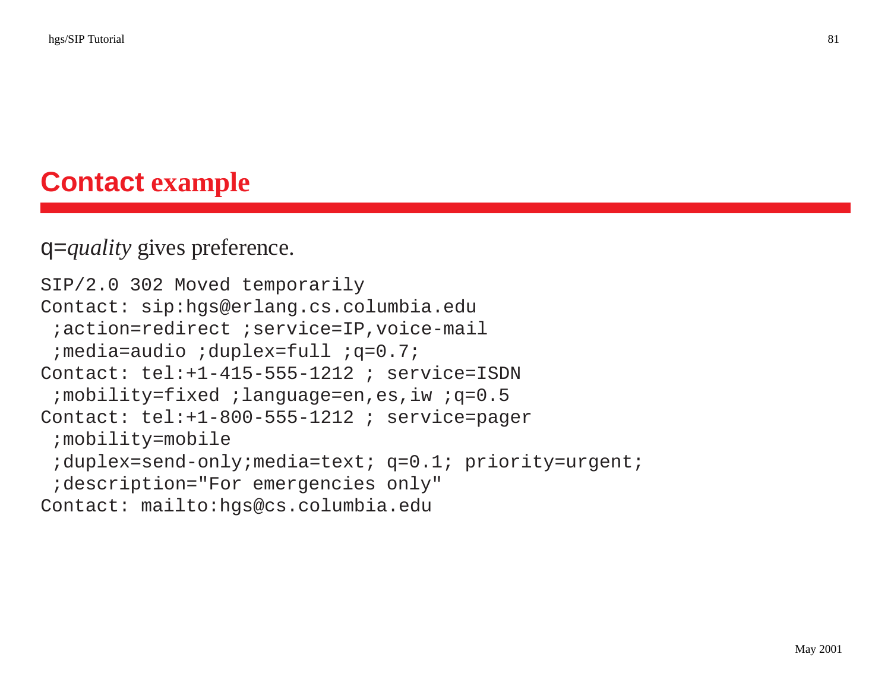# `Contact` example

`q=`*quality* gives preference.

```
SIP/2.0 302 Moved temporarily
Contact: sip:hgs@erlang.cs.columbia.edu
 ;action=redirect ;service=IP,voice-mail
 ;media=audio ;duplex=full ;q=0.7;
Contact: tel:+1-415-555-1212 ; service=ISDN
 ;mobility=fixed ;language=en,es,iw ;q=0.5
Contact: tel:+1-800-555-1212 ; service=pager
 ;mobility=mobile
 ;duplex=send-only;media=text; q=0.1; priority=urgent;
 ;description="For emergencies only"
Contact: mailto:hgs@cs.columbia.edu
```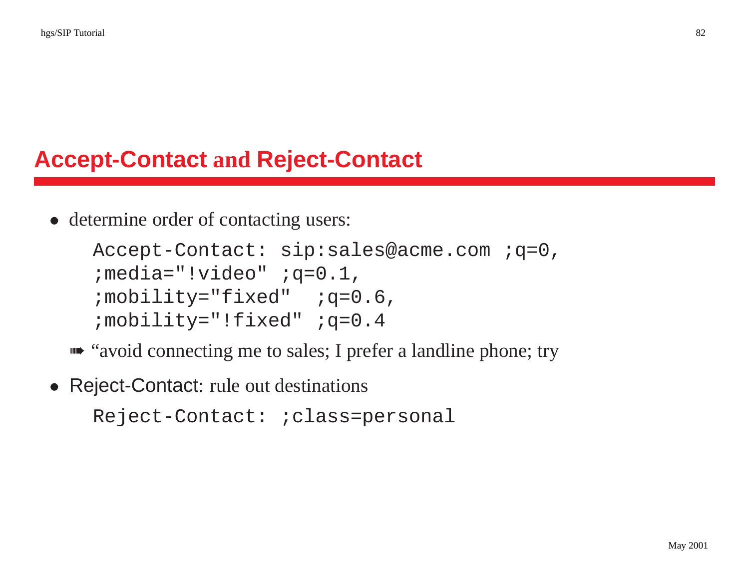## Accept-Contact and Reject-Contact

- determine order of contacting users:

```
Accept-Contact: sip:sales@acme.com ;q=0,
;media="!video" ;q=0.1,
;mobility="fixed"  ;q=0.6,
;mobility="!fixed" ;q=0.4
```

➠ “avoid connecting me to sales; I prefer a landline phone; try

- Reject-Contact: rule out destinations

```
Reject-Contact: ;class=personal
```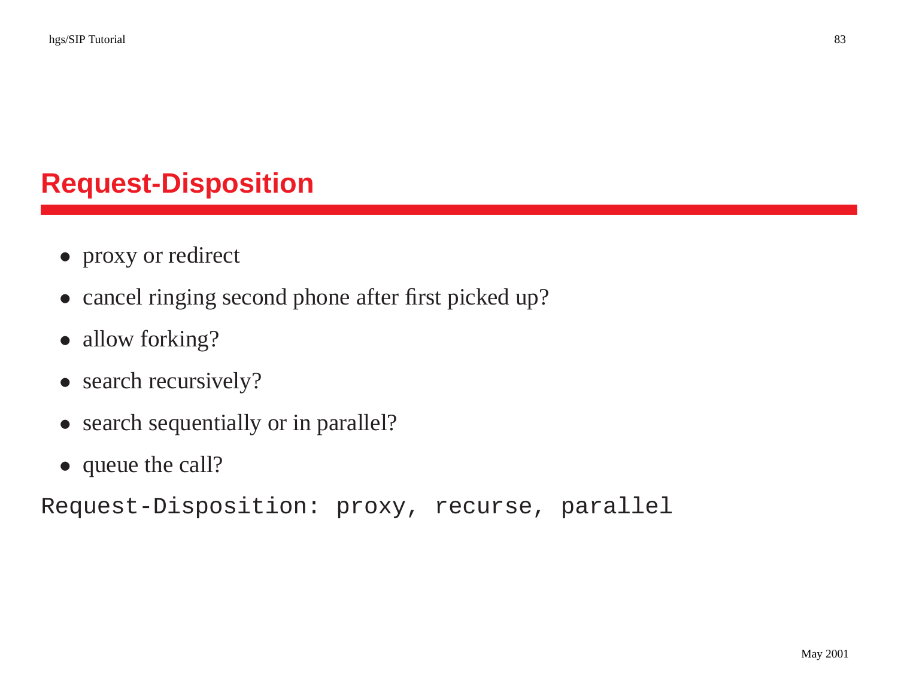# Request-Disposition

- proxy or redirect
- cancel ringing second phone after first picked up?
- allow forking?
- search recursively?
- search sequentially or in parallel?
- queue the call?

```
Request-Disposition: proxy, recurse, parallel
```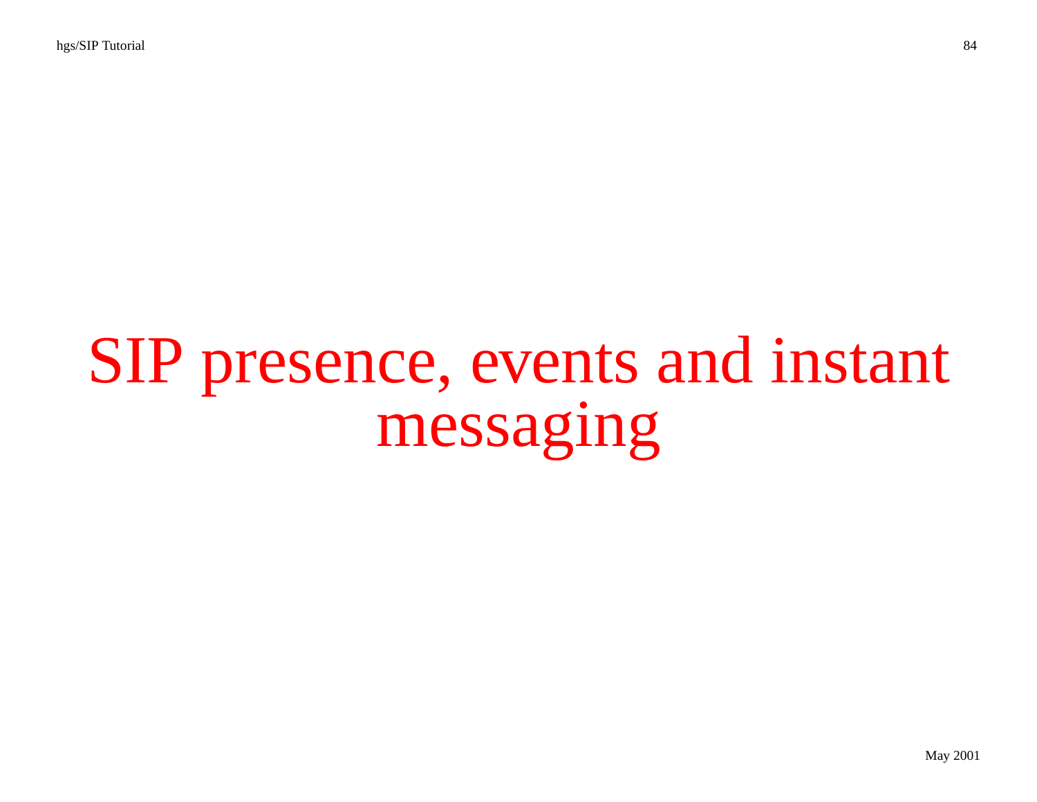# SIP presence, events and instant messaging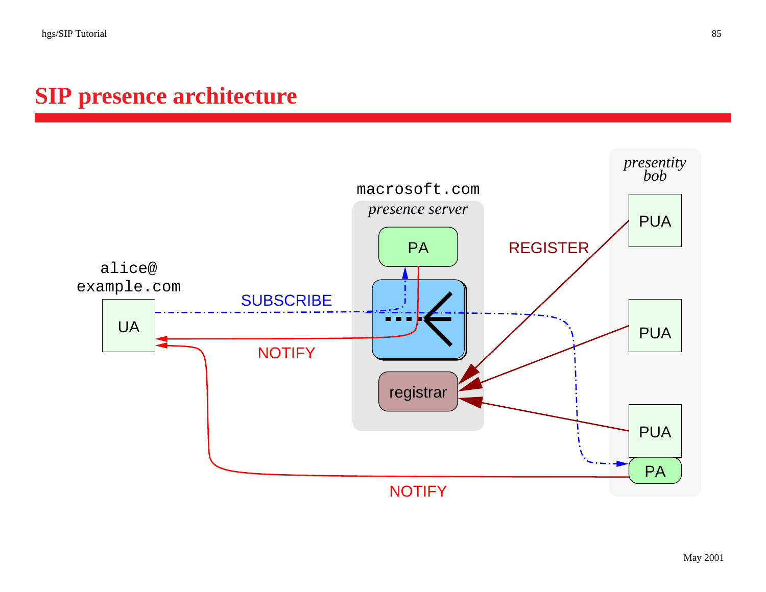# SIP presence architecture

macrosoft.com

*presence server*

PA

registrar

alice@
example.com

UA

SUBSCRIBE

NOTIFY

REGISTER

*presentity*
*bob*

PUA

PUA

PUA

PA

NOTIFY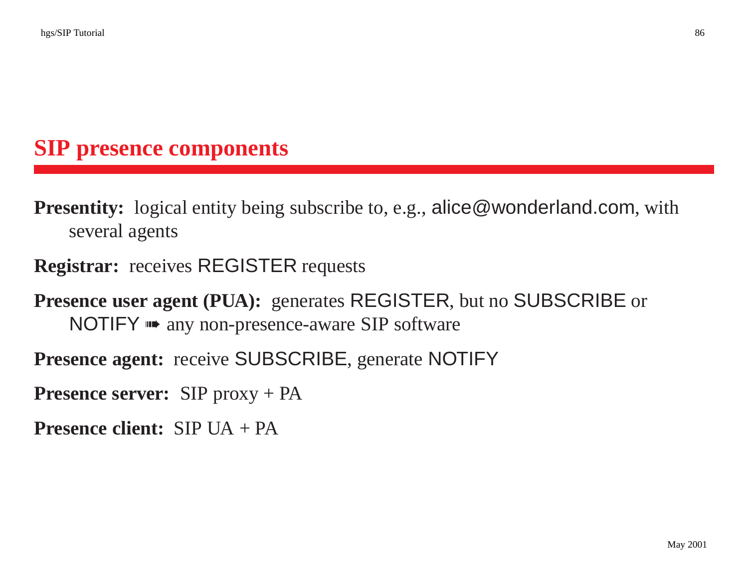# SIP presence components

**Presentity:** logical entity being subscribe to, e.g., alice@wonderland.com, with several agents

**Registrar:** receives REGISTER requests

**Presence user agent (PUA):** generates REGISTER, but no SUBSCRIBE or NOTIFY ➠ any non-presence-aware SIP software

**Presence agent:** receive SUBSCRIBE, generate NOTIFY

**Presence server:** SIP proxy + PA

**Presence client:** SIP UA + PA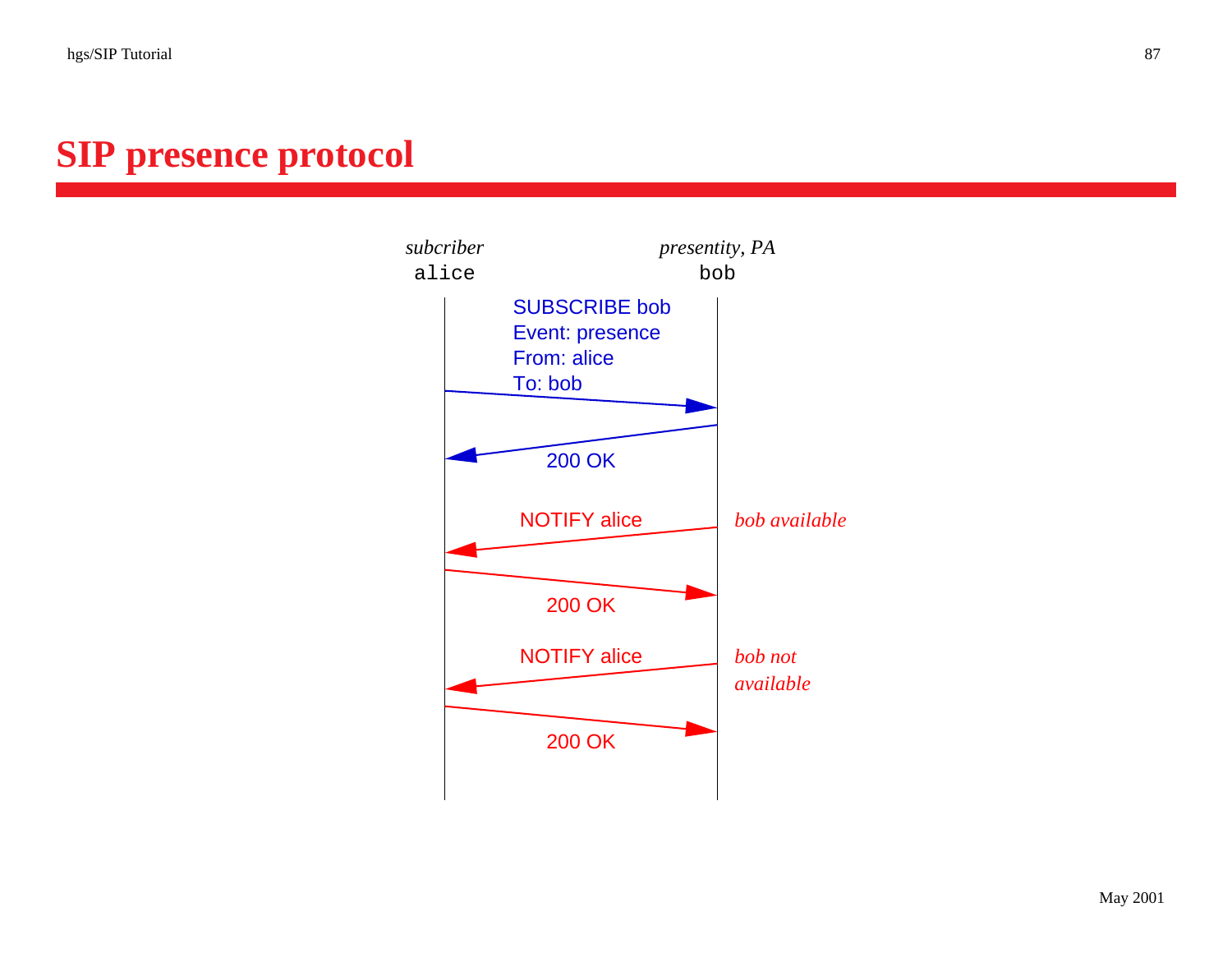# SIP presence protocol

*subcriber*
alice

*presentity, PA*
bob

SUBSCRIBE bob
Event: presence
From: alice
To: bob

200 OK

NOTIFY alice — *bob available*

200 OK

NOTIFY alice — *bob not available*

200 OK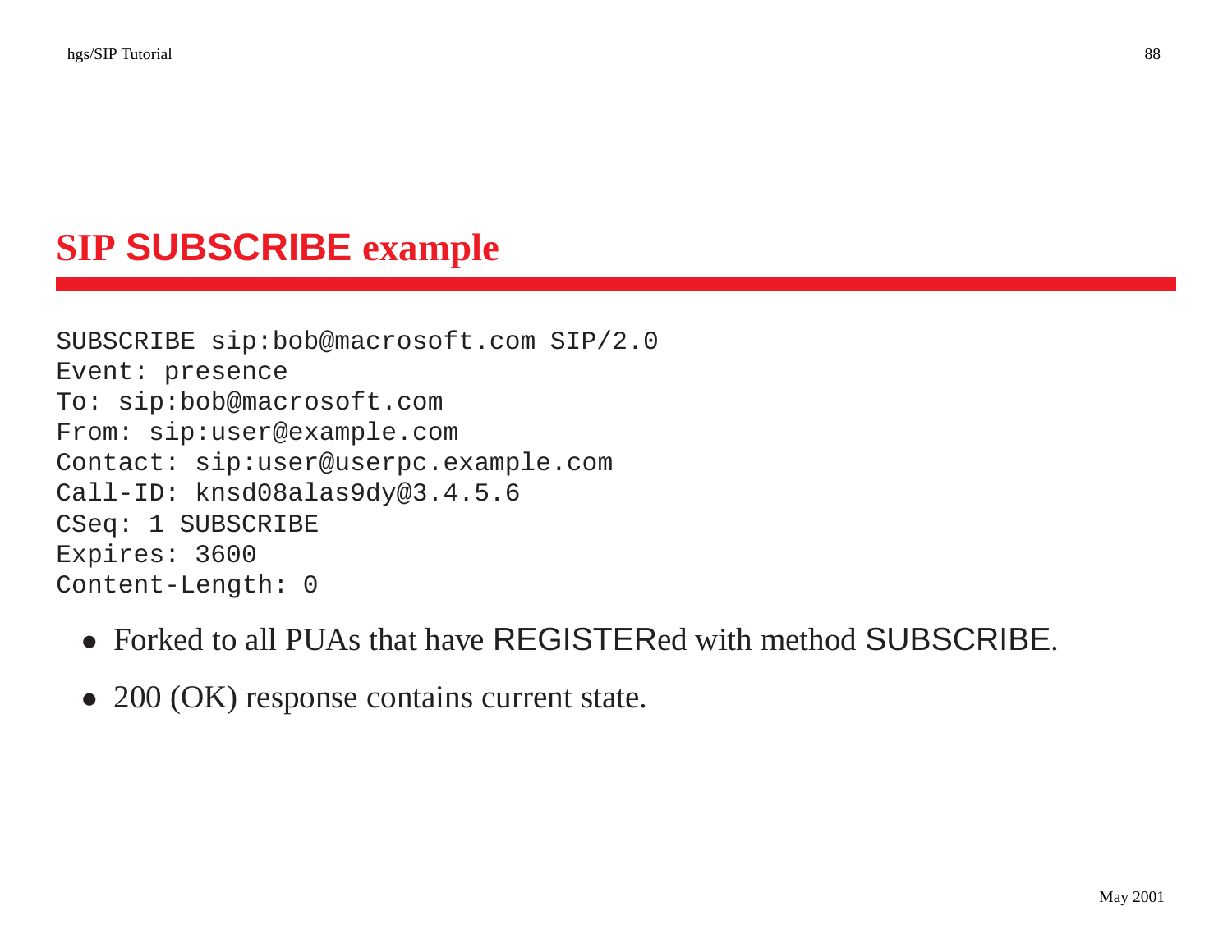## SIP SUBSCRIBE example

```
SUBSCRIBE sip:bob@macrosoft.com SIP/2.0
Event: presence
To: sip:bob@macrosoft.com
From: sip:user@example.com
Contact: sip:user@userpc.example.com
Call-ID: knsd08alas9dy@3.4.5.6
CSeq: 1 SUBSCRIBE
Expires: 3600
Content-Length: 0
```

- Forked to all PUAs that have REGISTERed with method SUBSCRIBE.
- 200 (OK) response contains current state.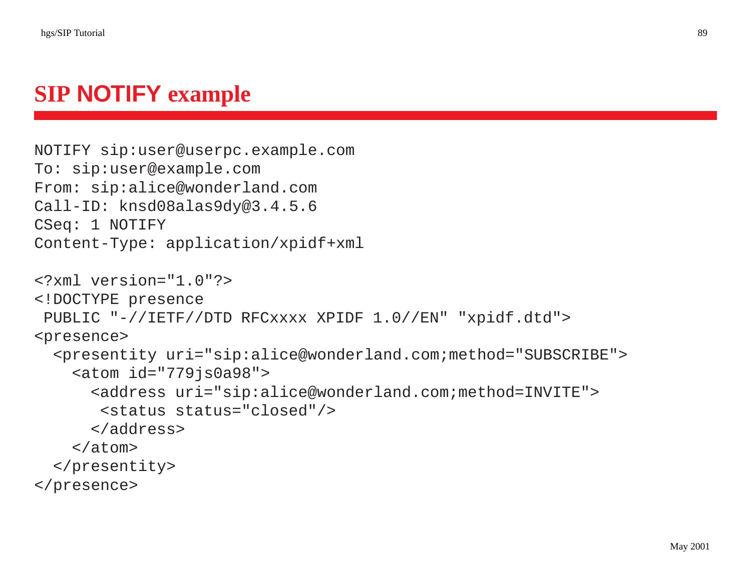# SIP NOTIFY example

```
NOTIFY sip:user@userpc.example.com
To: sip:user@example.com
From: sip:alice@wonderland.com
Call-ID: knsd08alas9dy@3.4.5.6
CSeq: 1 NOTIFY
Content-Type: application/xpidf+xml

<?xml version="1.0"?>
<!DOCTYPE presence
 PUBLIC "-//IETF//DTD RFCxxxx XPIDF 1.0//EN" "xpidf.dtd">
<presence>
  <presentity uri="sip:alice@wonderland.com;method="SUBSCRIBE">
    <atom id="779js0a98">
      <address uri="sip:alice@wonderland.com;method=INVITE">
       <status status="closed"/>
      </address>
    </atom>
  </presentity>
</presence>
```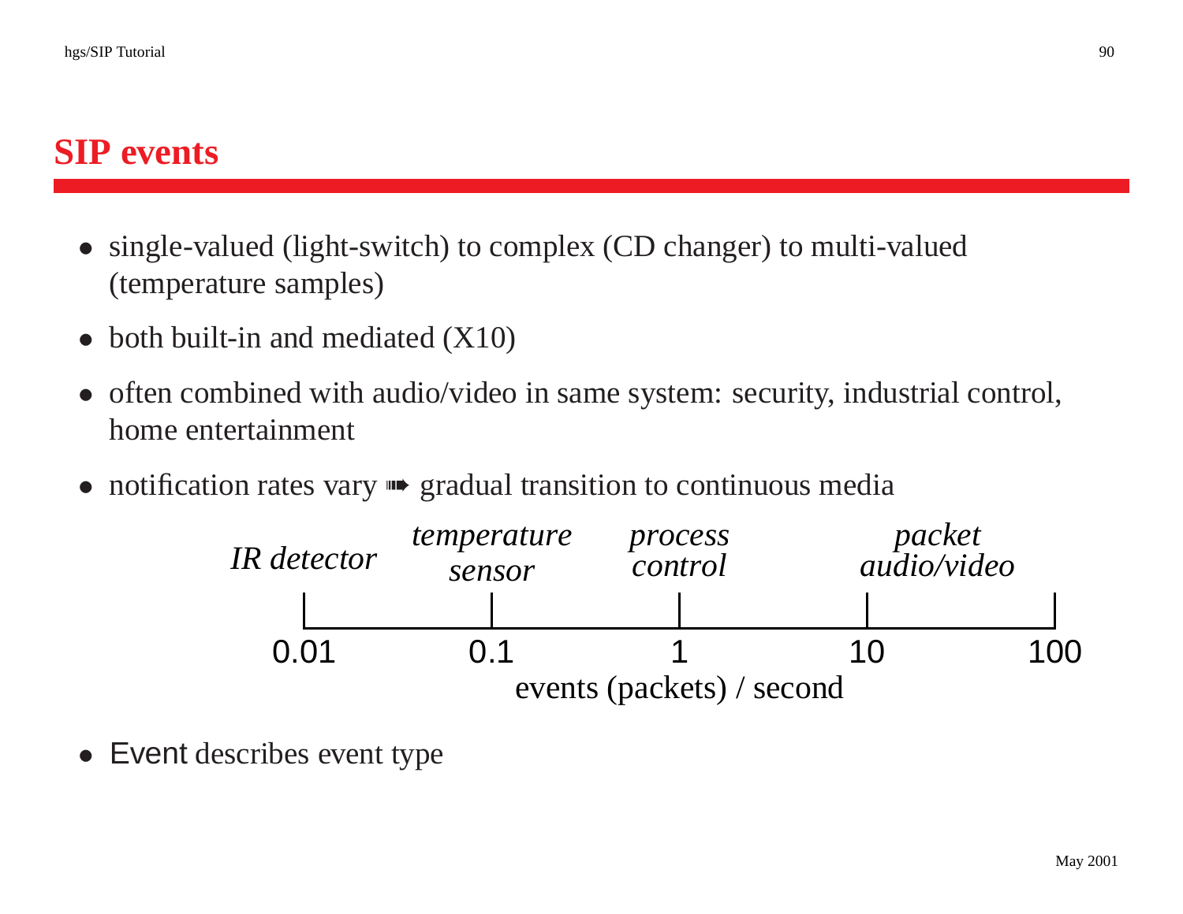# SIP events

- single-valued (light-switch) to complex (CD changer) to multi-valued (temperature samples)
- both built-in and mediated (X10)
- often combined with audio/video in same system: security, industrial control, home entertainment
- notification rates vary ➠ gradual transition to continuous media

| *IR detector* | *temperature sensor* | *process control* | | *packet audio/video* |
|---|---|---|---|---|
| 0.01 | 0.1 | 1 | 10 | 100 |

events (packets) / second

- Event describes event type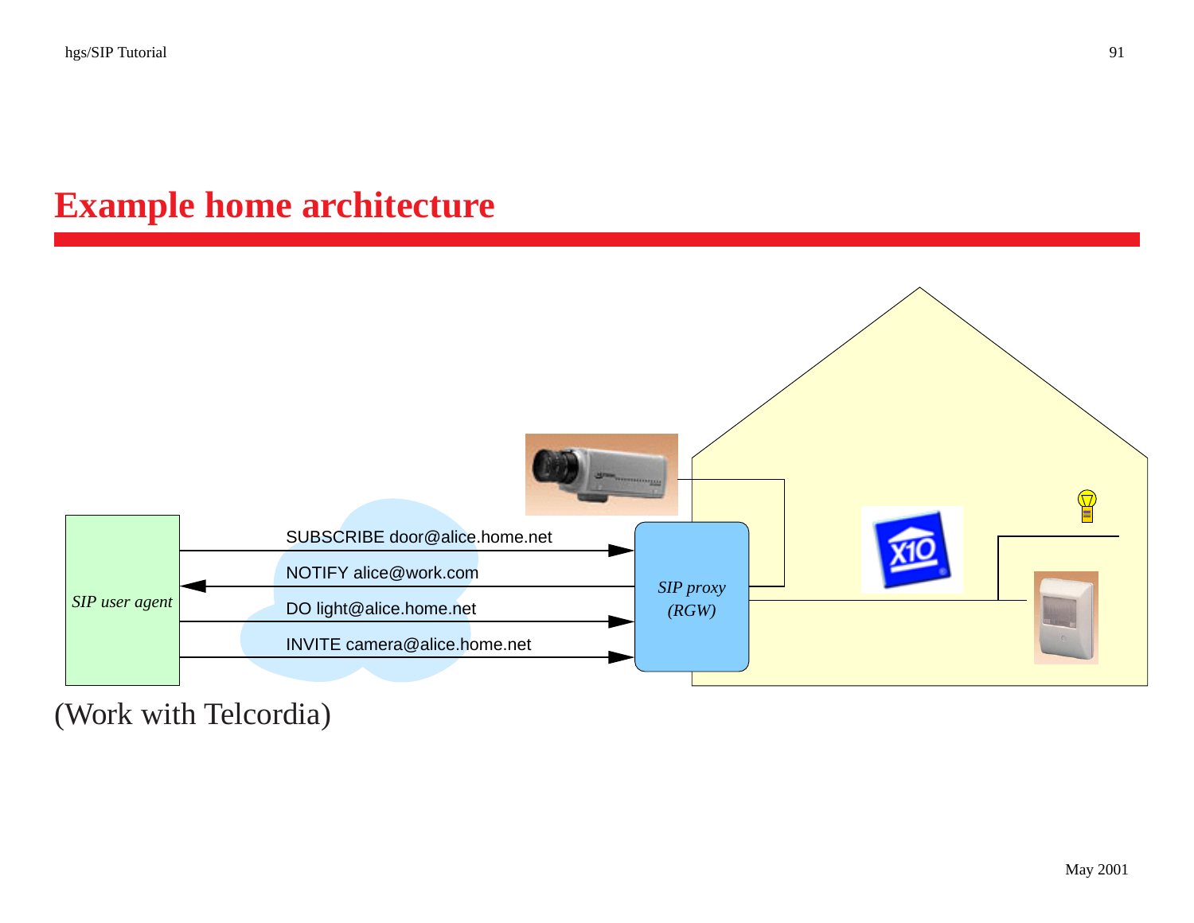# Example home architecture

SIP user agent

SUBSCRIBE door@alice.home.net

NOTIFY alice@work.com

DO light@alice.home.net

INVITE camera@alice.home.net

SIP proxy (RGW)

(Work with Telcordia)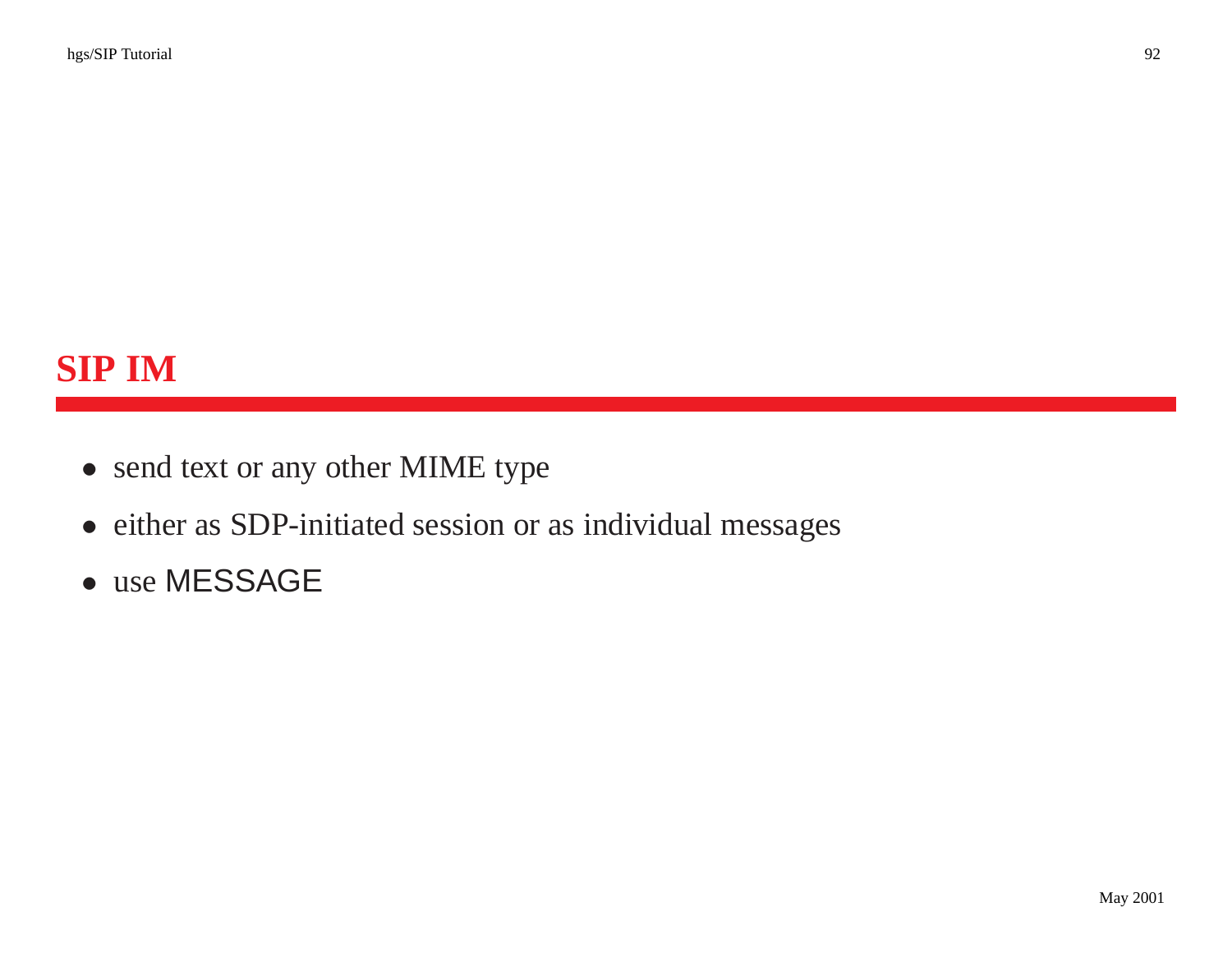# SIP IM

- send text or any other MIME type
- either as SDP-initiated session or as individual messages
- use MESSAGE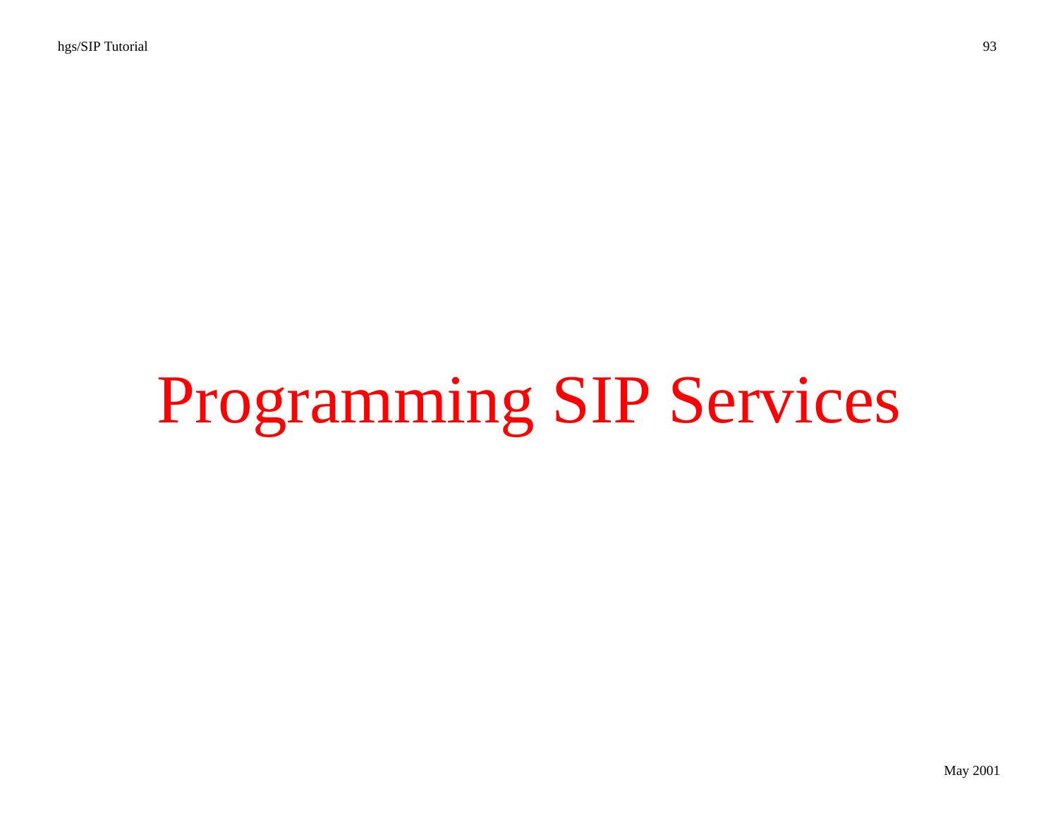# Programming SIP Services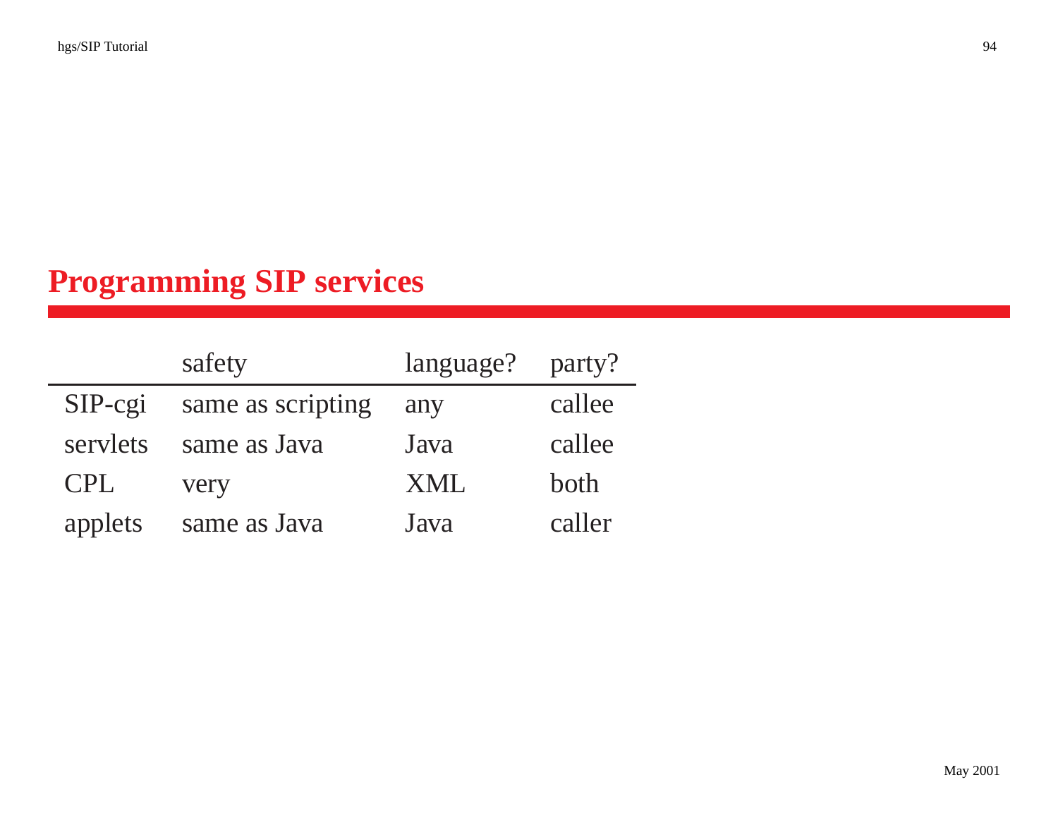# Programming SIP services

| | safety | language? | party? |
|---|---|---|---|
| SIP-cgi | same as scripting | any | callee |
| servlets | same as Java | Java | callee |
| CPL | very | XML | both |
| applets | same as Java | Java | caller |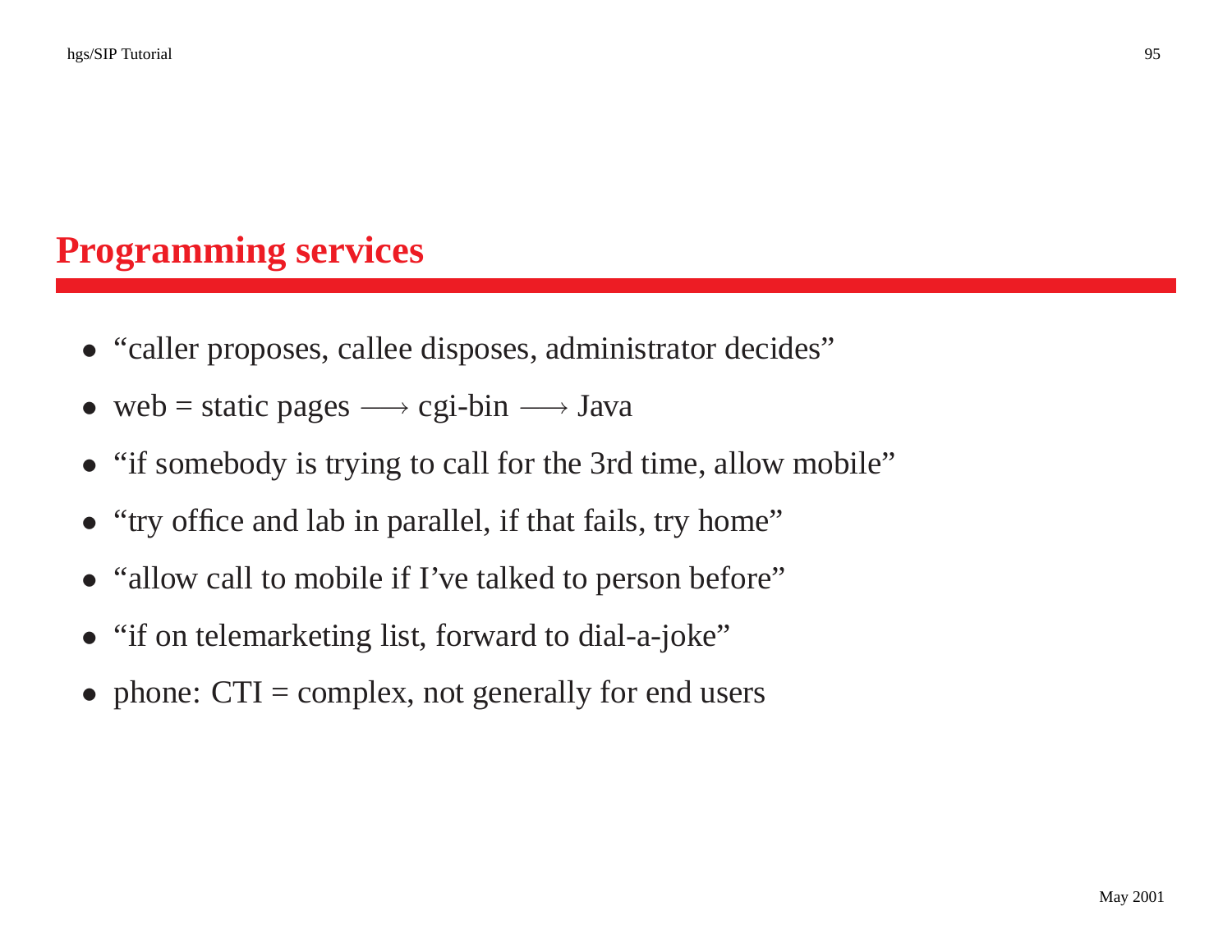# Programming services

- "caller proposes, callee disposes, administrator decides"
- web = static pages $\longrightarrow$ cgi-bin $\longrightarrow$ Java
- "if somebody is trying to call for the 3rd time, allow mobile"
- "try office and lab in parallel, if that fails, try home"
- "allow call to mobile if I've talked to person before"
- "if on telemarketing list, forward to dial-a-joke"
- phone: CTI = complex, not generally for end users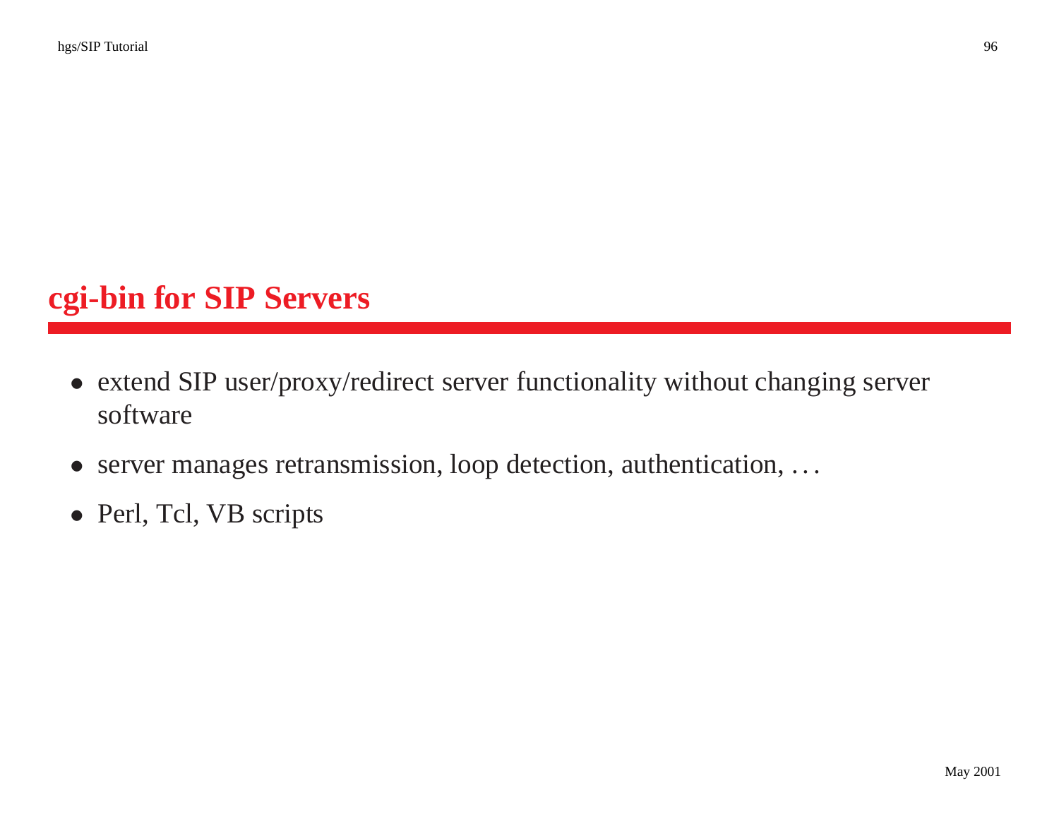# cgi-bin for SIP Servers

- extend SIP user/proxy/redirect server functionality without changing server software
- server manages retransmission, loop detection, authentication, ...
- Perl, Tcl, VB scripts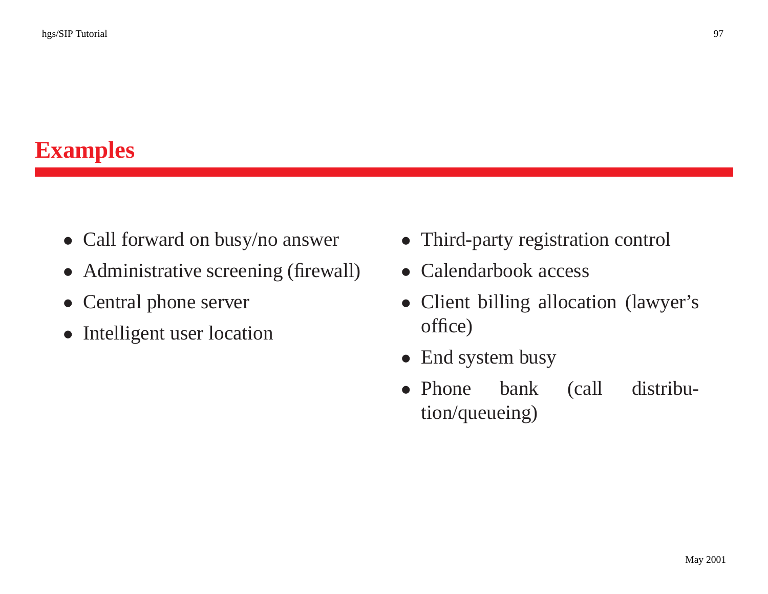# Examples

- Call forward on busy/no answer
- Administrative screening (firewall)
- Central phone server
- Intelligent user location
- Third-party registration control
- Calendarbook access
- Client billing allocation (lawyer's office)
- End system busy
- Phone bank (call distribution/queueing)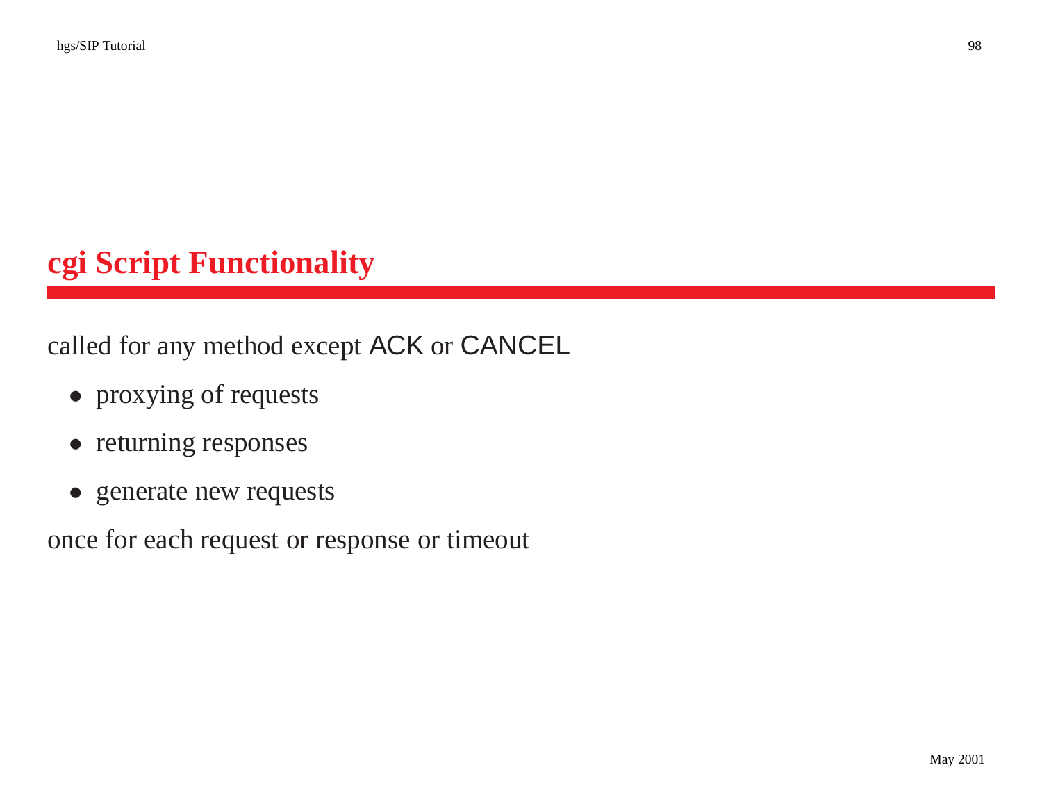# cgi Script Functionality

called for any method except ACK or CANCEL

- proxying of requests
- returning responses
- generate new requests

once for each request or response or timeout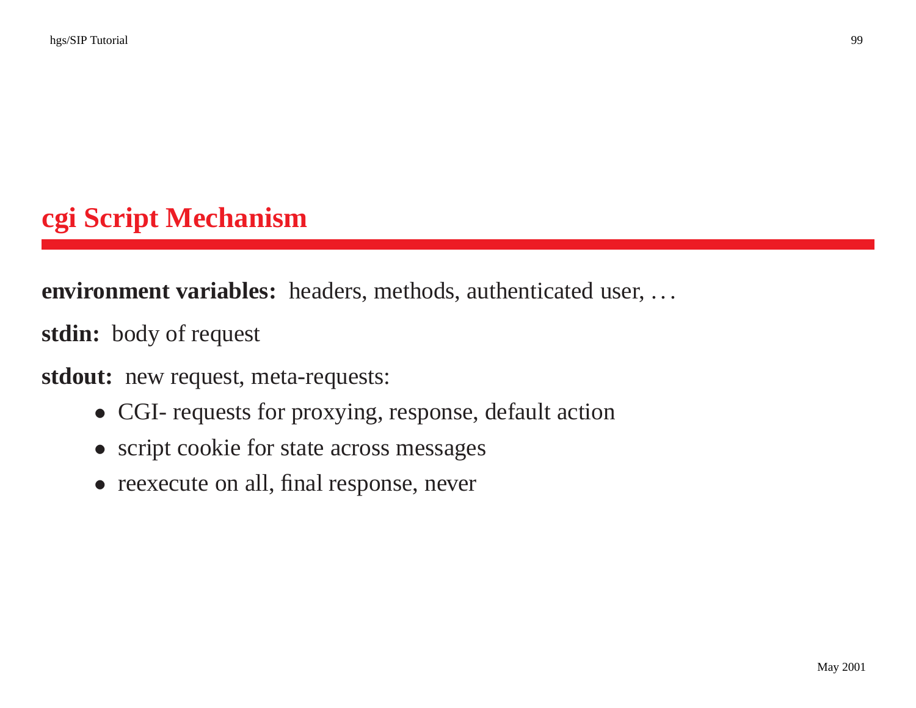# cgi Script Mechanism

**environment variables:** headers, methods, authenticated user, ...

**stdin:** body of request

**stdout:** new request, meta-requests:

- CGI- requests for proxying, response, default action
- script cookie for state across messages
- reexecute on all, final response, never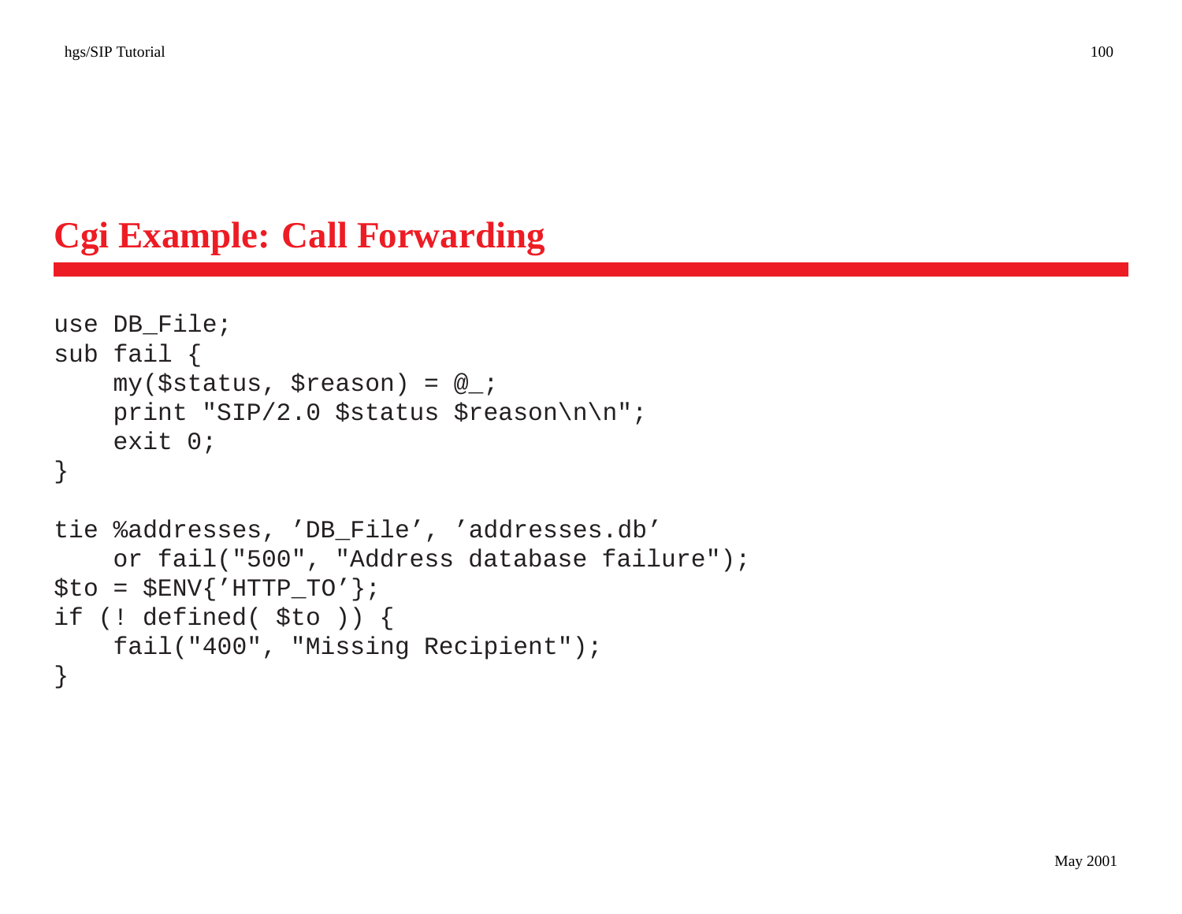# Cgi Example: Call Forwarding

```
use DB_File;
sub fail {
    my($status, $reason) = @_;
    print "SIP/2.0 $status $reason\n\n";
    exit 0;
}

tie %addresses, ’DB_File’, ’addresses.db’
    or fail("500", "Address database failure");
$to = $ENV{’HTTP_TO’};
if (! defined( $to )) {
    fail("400", "Missing Recipient");
}
```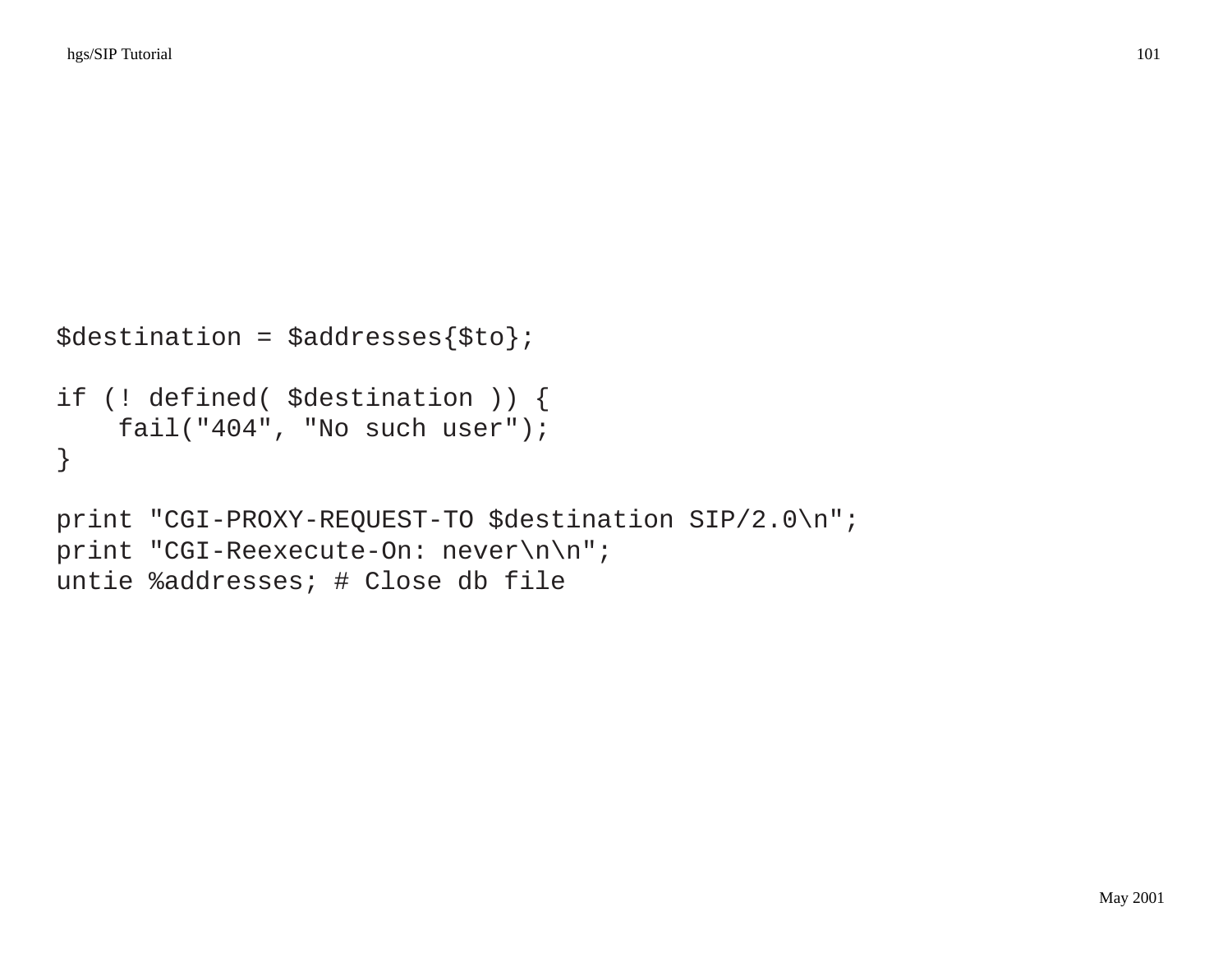```
$destination = $addresses{$to};

if (! defined( $destination )) {
    fail("404", "No such user");
}

print "CGI-PROXY-REQUEST-TO $destination SIP/2.0\n";
print "CGI-Reexecute-On: never\n\n";
untie %addresses; # Close db file
```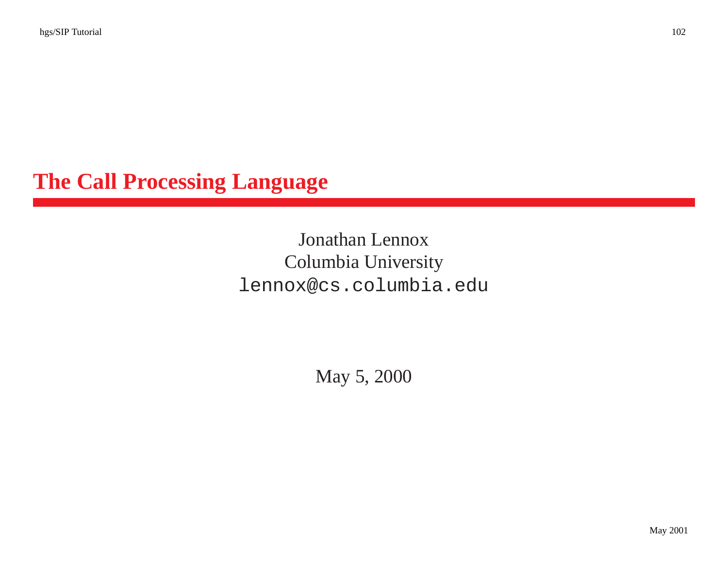# The Call Processing Language

Jonathan Lennox
Columbia University
lennox@cs.columbia.edu

May 5, 2000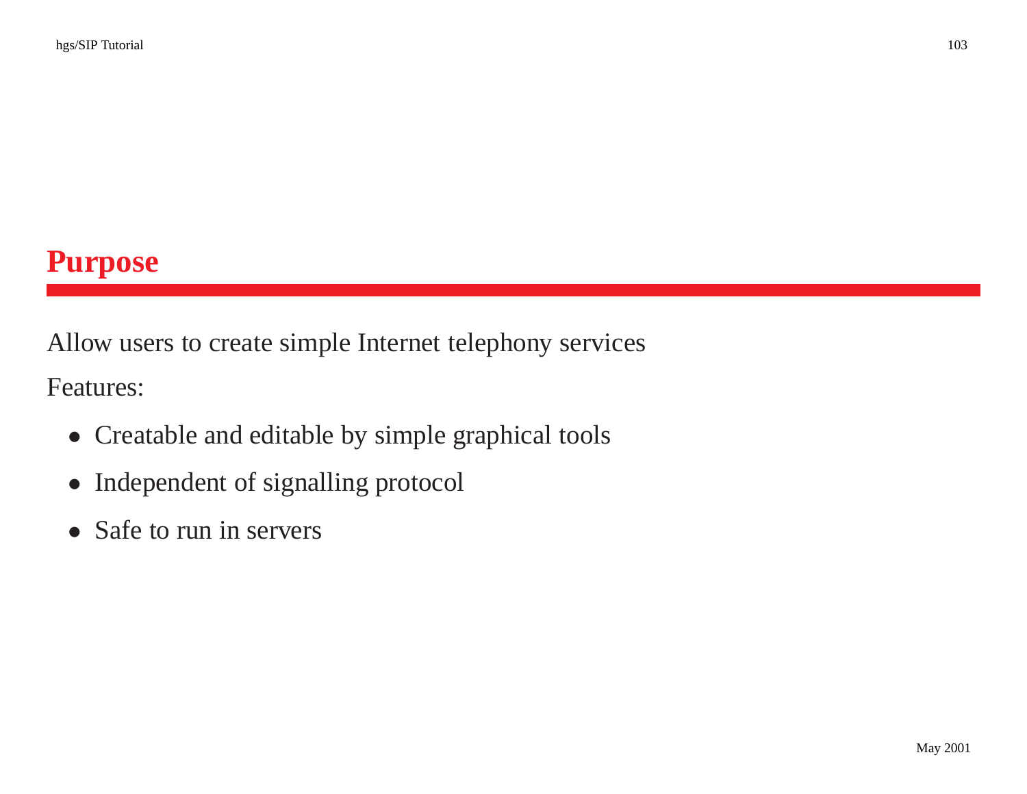# Purpose

Allow users to create simple Internet telephony services

Features:

- Creatable and editable by simple graphical tools
- Independent of signalling protocol
- Safe to run in servers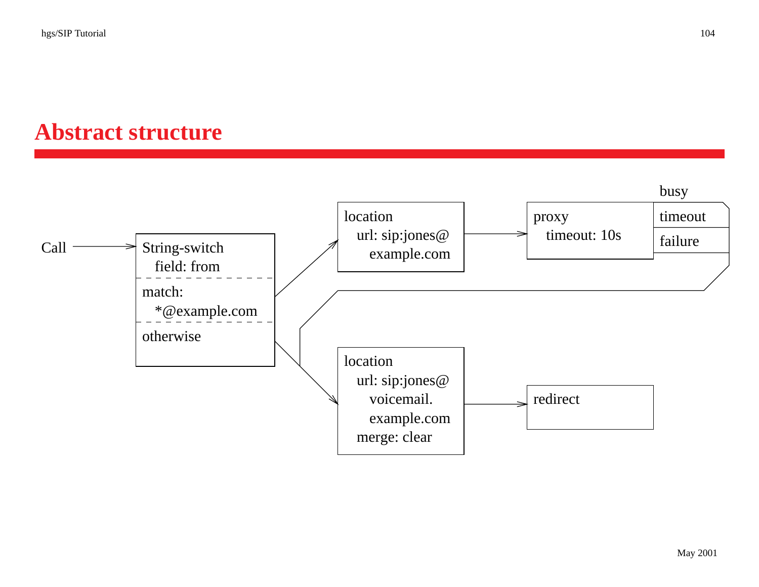# Abstract structure

Call

String-switch
  field: from

match:
  *@example.com

otherwise

location
  url: sip:jones@
    example.com

proxy
  timeout: 10s

busy

timeout

failure

location
  url: sip:jones@
    voicemail.
    example.com
  merge: clear

redirect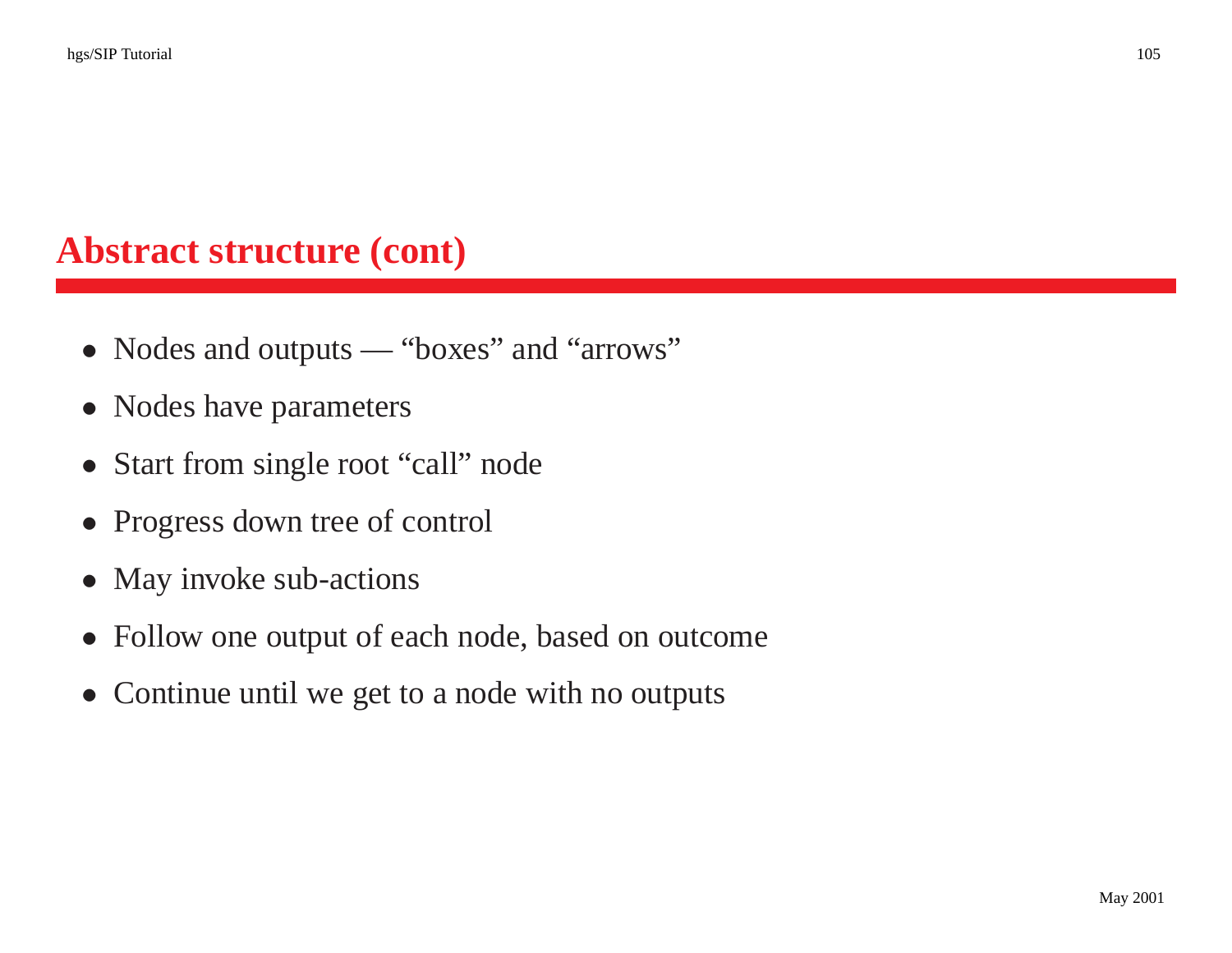# Abstract structure (cont)

- Nodes and outputs — "boxes" and "arrows"
- Nodes have parameters
- Start from single root "call" node
- Progress down tree of control
- May invoke sub-actions
- Follow one output of each node, based on outcome
- Continue until we get to a node with no outputs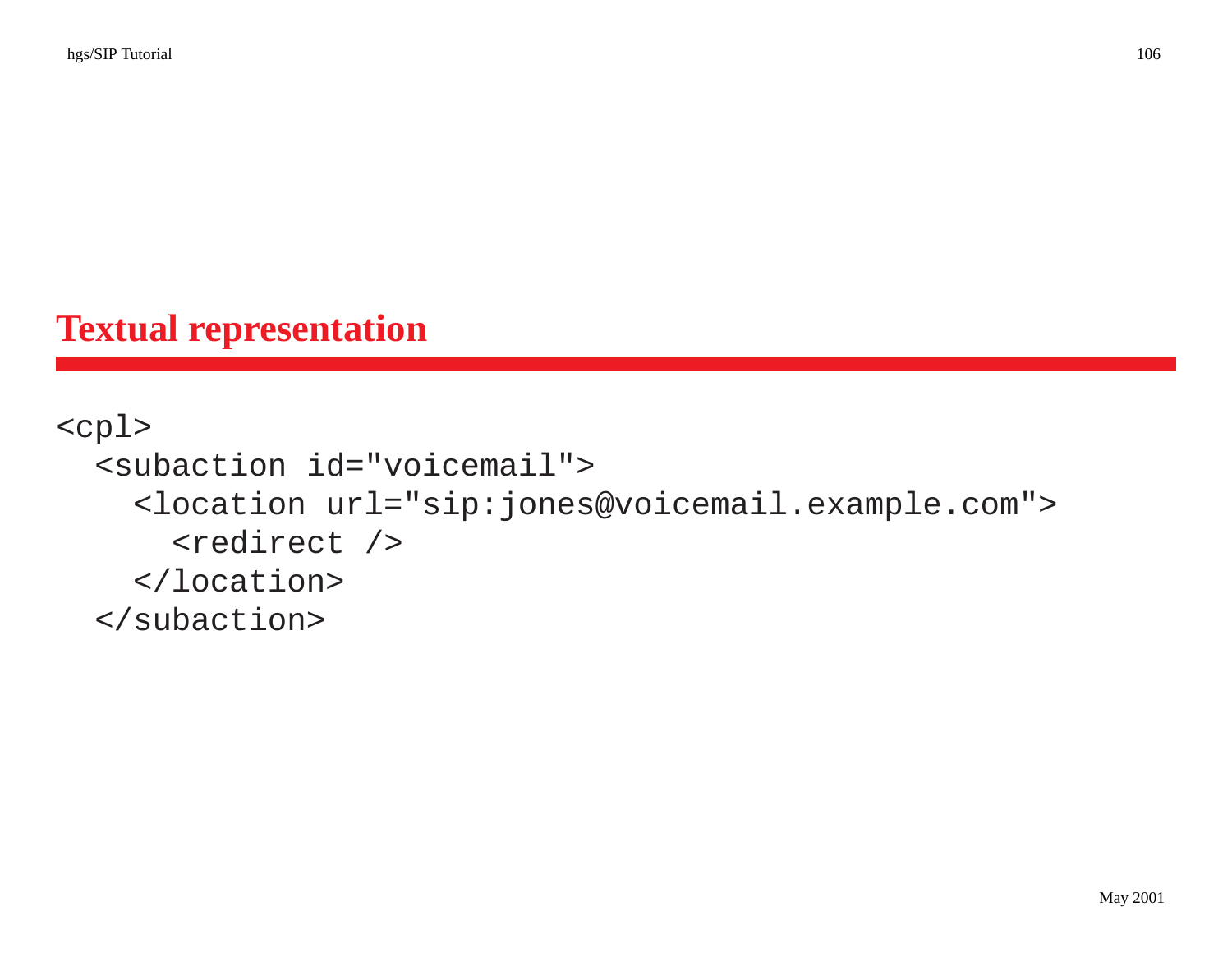# Textual representation

```
<cpl>
  <subaction id="voicemail">
    <location url="sip:jones@voicemail.example.com">
      <redirect />
    </location>
  </subaction>
```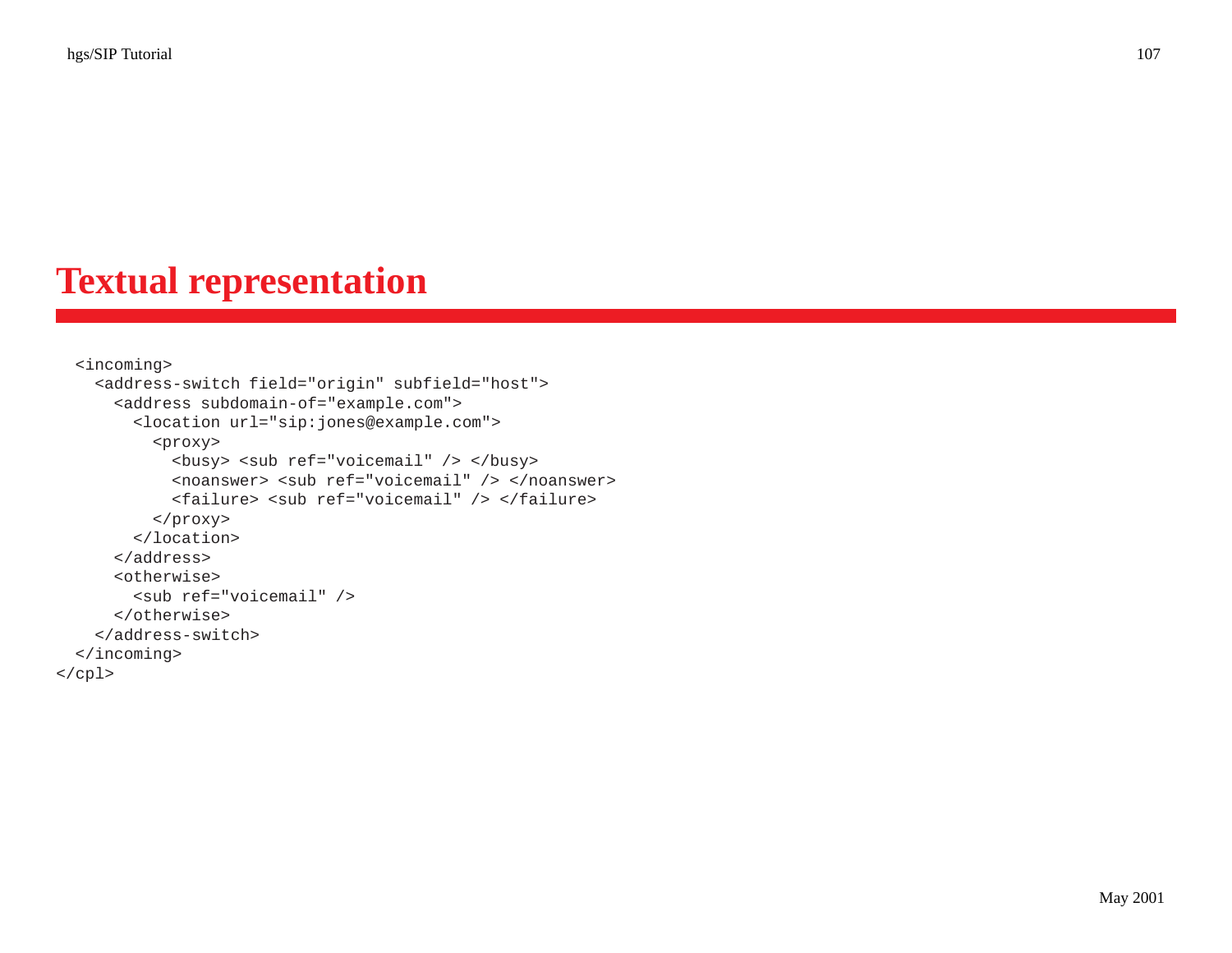# Textual representation

```
  <incoming>
    <address-switch field="origin" subfield="host">
      <address subdomain-of="example.com">
        <location url="sip:jones@example.com">
          <proxy>
            <busy> <sub ref="voicemail" /> </busy>
            <noanswer> <sub ref="voicemail" /> </noanswer>
            <failure> <sub ref="voicemail" /> </failure>
          </proxy>
        </location>
      </address>
      <otherwise>
        <sub ref="voicemail" />
      </otherwise>
    </address-switch>
  </incoming>
</cpl>
```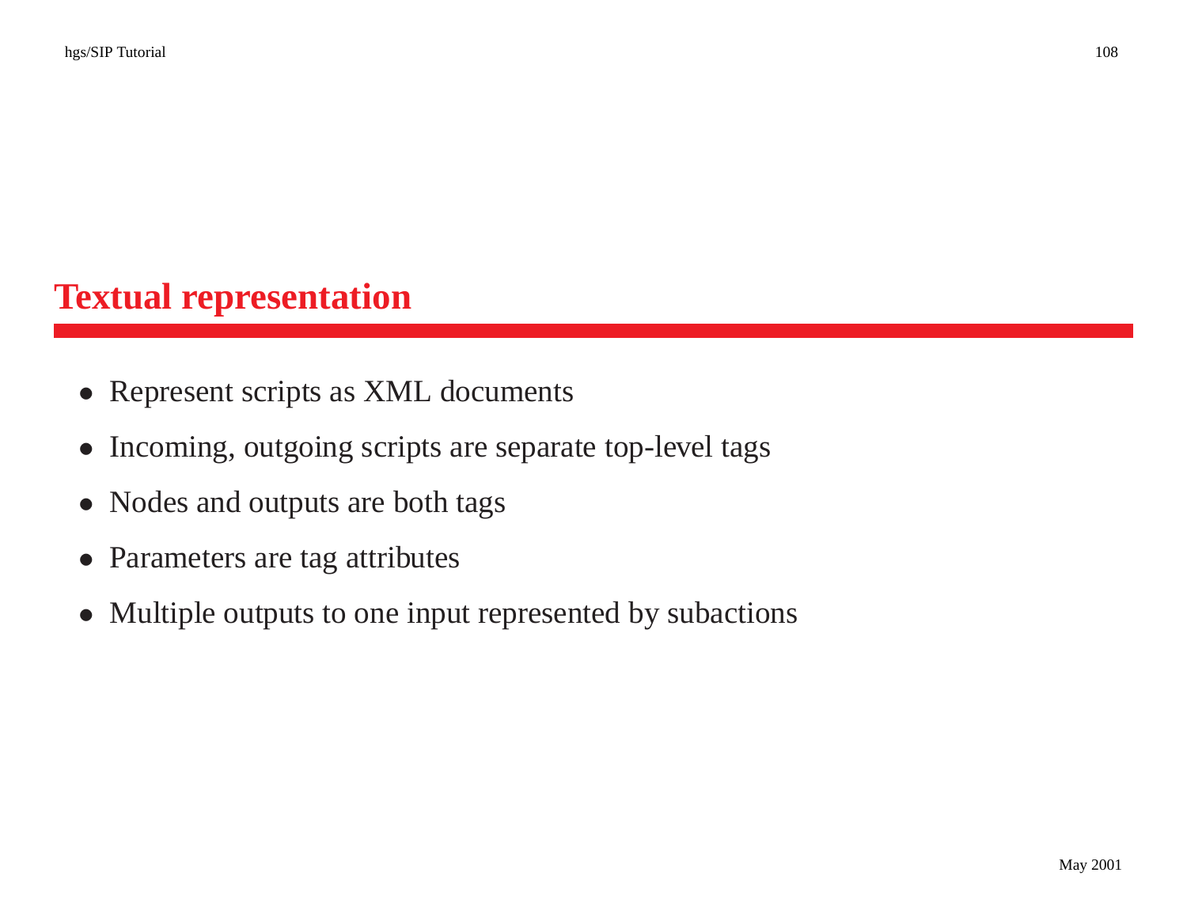# Textual representation

- Represent scripts as XML documents
- Incoming, outgoing scripts are separate top-level tags
- Nodes and outputs are both tags
- Parameters are tag attributes
- Multiple outputs to one input represented by subactions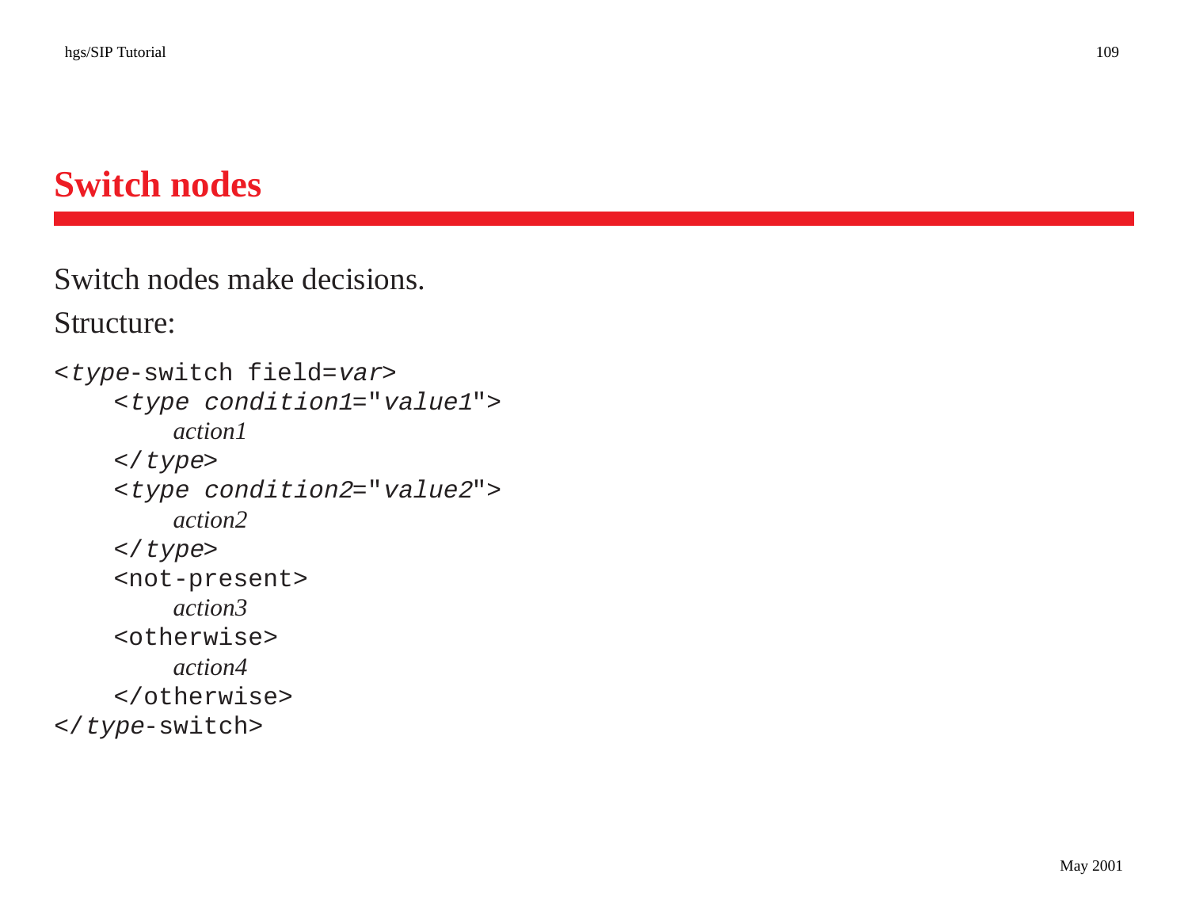# Switch nodes

Switch nodes make decisions.

Structure:

```
<type-switch field=var>
    <type condition1="value1">
        action1
    </type>
    <type condition2="value2">
        action2
    </type>
    <not-present>
        action3
    <otherwise>
        action4
    </otherwise>
</type-switch>
```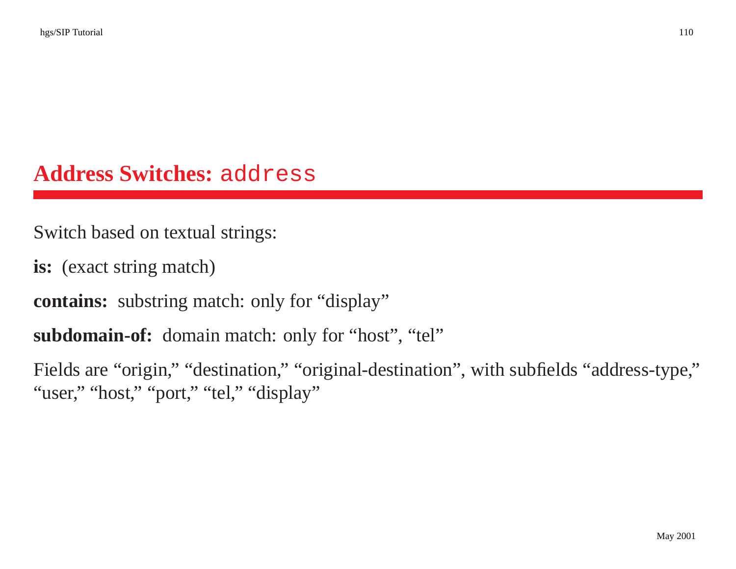# Address Switches: `address`

Switch based on textual strings:

**is:** (exact string match)

**contains:** substring match: only for “display”

**subdomain-of:** domain match: only for “host”, “tel”

Fields are “origin,” “destination,” “original-destination”, with subfields “address-type,” “user,” “host,” “port,” “tel,” “display”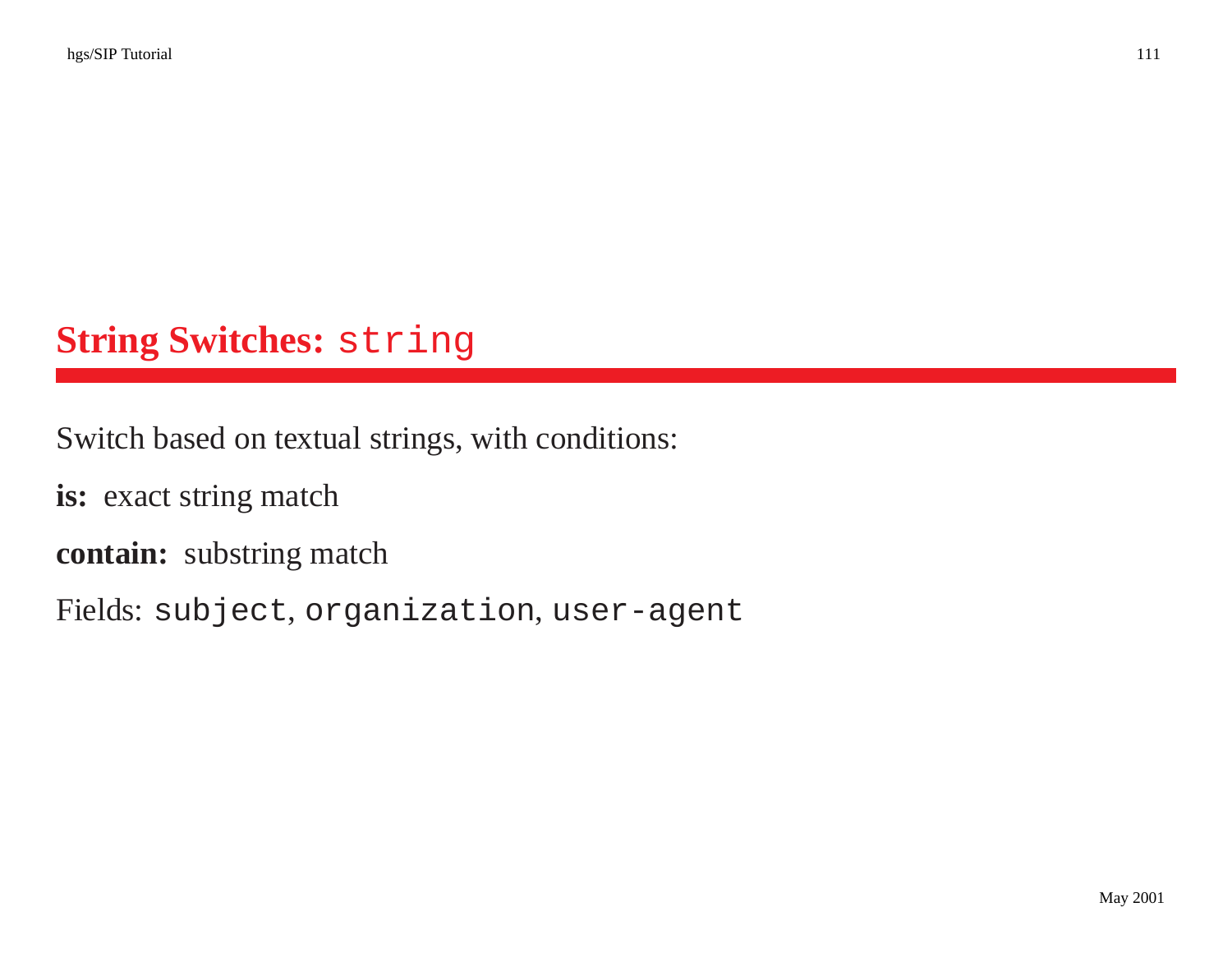# String Switches: `string`

Switch based on textual strings, with conditions:

**is:** exact string match

**contain:** substring match

Fields: `subject`, `organization`, `user-agent`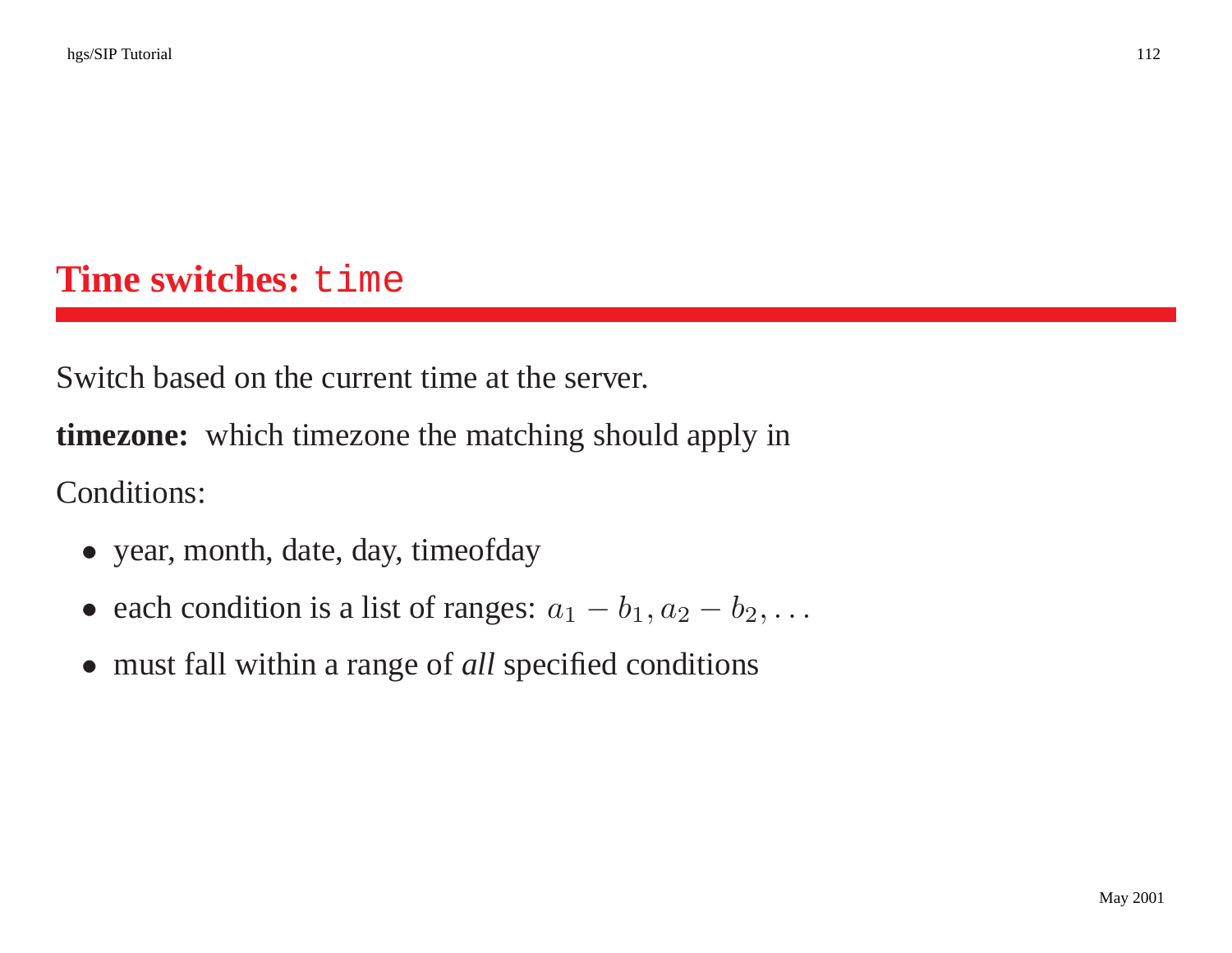# Time switches: `time`

Switch based on the current time at the server.

**timezone:** which timezone the matching should apply in

Conditions:

- year, month, date, day, timeofday
- each condition is a list of ranges: $a_1 - b_1, a_2 - b_2, \ldots$
- must fall within a range of *all* specified conditions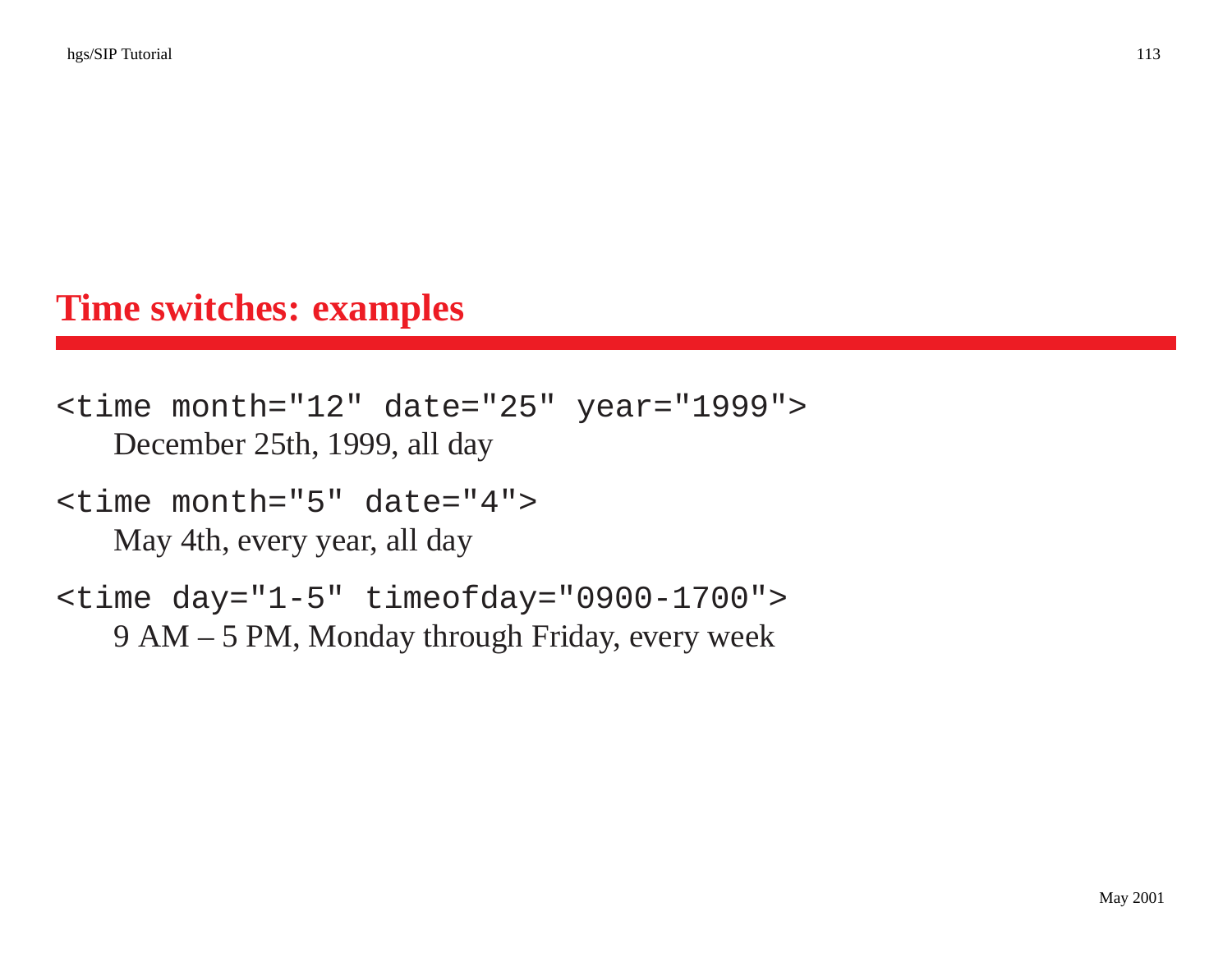## Time switches: examples

`<time month="12" date="25" year="1999">`

December 25th, 1999, all day

`<time month="5" date="4">`

May 4th, every year, all day

`<time day="1-5" timeofday="0900-1700">`

9 AM – 5 PM, Monday through Friday, every week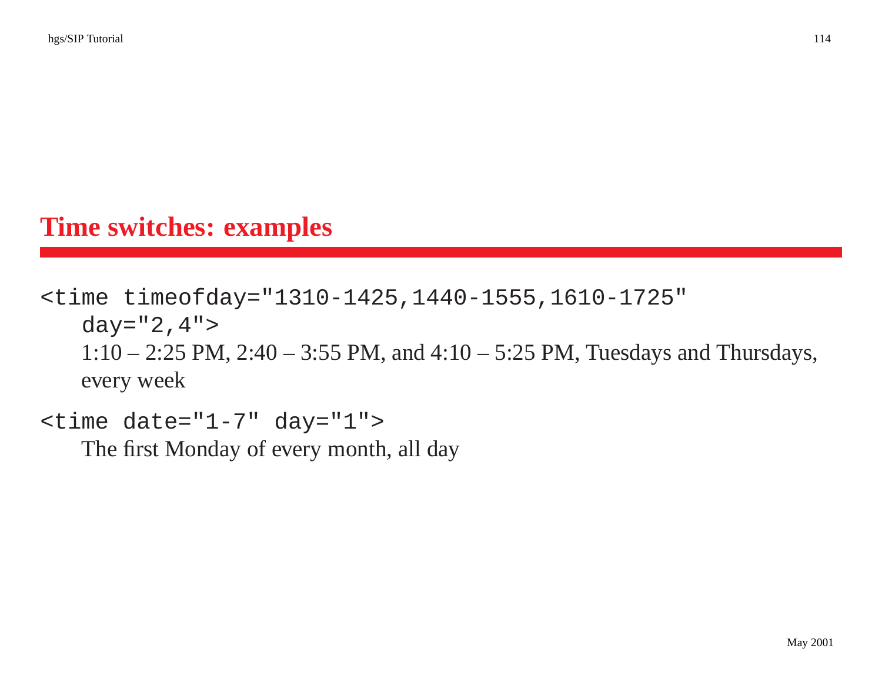# Time switches: examples

```
<time timeofday="1310-1425,1440-1555,1610-1725"
   day="2,4">
```

1:10 – 2:25 PM, 2:40 – 3:55 PM, and 4:10 – 5:25 PM, Tuesdays and Thursdays, every week

```
<time date="1-7" day="1">
```

The first Monday of every month, all day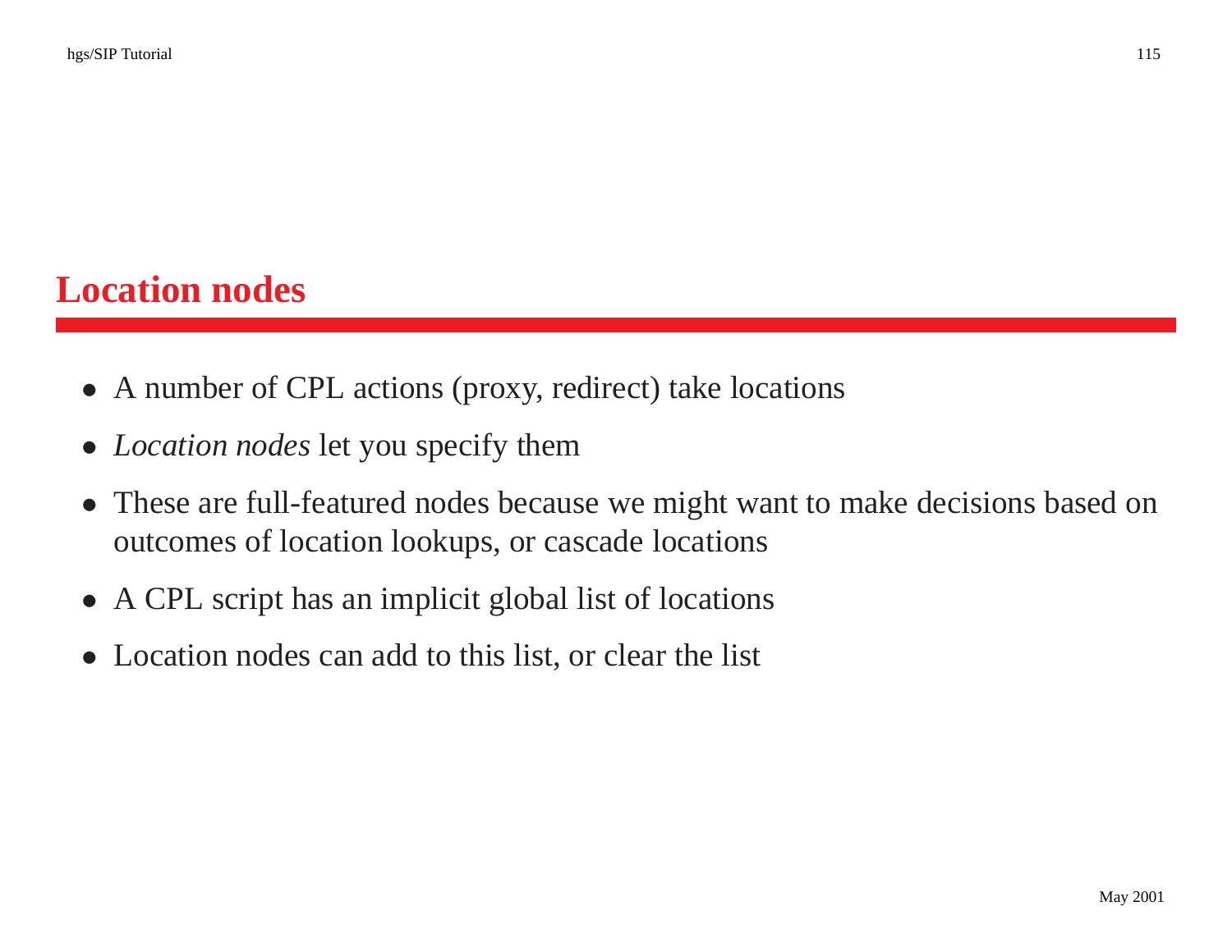# Location nodes

- A number of CPL actions (proxy, redirect) take locations
- *Location nodes* let you specify them
- These are full-featured nodes because we might want to make decisions based on outcomes of location lookups, or cascade locations
- A CPL script has an implicit global list of locations
- Location nodes can add to this list, or clear the list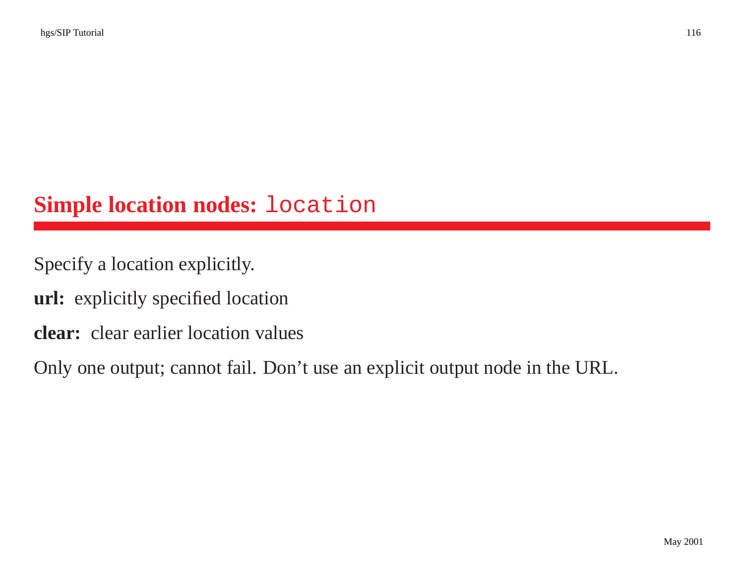# Simple location nodes: `location`

Specify a location explicitly.

**url:** explicitly specified location

**clear:** clear earlier location values

Only one output; cannot fail. Don't use an explicit output node in the URL.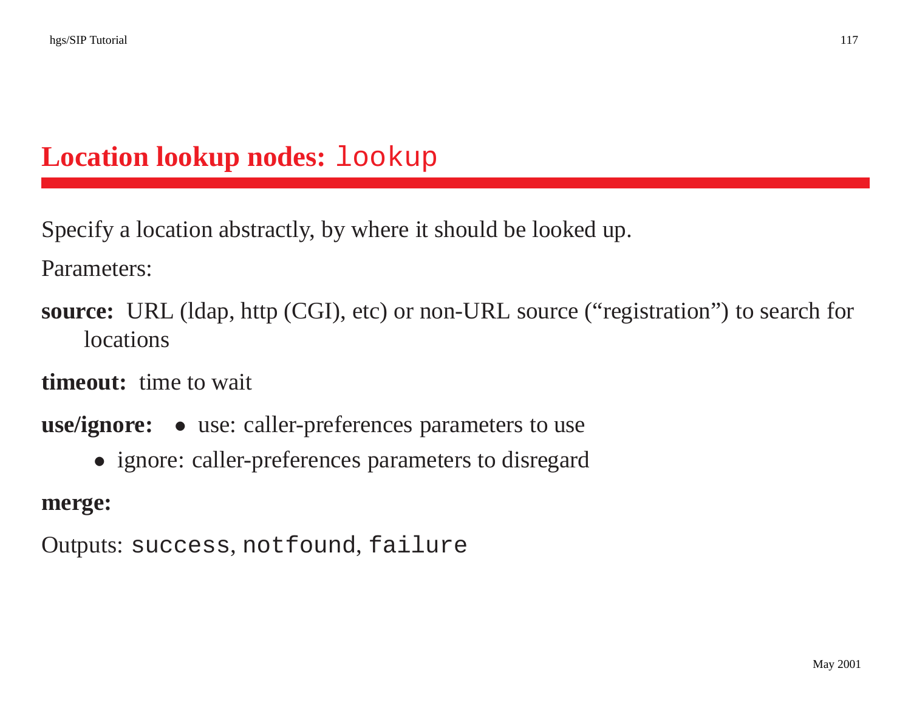# Location lookup nodes: `lookup`

Specify a location abstractly, by where it should be looked up.

Parameters:

**source:** URL (ldap, http (CGI), etc) or non-URL source (“registration”) to search for locations

**timeout:** time to wait

**use/ignore:**
- use: caller-preferences parameters to use
- ignore: caller-preferences parameters to disregard

**merge:**

Outputs: `success`, `notfound`, `failure`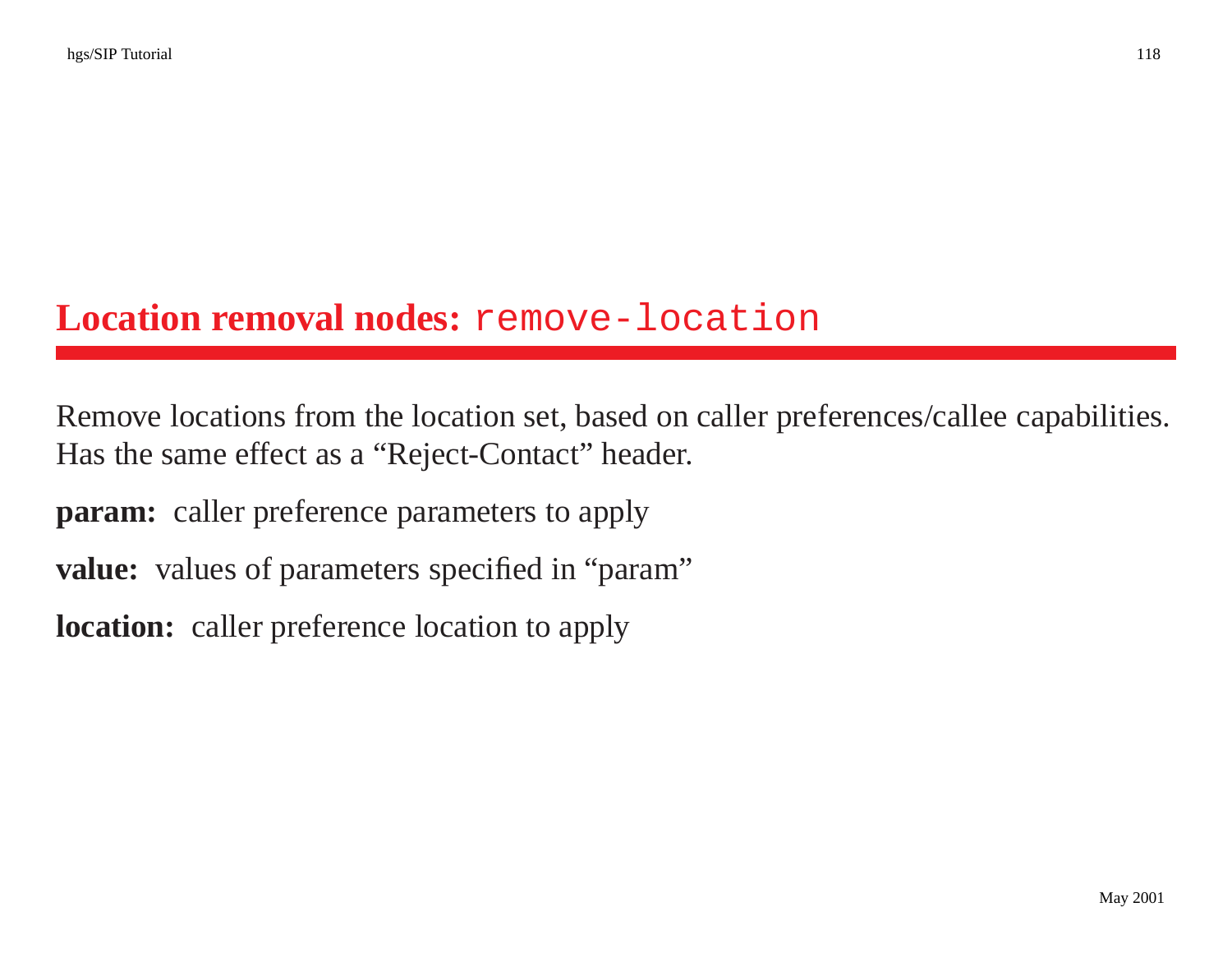# Location removal nodes: `remove-location`

Remove locations from the location set, based on caller preferences/callee capabilities. Has the same effect as a “Reject-Contact” header.

**param:** caller preference parameters to apply

**value:** values of parameters specified in “param”

**location:** caller preference location to apply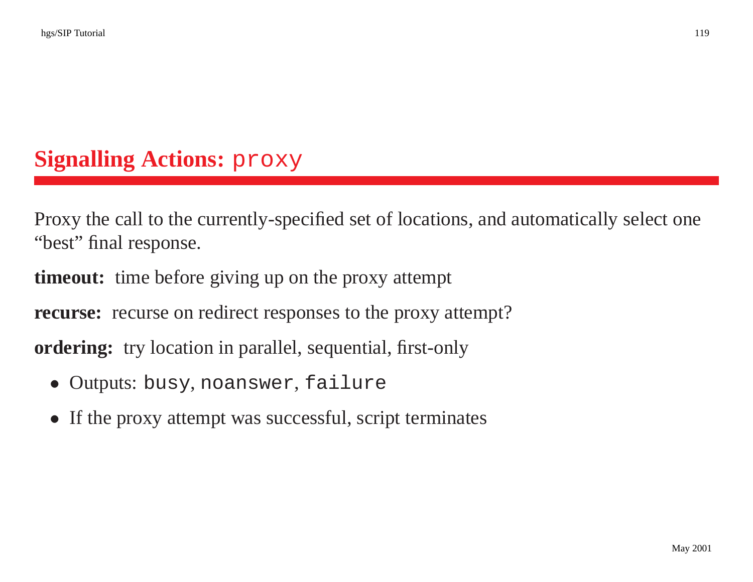## Signalling Actions: `proxy`

Proxy the call to the currently-specified set of locations, and automatically select one "best" final response.

**timeout:** time before giving up on the proxy attempt

**recurse:** recurse on redirect responses to the proxy attempt?

**ordering:** try location in parallel, sequential, first-only

- Outputs: `busy`, `noanswer`, `failure`
- If the proxy attempt was successful, script terminates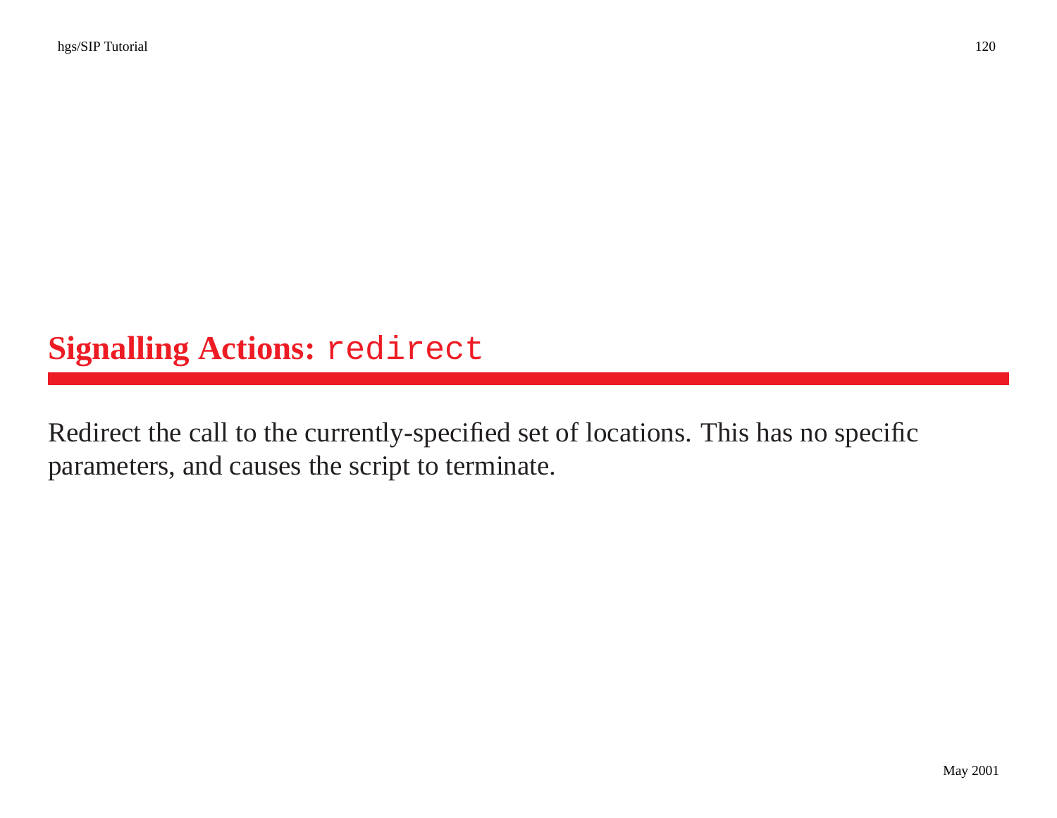# Signalling Actions: `redirect`

Redirect the call to the currently-specified set of locations. This has no specific parameters, and causes the script to terminate.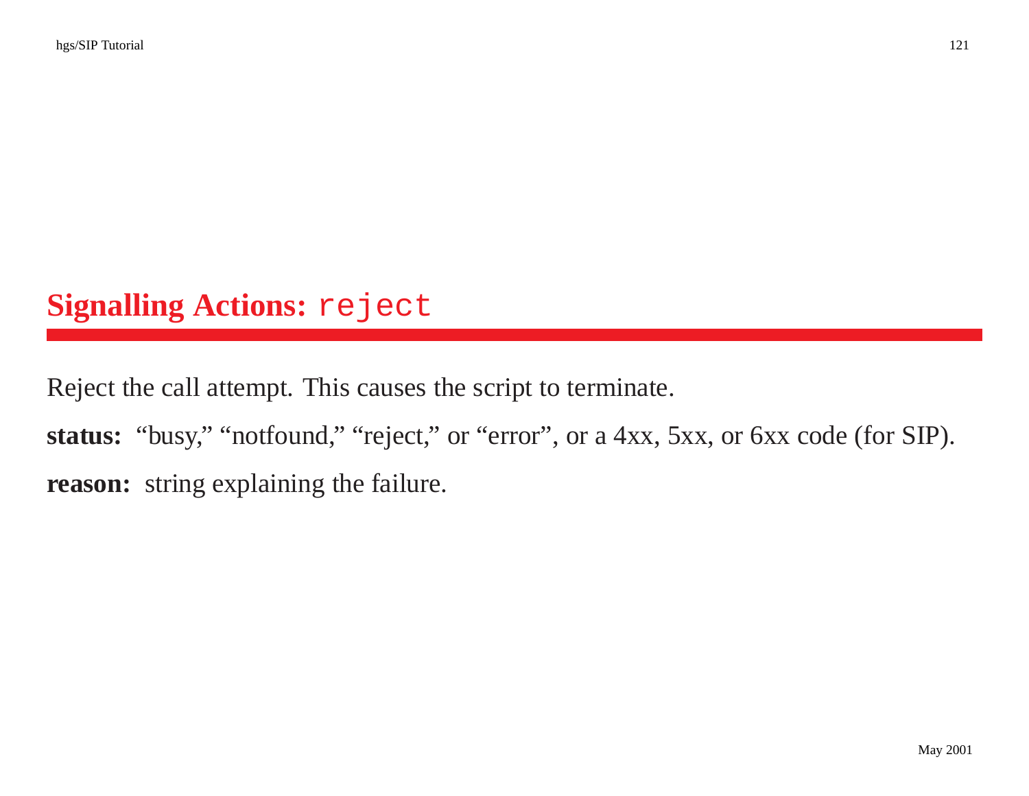# Signalling Actions: `reject`

Reject the call attempt. This causes the script to terminate.

**status:** “busy,” “notfound,” “reject,” or “error”, or a 4xx, 5xx, or 6xx code (for SIP).

**reason:** string explaining the failure.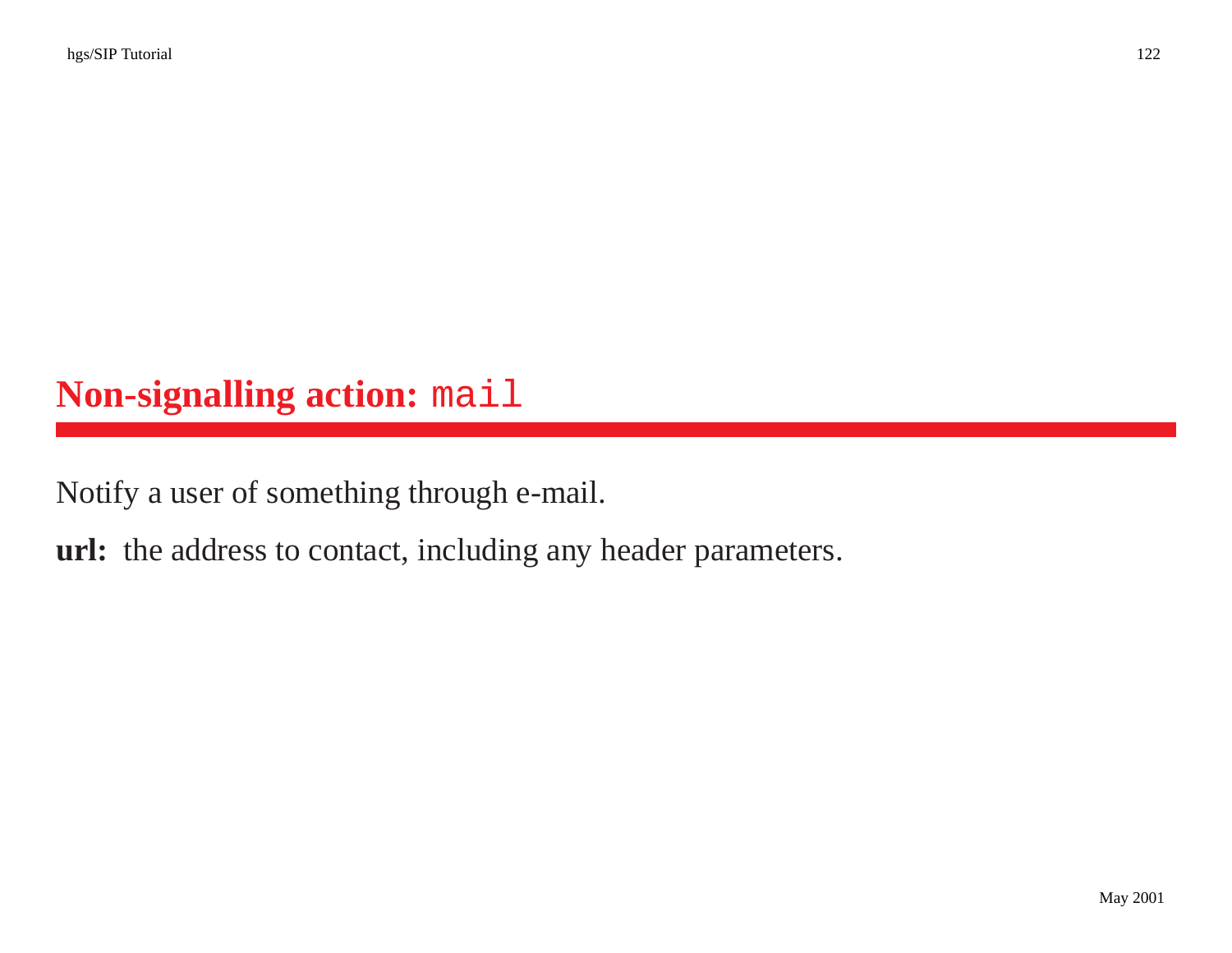# Non-signalling action: `mail`

Notify a user of something through e-mail.

**url:** the address to contact, including any header parameters.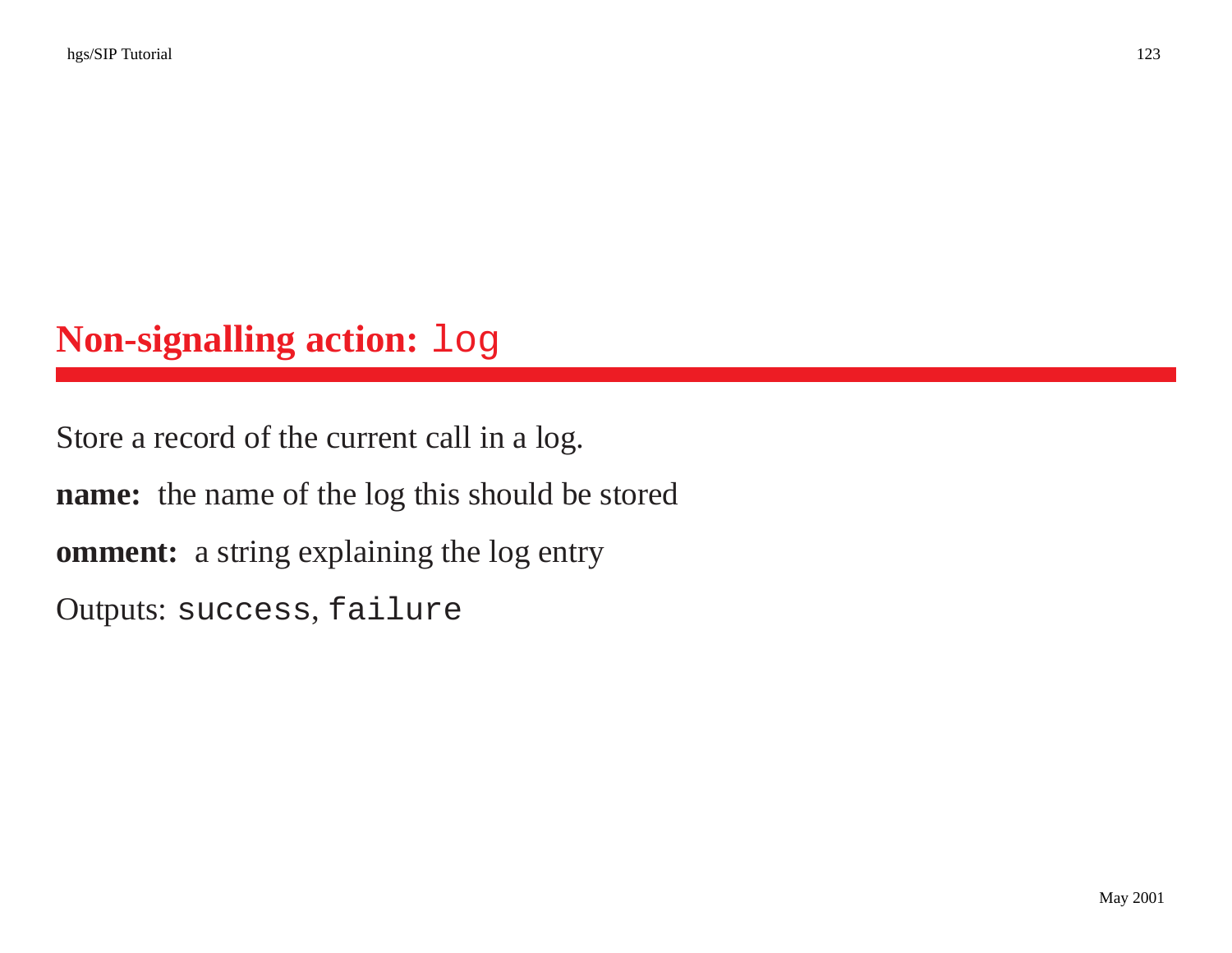# Non-signalling action: `log`

Store a record of the current call in a log.

**name:** the name of the log this should be stored

**omment:** a string explaining the log entry

Outputs: `success`, `failure`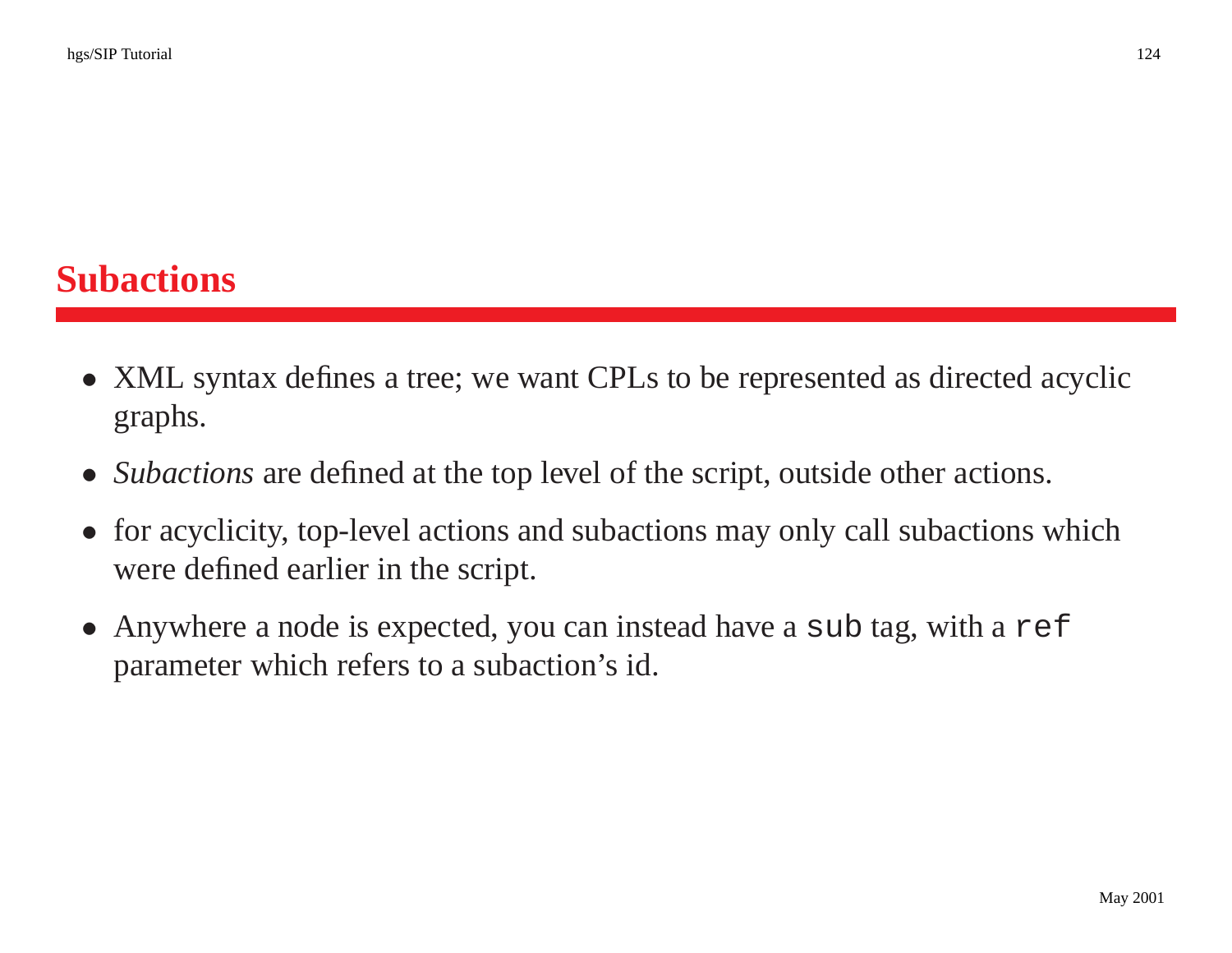# Subactions

- XML syntax defines a tree; we want CPLs to be represented as directed acyclic graphs.
- *Subactions* are defined at the top level of the script, outside other actions.
- for acyclicity, top-level actions and subactions may only call subactions which were defined earlier in the script.
- Anywhere a node is expected, you can instead have a `sub` tag, with a `ref` parameter which refers to a subaction's id.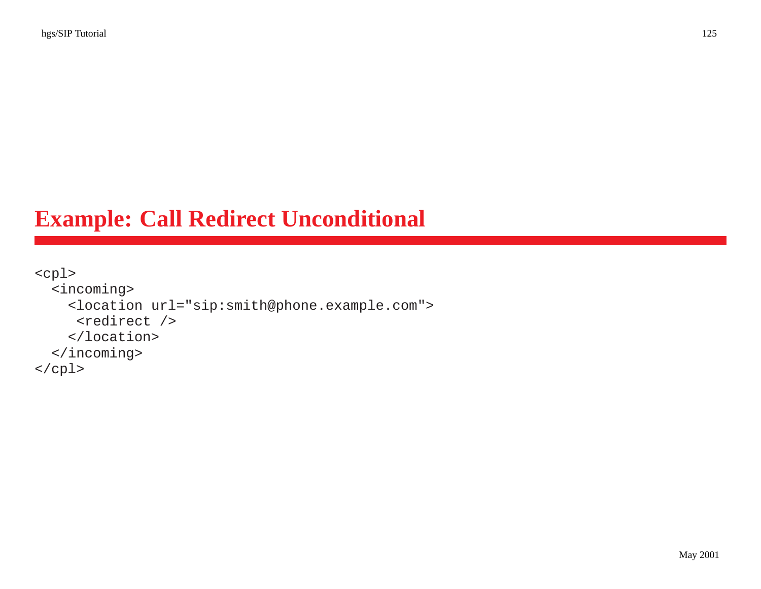# Example: Call Redirect Unconditional

```
<cpl>
  <incoming>
    <location url="sip:smith@phone.example.com">
     <redirect />
    </location>
  </incoming>
</cpl>
```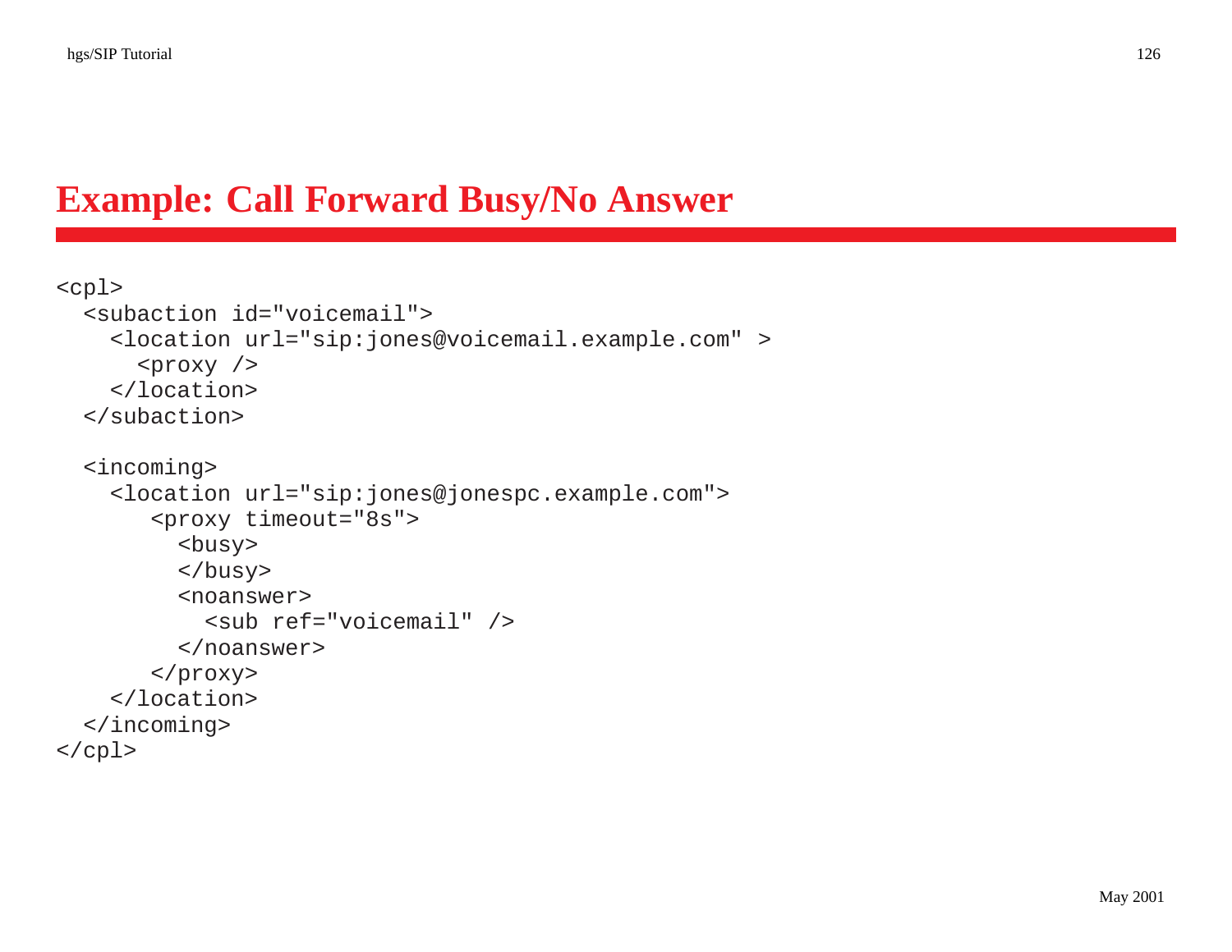# Example: Call Forward Busy/No Answer

```
<cpl>
  <subaction id="voicemail">
    <location url="sip:jones@voicemail.example.com" >
      <proxy />
    </location>
  </subaction>

  <incoming>
    <location url="sip:jones@jonespc.example.com">
       <proxy timeout="8s">
         <busy>
         </busy>
         <noanswer>
           <sub ref="voicemail" />
         </noanswer>
       </proxy>
    </location>
  </incoming>
</cpl>
```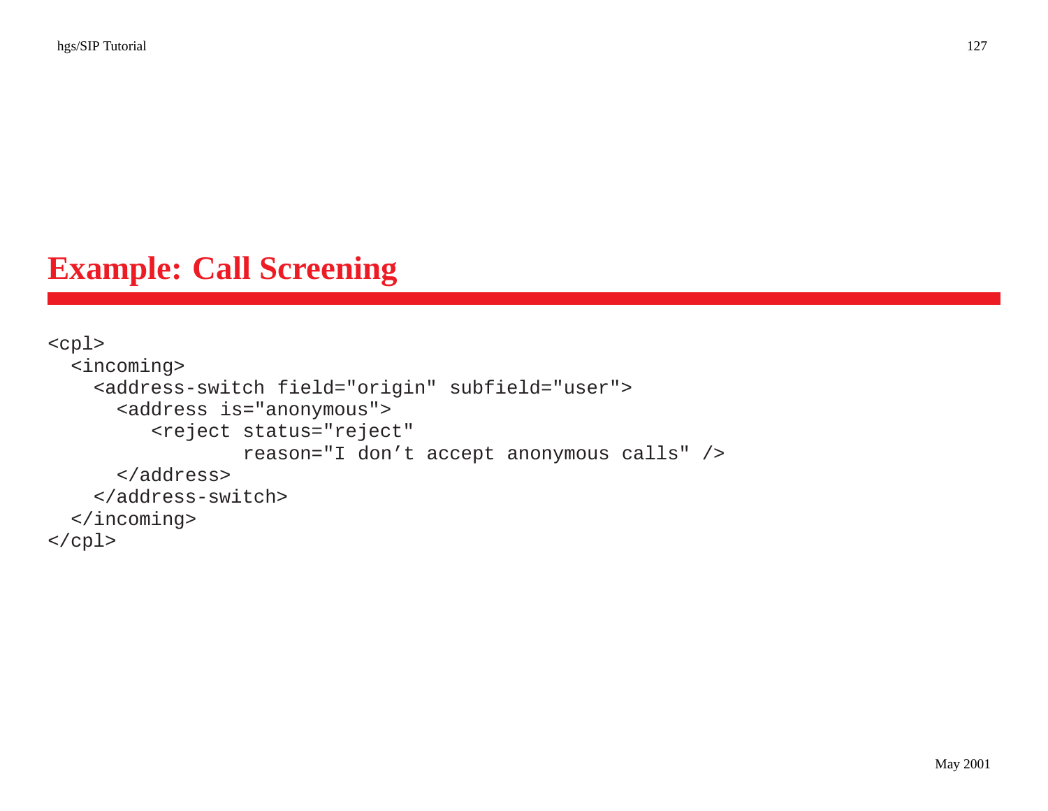# Example: Call Screening

```
<cpl>
  <incoming>
    <address-switch field="origin" subfield="user">
      <address is="anonymous">
         <reject status="reject"
                 reason="I don’t accept anonymous calls" />
      </address>
    </address-switch>
  </incoming>
</cpl>
```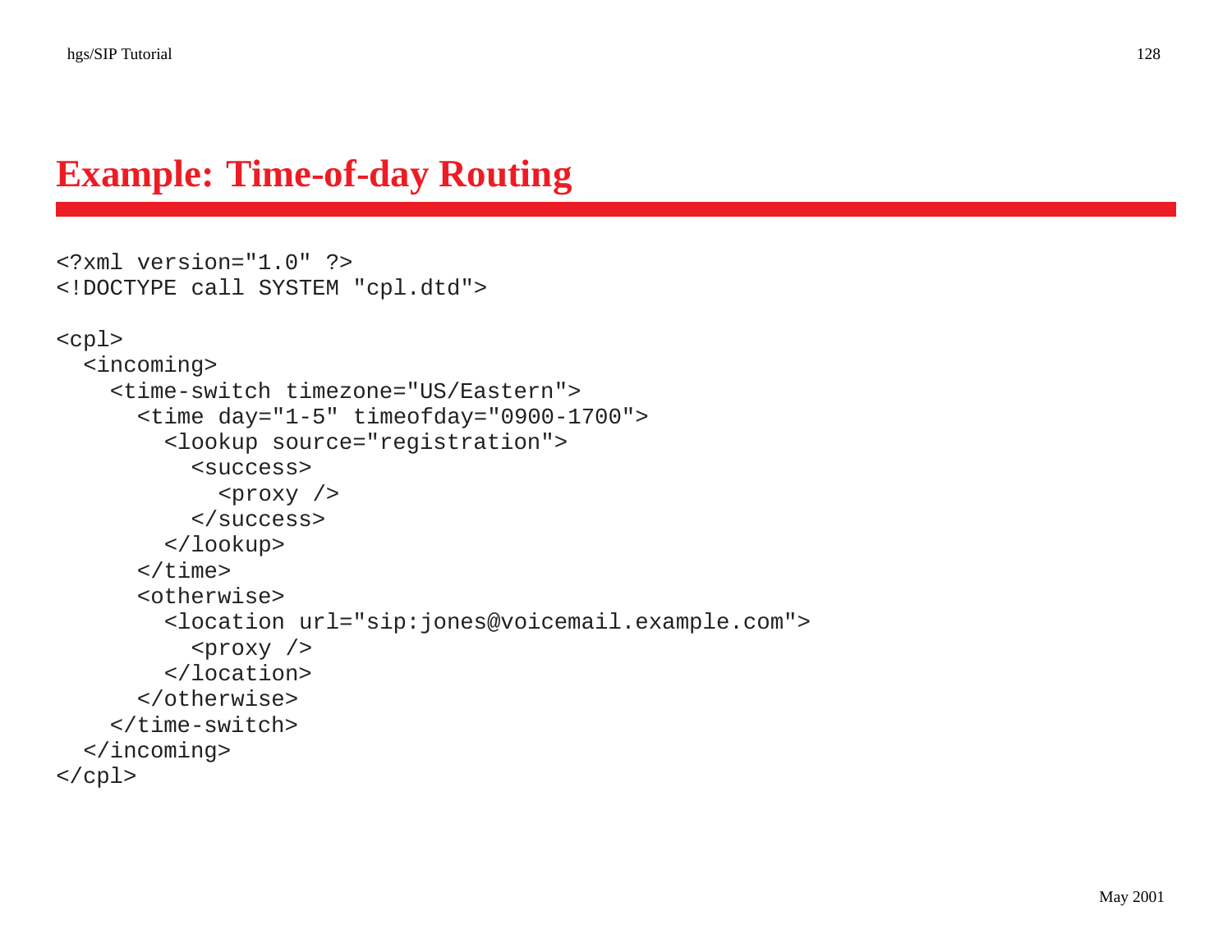# Example: Time-of-day Routing

```
<?xml version="1.0" ?>
<!DOCTYPE call SYSTEM "cpl.dtd">

<cpl>
  <incoming>
    <time-switch timezone="US/Eastern">
      <time day="1-5" timeofday="0900-1700">
        <lookup source="registration">
          <success>
            <proxy />
          </success>
        </lookup>
      </time>
      <otherwise>
        <location url="sip:jones@voicemail.example.com">
          <proxy />
        </location>
      </otherwise>
    </time-switch>
  </incoming>
</cpl>
```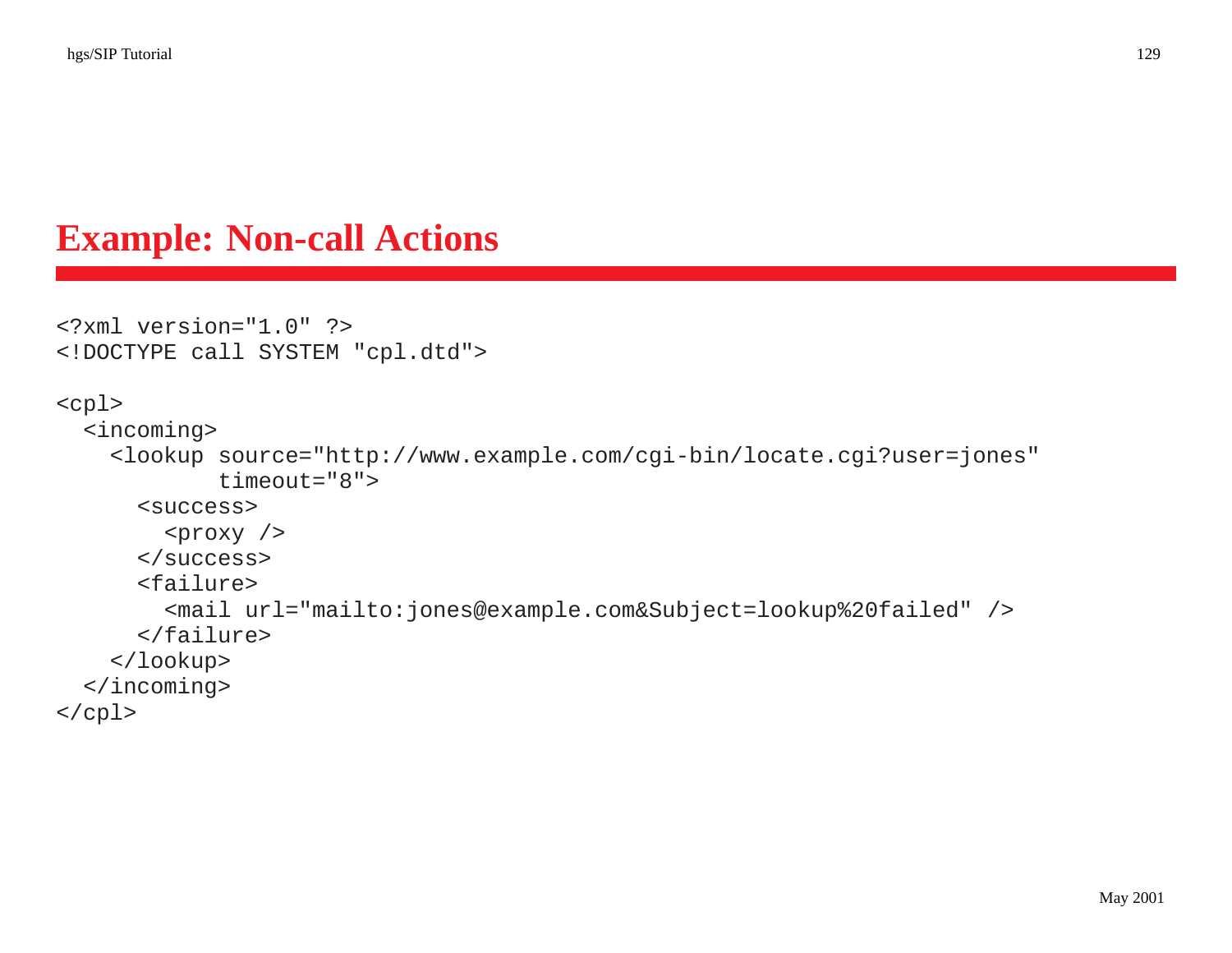# Example: Non-call Actions

```
<?xml version="1.0" ?>
<!DOCTYPE call SYSTEM "cpl.dtd">

<cpl>
  <incoming>
    <lookup source="http://www.example.com/cgi-bin/locate.cgi?user=jones"
            timeout="8">
      <success>
        <proxy />
      </success>
      <failure>
        <mail url="mailto:jones@example.com&Subject=lookup%20failed" />
      </failure>
    </lookup>
  </incoming>
</cpl>
```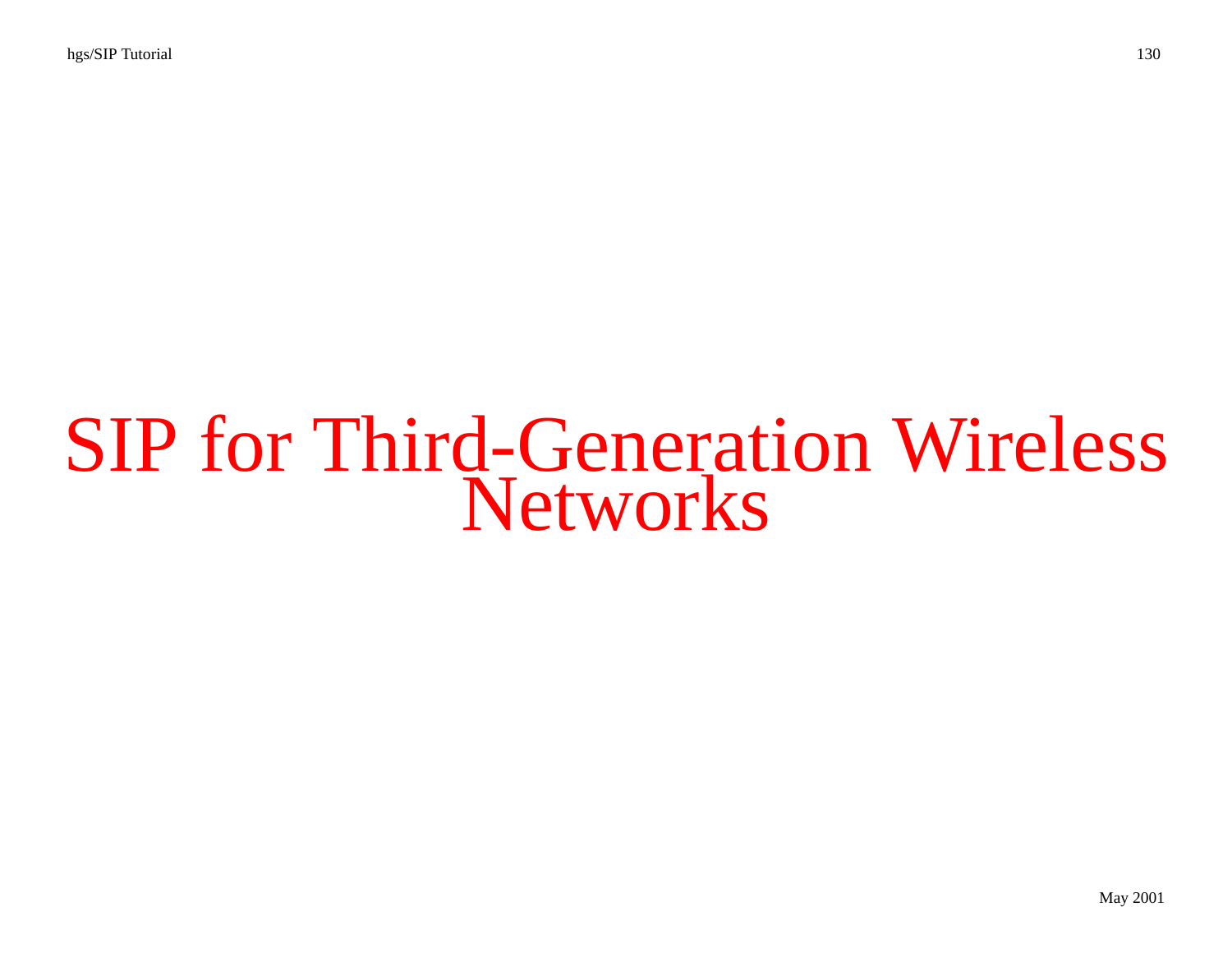# SIP for Third-Generation Wireless Networks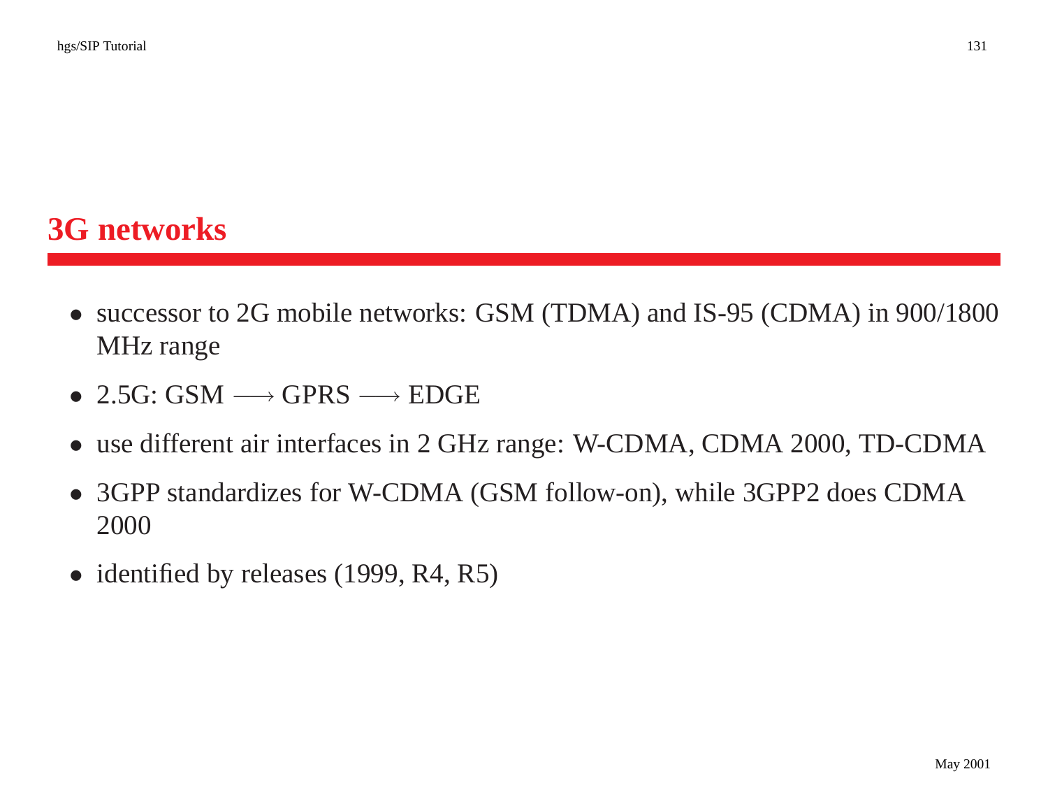# 3G networks

- successor to 2G mobile networks: GSM (TDMA) and IS-95 (CDMA) in 900/1800 MHz range
- 2.5G: GSM $\longrightarrow$ GPRS $\longrightarrow$ EDGE
- use different air interfaces in 2 GHz range: W-CDMA, CDMA 2000, TD-CDMA
- 3GPP standardizes for W-CDMA (GSM follow-on), while 3GPP2 does CDMA 2000
- identified by releases (1999, R4, R5)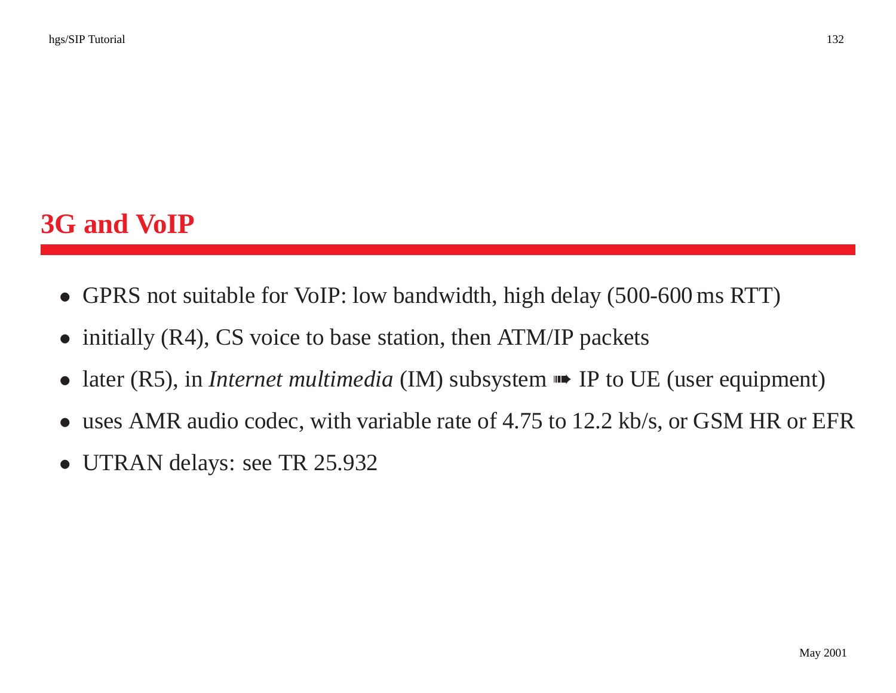# 3G and VoIP

- GPRS not suitable for VoIP: low bandwidth, high delay (500-600 ms RTT)
- initially (R4), CS voice to base station, then ATM/IP packets
- later (R5), in *Internet multimedia* (IM) subsystem ➠ IP to UE (user equipment)
- uses AMR audio codec, with variable rate of 4.75 to 12.2 kb/s, or GSM HR or EFR
- UTRAN delays: see TR 25.932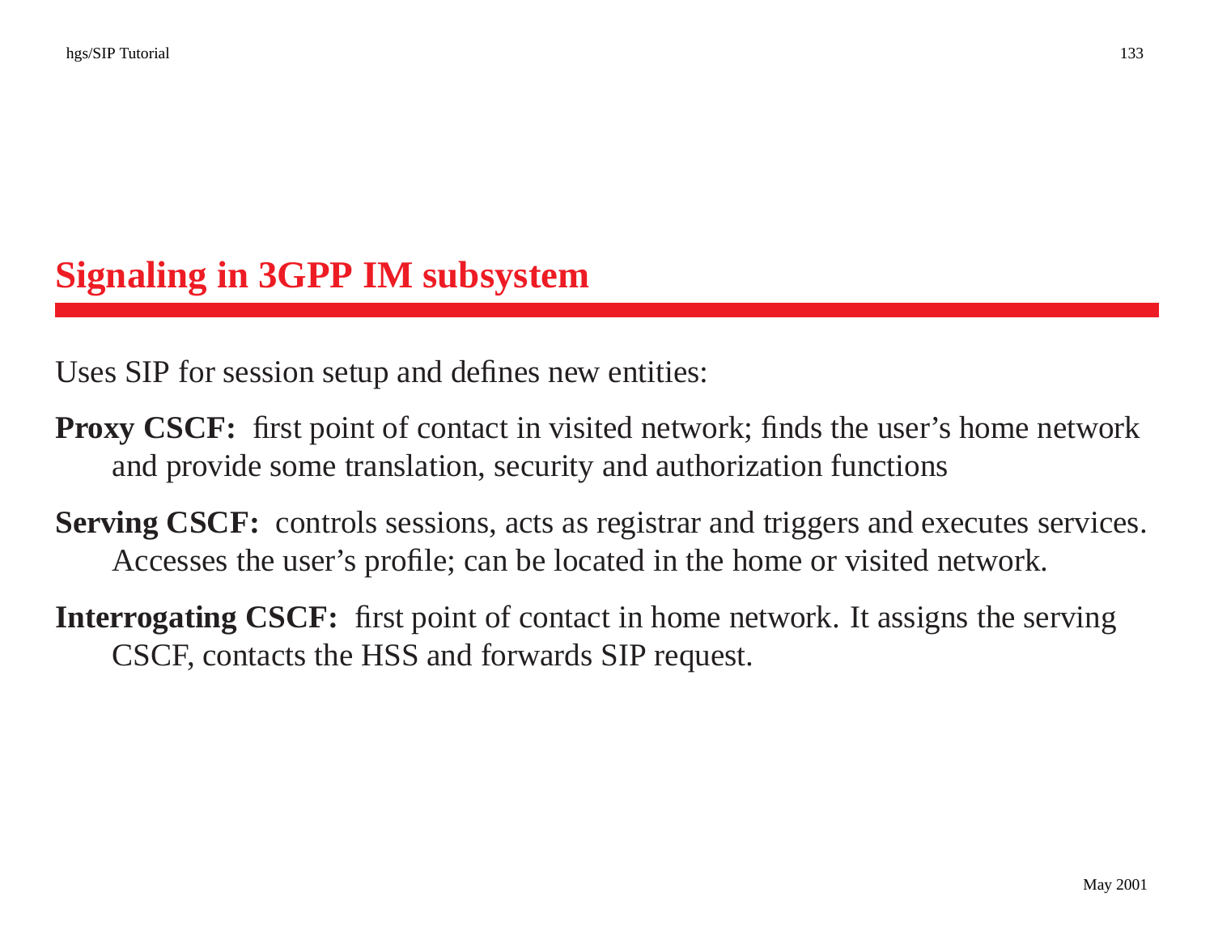# Signaling in 3GPP IM subsystem

Uses SIP for session setup and defines new entities:

**Proxy CSCF:** first point of contact in visited network; finds the user's home network and provide some translation, security and authorization functions

**Serving CSCF:** controls sessions, acts as registrar and triggers and executes services. Accesses the user's profile; can be located in the home or visited network.

**Interrogating CSCF:** first point of contact in home network. It assigns the serving CSCF, contacts the HSS and forwards SIP request.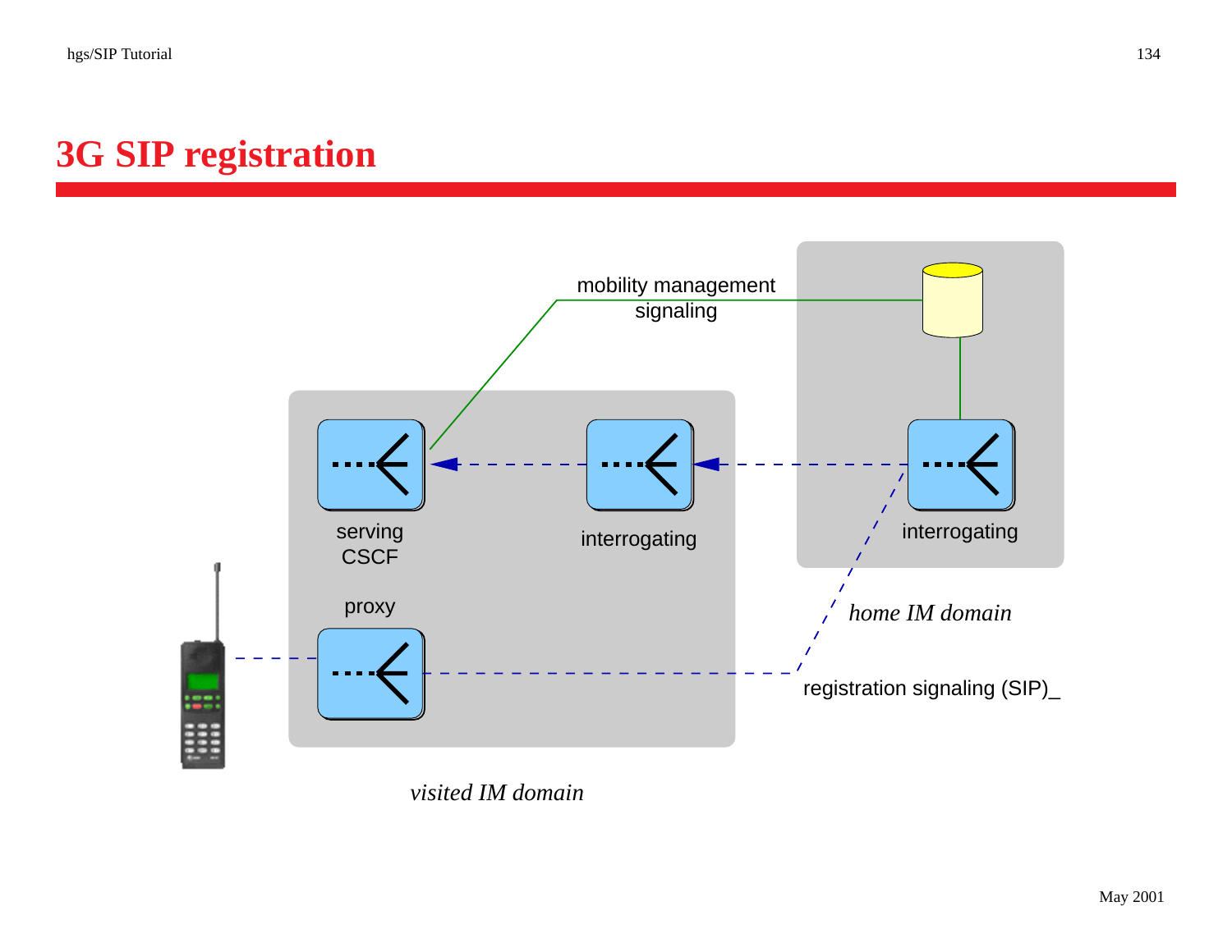# 3G SIP registration

mobility management signaling

serving CSCF

interrogating

interrogating

proxy

*home IM domain*

registration signaling (SIP)_

*visited IM domain*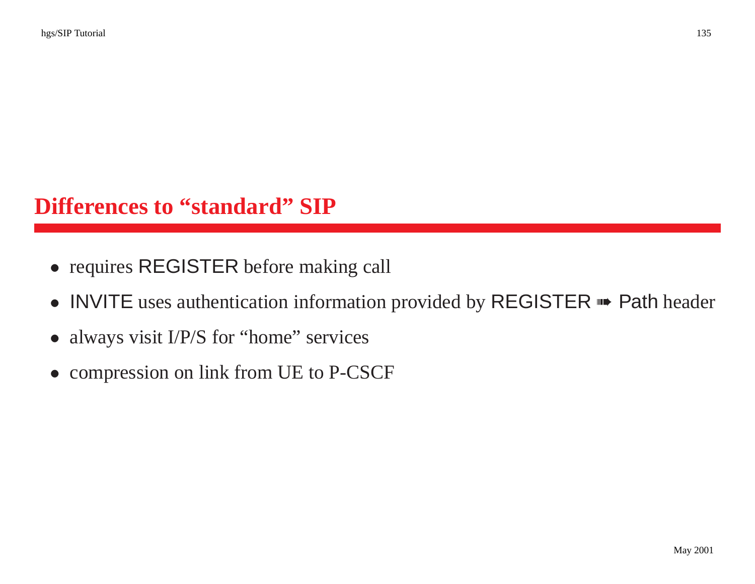# Differences to "standard" SIP

- requires REGISTER before making call
- INVITE uses authentication information provided by REGISTER ➠ Path header
- always visit I/P/S for "home" services
- compression on link from UE to P-CSCF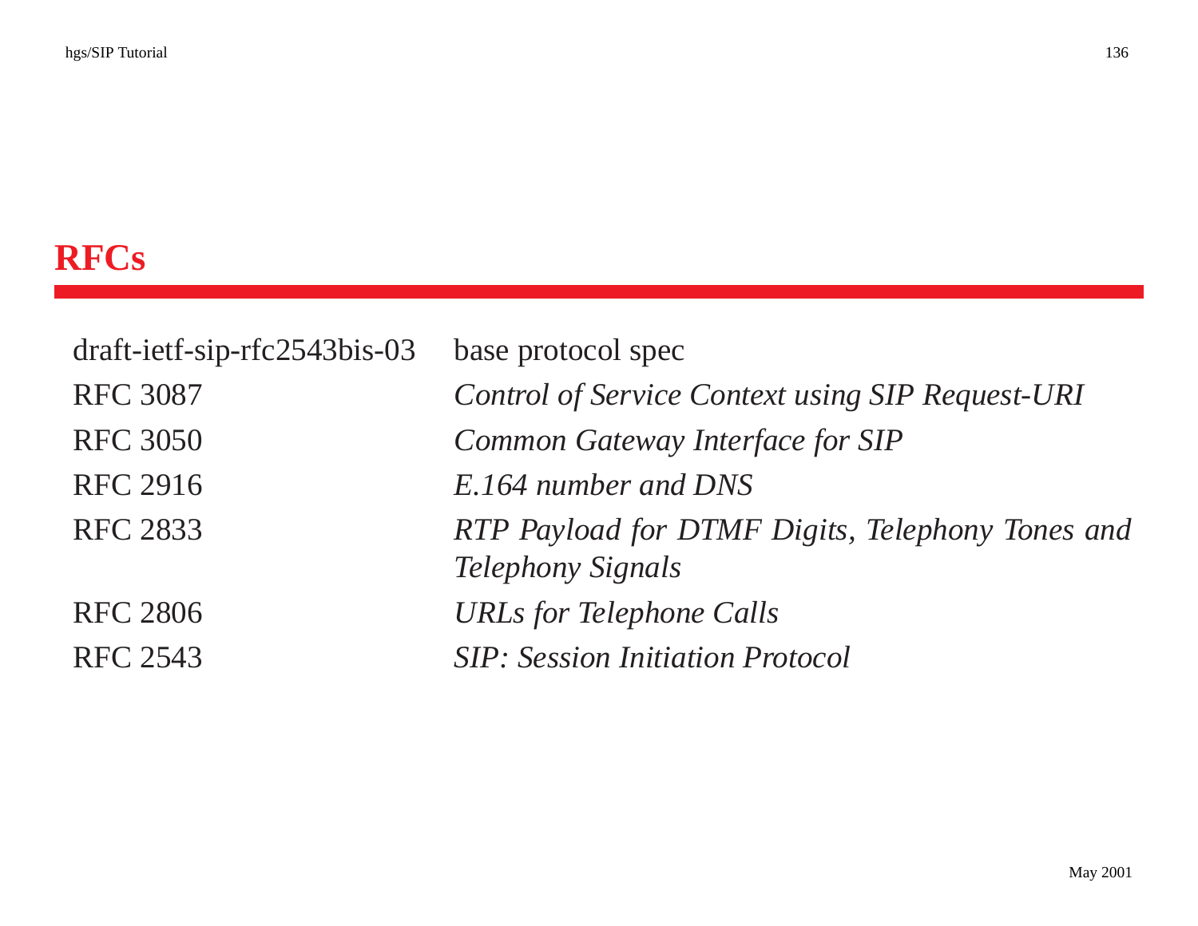# RFCs

| | |
|---|---|
| draft-ietf-sip-rfc2543bis-03 | base protocol spec |
| RFC 3087 | *Control of Service Context using SIP Request-URI* |
| RFC 3050 | *Common Gateway Interface for SIP* |
| RFC 2916 | *E.164 number and DNS* |
| RFC 2833 | *RTP Payload for DTMF Digits, Telephony Tones and Telephony Signals* |
| RFC 2806 | *URLs for Telephone Calls* |
| RFC 2543 | *SIP: Session Initiation Protocol* |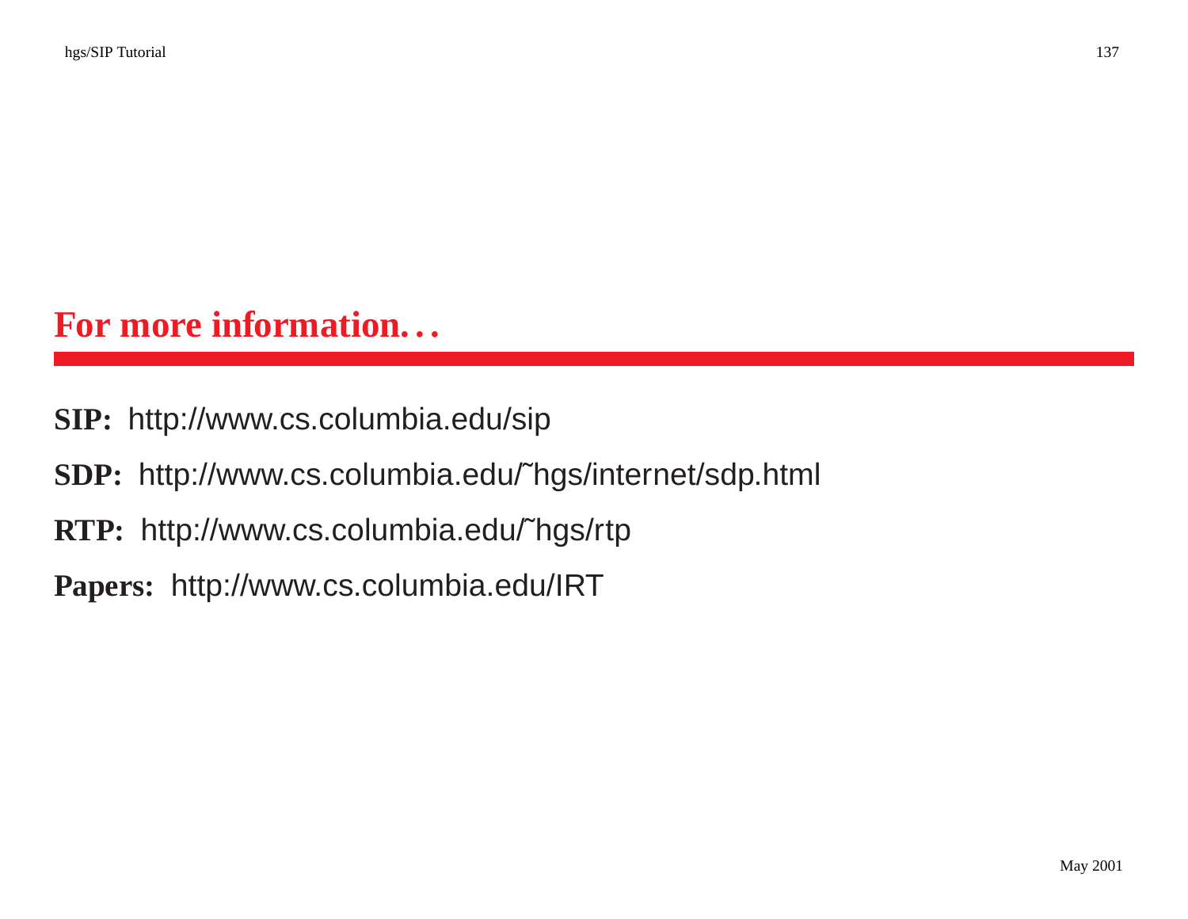# For more information. . .

**SIP:** http://www.cs.columbia.edu/sip

**SDP:** http://www.cs.columbia.edu/~hgs/internet/sdp.html

**RTP:** http://www.cs.columbia.edu/~hgs/rtp

**Papers:** http://www.cs.columbia.edu/IRT